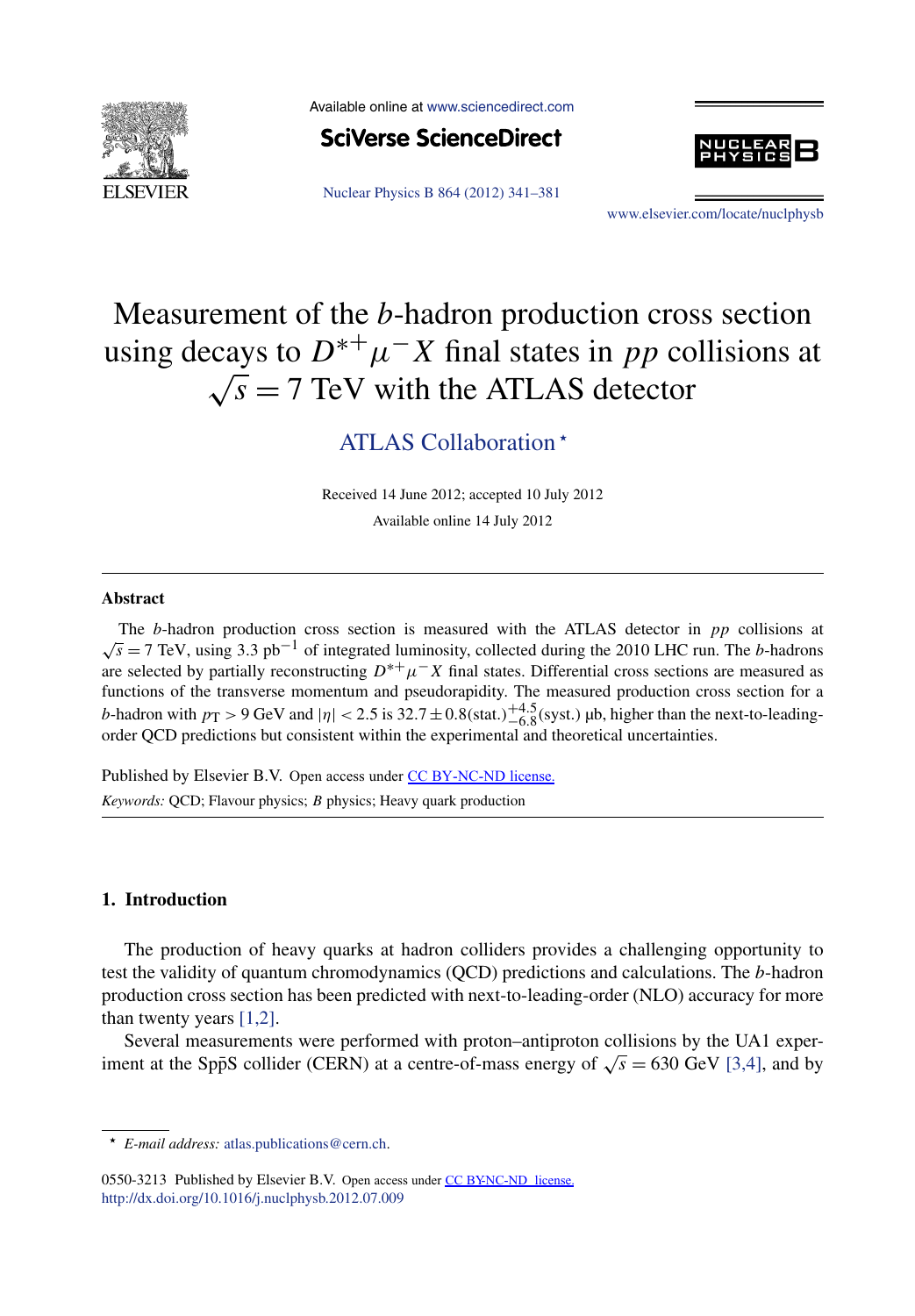# Measurement of the $b$-hadron production cross section using decays to $D^{*+}\mu^- X$ final states in $pp$ collisions at $\sqrt{s} = 7$ TeV with the ATLAS detector

ATLAS Collaboration ⋆

Received 14 June 2012; accepted 10 July 2012

Available online 14 July 2012

---

## Abstract

The $b$-hadron production cross section is measured with the ATLAS detector in $pp$ collisions at $\sqrt{s} = 7$ TeV, using 3.3 pb$^{-1}$ of integrated luminosity, collected during the 2010 LHC run. The $b$-hadrons are selected by partially reconstructing $D^{*+}\mu^- X$ final states. Differential cross sections are measured as functions of the transverse momentum and pseudorapidity. The measured production cross section for a $b$-hadron with $p_T > 9$ GeV and $|\eta| < 2.5$ is $32.7 \pm 0.8(\text{stat.})^{+4.5}_{-6.8}(\text{syst.})$ μb, higher than the next-to-leading-order QCD predictions but consistent within the experimental and theoretical uncertainties.

Published by Elsevier B.V. Open access under CC BY-NC-ND license.

*Keywords:* QCD; Flavour physics; $B$ physics; Heavy quark production

---

## 1. Introduction

The production of heavy quarks at hadron colliders provides a challenging opportunity to test the validity of quantum chromodynamics (QCD) predictions and calculations. The $b$-hadron production cross section has been predicted with next-to-leading-order (NLO) accuracy for more than twenty years [1,2].

Several measurements were performed with proton–antiproton collisions by the UA1 experiment at the Sp$\bar{\text{p}}$S collider (CERN) at a centre-of-mass energy of $\sqrt{s} = 630$ GeV [3,4], and by

⋆ *E-mail address:* atlas.publications@cern.ch.

0550-3213 Published by Elsevier B.V. Open access under CC BY-NC-ND license.
http://dx.doi.org/10.1016/j.nuclphysb.2012.07.009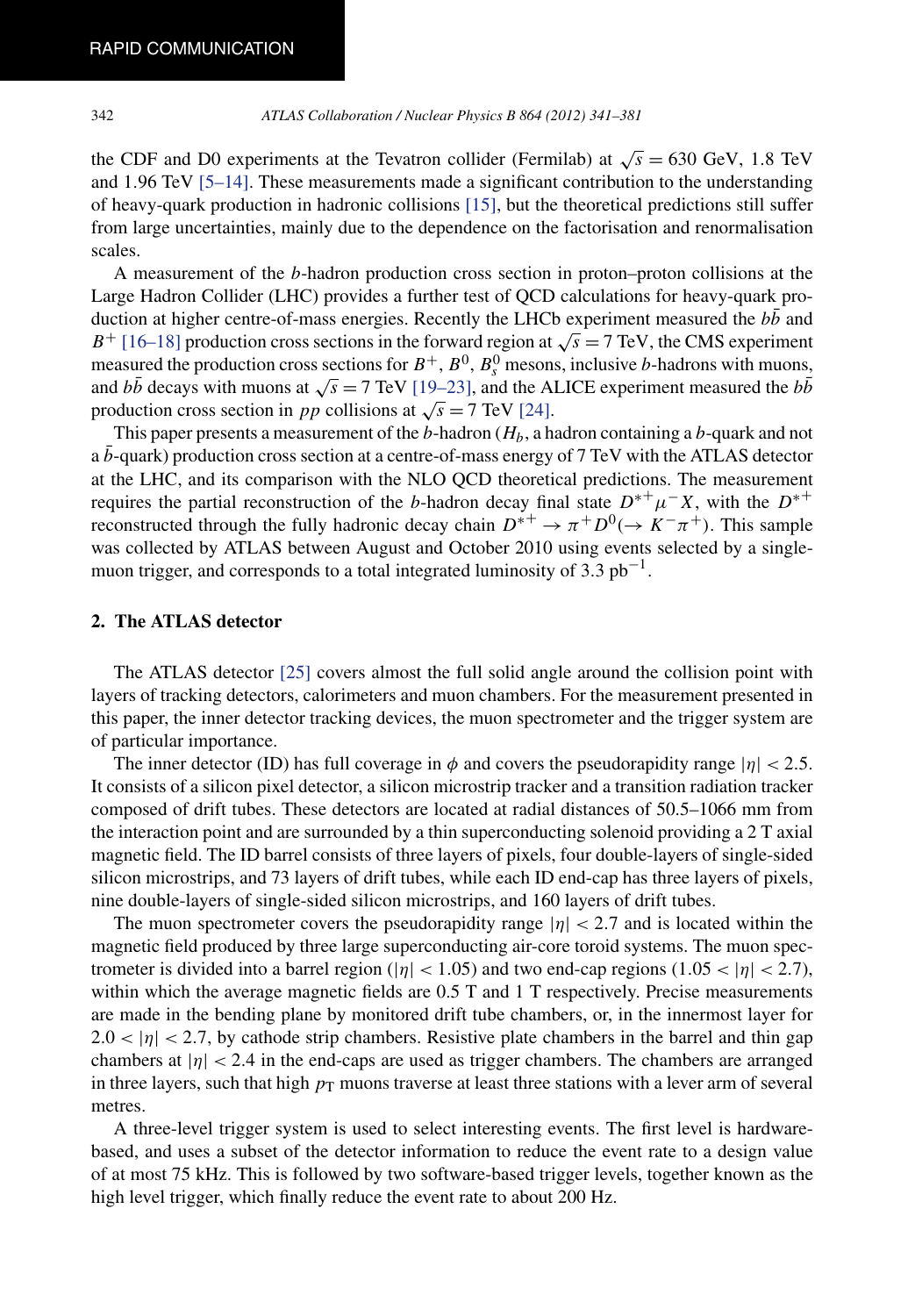the CDF and D0 experiments at the Tevatron collider (Fermilab) at $\sqrt{s} = 630$ GeV, 1.8 TeV and 1.96 TeV [5–14]. These measurements made a significant contribution to the understanding of heavy-quark production in hadronic collisions [15], but the theoretical predictions still suffer from large uncertainties, mainly due to the dependence on the factorisation and renormalisation scales.

A measurement of the $b$-hadron production cross section in proton–proton collisions at the Large Hadron Collider (LHC) provides a further test of QCD calculations for heavy-quark production at higher centre-of-mass energies. Recently the LHCb experiment measured the $b\bar{b}$ and $B^+$ [16–18] production cross sections in the forward region at $\sqrt{s} = 7$ TeV, the CMS experiment measured the production cross sections for $B^+$, $B^0$, $B_s^0$ mesons, inclusive $b$-hadrons with muons, and $b\bar{b}$ decays with muons at $\sqrt{s} = 7$ TeV [19–23], and the ALICE experiment measured the $b\bar{b}$ production cross section in $pp$ collisions at $\sqrt{s} = 7$ TeV [24].

This paper presents a measurement of the $b$-hadron ($H_b$, a hadron containing a $b$-quark and not a $\bar{b}$-quark) production cross section at a centre-of-mass energy of 7 TeV with the ATLAS detector at the LHC, and its comparison with the NLO QCD theoretical predictions. The measurement requires the partial reconstruction of the $b$-hadron decay final state $D^{*+}\mu^- X$, with the $D^{*+}$ reconstructed through the fully hadronic decay chain $D^{*+} \to \pi^+ D^0 (\to K^-\pi^+)$. This sample was collected by ATLAS between August and October 2010 using events selected by a single-muon trigger, and corresponds to a total integrated luminosity of 3.3 $\text{pb}^{-1}$.

## 2. The ATLAS detector

The ATLAS detector [25] covers almost the full solid angle around the collision point with layers of tracking detectors, calorimeters and muon chambers. For the measurement presented in this paper, the inner detector tracking devices, the muon spectrometer and the trigger system are of particular importance.

The inner detector (ID) has full coverage in $\phi$ and covers the pseudorapidity range $|\eta| < 2.5$. It consists of a silicon pixel detector, a silicon microstrip tracker and a transition radiation tracker composed of drift tubes. These detectors are located at radial distances of 50.5–1066 mm from the interaction point and are surrounded by a thin superconducting solenoid providing a 2 T axial magnetic field. The ID barrel consists of three layers of pixels, four double-layers of single-sided silicon microstrips, and 73 layers of drift tubes, while each ID end-cap has three layers of pixels, nine double-layers of single-sided silicon microstrips, and 160 layers of drift tubes.

The muon spectrometer covers the pseudorapidity range $|\eta| < 2.7$ and is located within the magnetic field produced by three large superconducting air-core toroid systems. The muon spectrometer is divided into a barrel region ($|\eta| < 1.05$) and two end-cap regions ($1.05 < |\eta| < 2.7$), within which the average magnetic fields are 0.5 T and 1 T respectively. Precise measurements are made in the bending plane by monitored drift tube chambers, or, in the innermost layer for $2.0 < |\eta| < 2.7$, by cathode strip chambers. Resistive plate chambers in the barrel and thin gap chambers at $|\eta| < 2.4$ in the end-caps are used as trigger chambers. The chambers are arranged in three layers, such that high $p_{\mathrm{T}}$ muons traverse at least three stations with a lever arm of several metres.

A three-level trigger system is used to select interesting events. The first level is hardware-based, and uses a subset of the detector information to reduce the event rate to a design value of at most 75 kHz. This is followed by two software-based trigger levels, together known as the high level trigger, which finally reduce the event rate to about 200 Hz.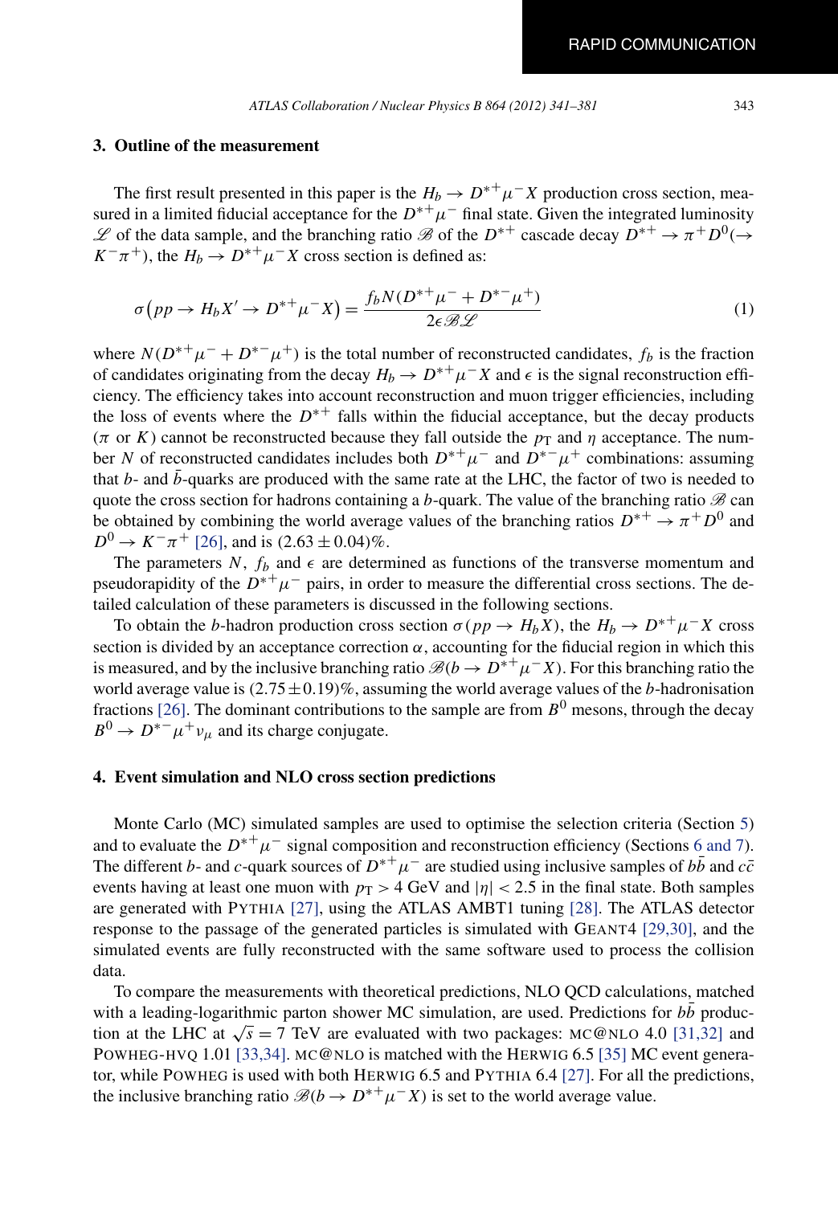## 3. Outline of the measurement

The first result presented in this paper is the $H_b \to D^{*+}\mu^- X$ production cross section, measured in a limited fiducial acceptance for the $D^{*+}\mu^-$ final state. Given the integrated luminosity $\mathscr{L}$ of the data sample, and the branching ratio $\mathscr{B}$ of the $D^{*+}$ cascade decay $D^{*+} \to \pi^+ D^0 (\to K^-\pi^+)$, the $H_b \to D^{*+}\mu^- X$ cross section is defined as:

$$\sigma\left(pp \to H_b X' \to D^{*+}\mu^- X\right) = \frac{f_b N(D^{*+}\mu^- + D^{*-}\mu^+)}{2\epsilon \mathscr{B} \mathscr{L}} \tag{1}$$

where $N(D^{*+}\mu^- + D^{*-}\mu^+)$ is the total number of reconstructed candidates, $f_b$ is the fraction of candidates originating from the decay $H_b \to D^{*+}\mu^- X$ and $\epsilon$ is the signal reconstruction efficiency. The efficiency takes into account reconstruction and muon trigger efficiencies, including the loss of events where the $D^{*+}$ falls within the fiducial acceptance, but the decay products ($\pi$ or $K$) cannot be reconstructed because they fall outside the $p_{\mathrm{T}}$ and $\eta$ acceptance. The number $N$ of reconstructed candidates includes both $D^{*+}\mu^-$ and $D^{*-}\mu^+$ combinations: assuming that $b$- and $\bar{b}$-quarks are produced with the same rate at the LHC, the factor of two is needed to quote the cross section for hadrons containing a $b$-quark. The value of the branching ratio $\mathscr{B}$ can be obtained by combining the world average values of the branching ratios $D^{*+} \to \pi^+ D^0$ and $D^0 \to K^-\pi^+$ [26], and is $(2.63 \pm 0.04)\%$.

The parameters $N$, $f_b$ and $\epsilon$ are determined as functions of the transverse momentum and pseudorapidity of the $D^{*+}\mu^-$ pairs, in order to measure the differential cross sections. The detailed calculation of these parameters is discussed in the following sections.

To obtain the $b$-hadron production cross section $\sigma(pp \to H_b X)$, the $H_b \to D^{*+}\mu^- X$ cross section is divided by an acceptance correction $\alpha$, accounting for the fiducial region in which this is measured, and by the inclusive branching ratio $\mathscr{B}(b \to D^{*+}\mu^- X)$. For this branching ratio the world average value is $(2.75 \pm 0.19)\%$, assuming the world average values of the $b$-hadronisation fractions [26]. The dominant contributions to the sample are from $B^0$ mesons, through the decay $B^0 \to D^{*-}\mu^+\nu_\mu$ and its charge conjugate.

## 4. Event simulation and NLO cross section predictions

Monte Carlo (MC) simulated samples are used to optimise the selection criteria (Section 5) and to evaluate the $D^{*+}\mu^-$ signal composition and reconstruction efficiency (Sections 6 and 7). The different $b$- and $c$-quark sources of $D^{*+}\mu^-$ are studied using inclusive samples of $b\bar{b}$ and $c\bar{c}$ events having at least one muon with $p_{\mathrm{T}} > 4$ GeV and $|\eta| < 2.5$ in the final state. Both samples are generated with PYTHIA [27], using the ATLAS AMBT1 tuning [28]. The ATLAS detector response to the passage of the generated particles is simulated with GEANT4 [29,30], and the simulated events are fully reconstructed with the same software used to process the collision data.

To compare the measurements with theoretical predictions, NLO QCD calculations, matched with a leading-logarithmic parton shower MC simulation, are used. Predictions for $b\bar{b}$ production at the LHC at $\sqrt{s} = 7$ TeV are evaluated with two packages: MC@NLO 4.0 [31,32] and POWHEG-HVQ 1.01 [33,34]. MC@NLO is matched with the HERWIG 6.5 [35] MC event generator, while POWHEG is used with both HERWIG 6.5 and PYTHIA 6.4 [27]. For all the predictions, the inclusive branching ratio $\mathscr{B}(b \to D^{*+}\mu^- X)$ is set to the world average value.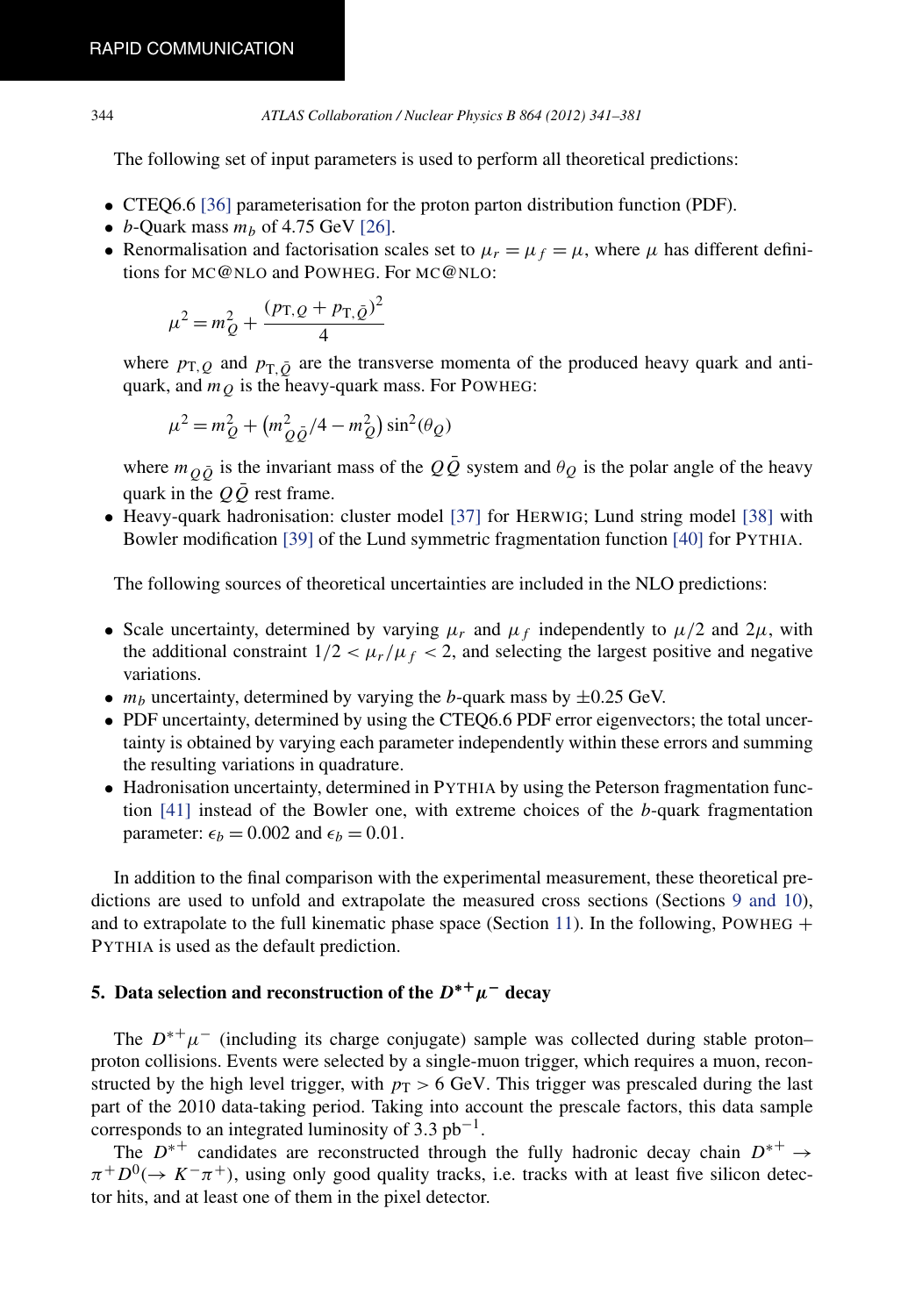The following set of input parameters is used to perform all theoretical predictions:

- CTEQ6.6 [36] parameterisation for the proton parton distribution function (PDF).
- $b$-Quark mass $m_b$ of 4.75 GeV [26].
- Renormalisation and factorisation scales set to $\mu_r = \mu_f = \mu$, where $\mu$ has different definitions for MC@NLO and POWHEG. For MC@NLO:

  $$\mu^2 = m_Q^2 + \frac{(p_{\mathrm{T},Q} + p_{\mathrm{T},\bar{Q}})^2}{4}$$

  where $p_{\mathrm{T},Q}$ and $p_{\mathrm{T},\bar{Q}}$ are the transverse momenta of the produced heavy quark and anti-quark, and $m_Q$ is the heavy-quark mass. For POWHEG:

  $$\mu^2 = m_Q^2 + \left(m_{Q\bar{Q}}^2/4 - m_Q^2\right)\sin^2(\theta_Q)$$

  where $m_{Q\bar{Q}}$ is the invariant mass of the $Q\bar{Q}$ system and $\theta_Q$ is the polar angle of the heavy quark in the $Q\bar{Q}$ rest frame.
- Heavy-quark hadronisation: cluster model [37] for HERWIG; Lund string model [38] with Bowler modification [39] of the Lund symmetric fragmentation function [40] for PYTHIA.

The following sources of theoretical uncertainties are included in the NLO predictions:

- Scale uncertainty, determined by varying $\mu_r$ and $\mu_f$ independently to $\mu/2$ and $2\mu$, with the additional constraint $1/2 < \mu_r/\mu_f < 2$, and selecting the largest positive and negative variations.
- $m_b$ uncertainty, determined by varying the $b$-quark mass by $\pm 0.25$ GeV.
- PDF uncertainty, determined by using the CTEQ6.6 PDF error eigenvectors; the total uncertainty is obtained by varying each parameter independently within these errors and summing the resulting variations in quadrature.
- Hadronisation uncertainty, determined in PYTHIA by using the Peterson fragmentation function [41] instead of the Bowler one, with extreme choices of the $b$-quark fragmentation parameter: $\epsilon_b = 0.002$ and $\epsilon_b = 0.01$.

In addition to the final comparison with the experimental measurement, these theoretical predictions are used to unfold and extrapolate the measured cross sections (Sections 9 and 10), and to extrapolate to the full kinematic phase space (Section 11). In the following, POWHEG + PYTHIA is used as the default prediction.

## 5. Data selection and reconstruction of the $D^{*+}\mu^-$ decay

The $D^{*+}\mu^-$ (including its charge conjugate) sample was collected during stable proton–proton collisions. Events were selected by a single-muon trigger, which requires a muon, reconstructed by the high level trigger, with $p_\mathrm{T} > 6$ GeV. This trigger was prescaled during the last part of the 2010 data-taking period. Taking into account the prescale factors, this data sample corresponds to an integrated luminosity of 3.3 pb$^{-1}$.

The $D^{*+}$ candidates are reconstructed through the fully hadronic decay chain $D^{*+} \to \pi^+ D^0(\to K^-\pi^+)$, using only good quality tracks, i.e. tracks with at least five silicon detector hits, and at least one of them in the pixel detector.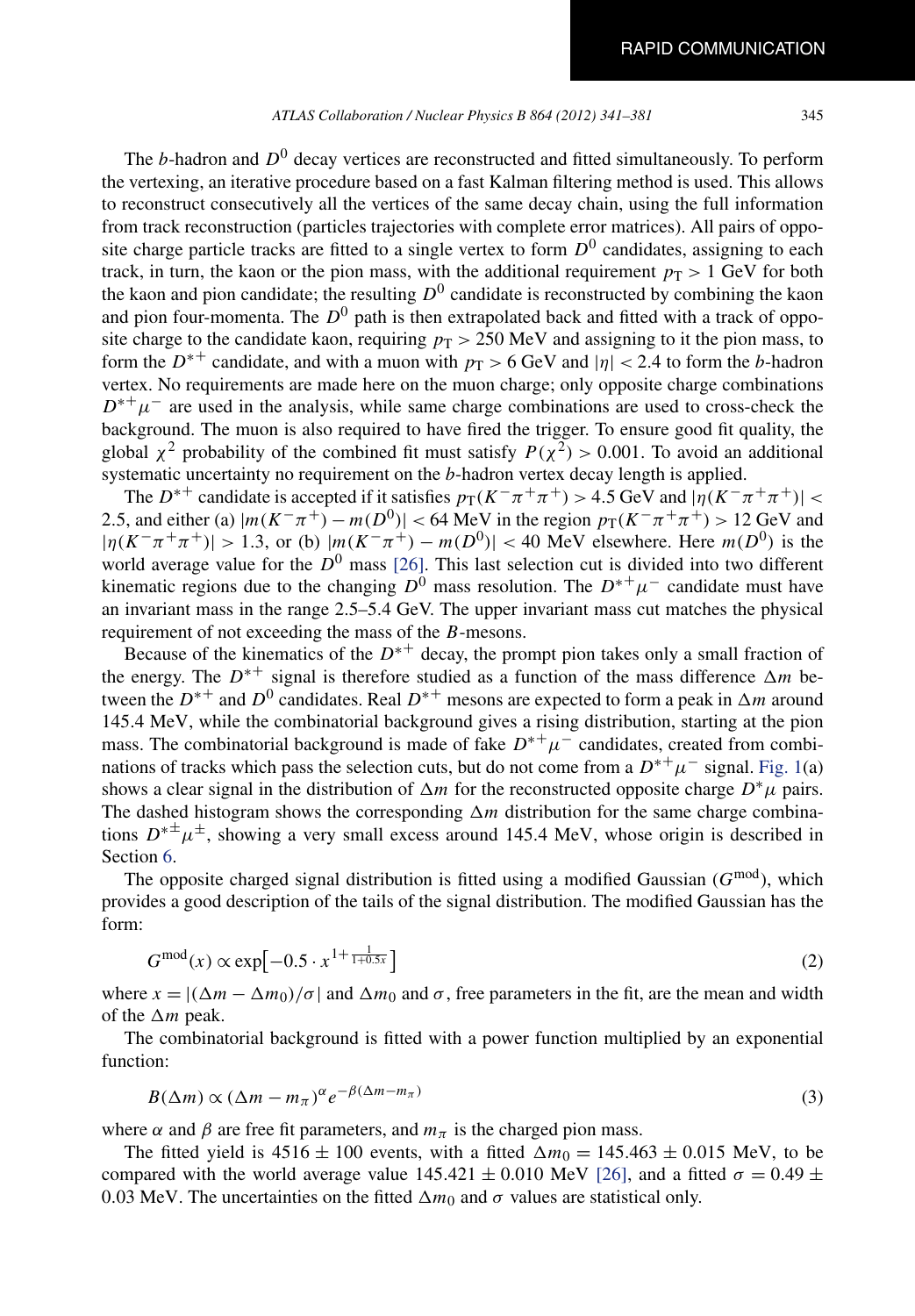The $b$-hadron and $D^0$ decay vertices are reconstructed and fitted simultaneously. To perform the vertexing, an iterative procedure based on a fast Kalman filtering method is used. This allows to reconstruct consecutively all the vertices of the same decay chain, using the full information from track reconstruction (particles trajectories with complete error matrices). All pairs of opposite charge particle tracks are fitted to a single vertex to form $D^0$ candidates, assigning to each track, in turn, the kaon or the pion mass, with the additional requirement $p_T > 1$ GeV for both the kaon and pion candidate; the resulting $D^0$ candidate is reconstructed by combining the kaon and pion four-momenta. The $D^0$ path is then extrapolated back and fitted with a track of opposite charge to the candidate kaon, requiring $p_T > 250$ MeV and assigning to it the pion mass, to form the $D^{*+}$ candidate, and with a muon with $p_T > 6$ GeV and $|\eta| < 2.4$ to form the $b$-hadron vertex. No requirements are made here on the muon charge; only opposite charge combinations $D^{*+}\mu^-$ are used in the analysis, while same charge combinations are used to cross-check the background. The muon is also required to have fired the trigger. To ensure good fit quality, the global $\chi^2$ probability of the combined fit must satisfy $P(\chi^2) > 0.001$. To avoid an additional systematic uncertainty no requirement on the $b$-hadron vertex decay length is applied.

The $D^{*+}$ candidate is accepted if it satisfies $p_T(K^-\pi^+\pi^+) > 4.5$ GeV and $|\eta(K^-\pi^+\pi^+)| < 2.5$, and either (a) $|m(K^-\pi^+) - m(D^0)| < 64$ MeV in the region $p_T(K^-\pi^+\pi^+) > 12$ GeV and $|\eta(K^-\pi^+\pi^+)| > 1.3$, or (b) $|m(K^-\pi^+) - m(D^0)| < 40$ MeV elsewhere. Here $m(D^0)$ is the world average value for the $D^0$ mass [26]. This last selection cut is divided into two different kinematic regions due to the changing $D^0$ mass resolution. The $D^{*+}\mu^-$ candidate must have an invariant mass in the range 2.5–5.4 GeV. The upper invariant mass cut matches the physical requirement of not exceeding the mass of the $B$-mesons.

Because of the kinematics of the $D^{*+}$ decay, the prompt pion takes only a small fraction of the energy. The $D^{*+}$ signal is therefore studied as a function of the mass difference $\Delta m$ between the $D^{*+}$ and $D^0$ candidates. Real $D^{*+}$ mesons are expected to form a peak in $\Delta m$ around 145.4 MeV, while the combinatorial background gives a rising distribution, starting at the pion mass. The combinatorial background is made of fake $D^{*+}\mu^-$ candidates, created from combinations of tracks which pass the selection cuts, but do not come from a $D^{*+}\mu^-$ signal. Fig. 1(a) shows a clear signal in the distribution of $\Delta m$ for the reconstructed opposite charge $D^*\mu$ pairs. The dashed histogram shows the corresponding $\Delta m$ distribution for the same charge combinations $D^{*\pm}\mu^\pm$, showing a very small excess around 145.4 MeV, whose origin is described in Section 6.

The opposite charged signal distribution is fitted using a modified Gaussian ($G^{\text{mod}}$), which provides a good description of the tails of the signal distribution. The modified Gaussian has the form:

$$G^{\text{mod}}(x) \propto \exp\left[-0.5 \cdot x^{1+\frac{1}{1+0.5x}}\right] \tag{2}$$

where $x = |(\Delta m - \Delta m_0)/\sigma|$ and $\Delta m_0$ and $\sigma$, free parameters in the fit, are the mean and width of the $\Delta m$ peak.

The combinatorial background is fitted with a power function multiplied by an exponential function:

$$B(\Delta m) \propto (\Delta m - m_\pi)^\alpha e^{-\beta(\Delta m - m_\pi)} \tag{3}$$

where $\alpha$ and $\beta$ are free fit parameters, and $m_\pi$ is the charged pion mass.

The fitted yield is $4516 \pm 100$ events, with a fitted $\Delta m_0 = 145.463 \pm 0.015$ MeV, to be compared with the world average value $145.421 \pm 0.010$ MeV [26], and a fitted $\sigma = 0.49 \pm 0.03$ MeV. The uncertainties on the fitted $\Delta m_0$ and $\sigma$ values are statistical only.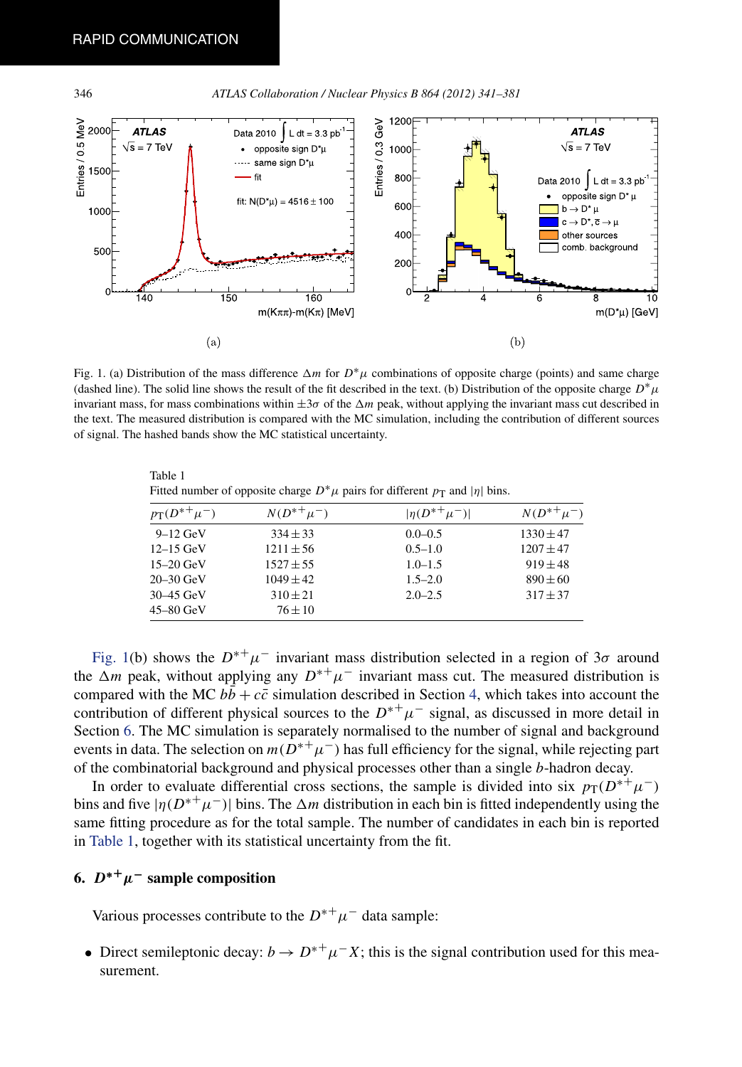Fig. 1. (a) Distribution of the mass difference $\Delta m$ for $D^*\mu$ combinations of opposite charge (points) and same charge (dashed line). The solid line shows the result of the fit described in the text. (b) Distribution of the opposite charge $D^*\mu$ invariant mass, for mass combinations within $\pm 3\sigma$ of the $\Delta m$ peak, without applying the invariant mass cut described in the text. The measured distribution is compared with the MC simulation, including the contribution of different sources of signal. The hashed bands show the MC statistical uncertainty.

Table 1
Fitted number of opposite charge $D^*\mu$ pairs for different $p_T$ and $|\eta|$ bins.

| $p_T(D^{*+}\mu^-)$ | $N(D^{*+}\mu^-)$ | $\lvert\eta(D^{*+}\mu^-)\rvert$ | $N(D^{*+}\mu^-)$ |
|---|---|---|---|
| 9–12 GeV | $334 \pm 33$ | 0.0–0.5 | $1330 \pm 47$ |
| 12–15 GeV | $1211 \pm 56$ | 0.5–1.0 | $1207 \pm 47$ |
| 15–20 GeV | $1527 \pm 55$ | 1.0–1.5 | $919 \pm 48$ |
| 20–30 GeV | $1049 \pm 42$ | 1.5–2.0 | $890 \pm 60$ |
| 30–45 GeV | $310 \pm 21$ | 2.0–2.5 | $317 \pm 37$ |
| 45–80 GeV | $76 \pm 10$ | | |

Fig. 1(b) shows the $D^{*+}\mu^-$ invariant mass distribution selected in a region of $3\sigma$ around the $\Delta m$ peak, without applying any $D^{*+}\mu^-$ invariant mass cut. The measured distribution is compared with the MC $b\bar{b} + c\bar{c}$ simulation described in Section 4, which takes into account the contribution of different physical sources to the $D^{*+}\mu^-$ signal, as discussed in more detail in Section 6. The MC simulation is separately normalised to the number of signal and background events in data. The selection on $m(D^{*+}\mu^-)$ has full efficiency for the signal, while rejecting part of the combinatorial background and physical processes other than a single $b$-hadron decay.

In order to evaluate differential cross sections, the sample is divided into six $p_T(D^{*+}\mu^-)$ bins and five $|\eta(D^{*+}\mu^-)|$ bins. The $\Delta m$ distribution in each bin is fitted independently using the same fitting procedure as for the total sample. The number of candidates in each bin is reported in Table 1, together with its statistical uncertainty from the fit.

## 6. $D^{*+}\mu^-$ sample composition

Various processes contribute to the $D^{*+}\mu^-$ data sample:

- Direct semileptonic decay: $b \to D^{*+}\mu^- X$; this is the signal contribution used for this measurement.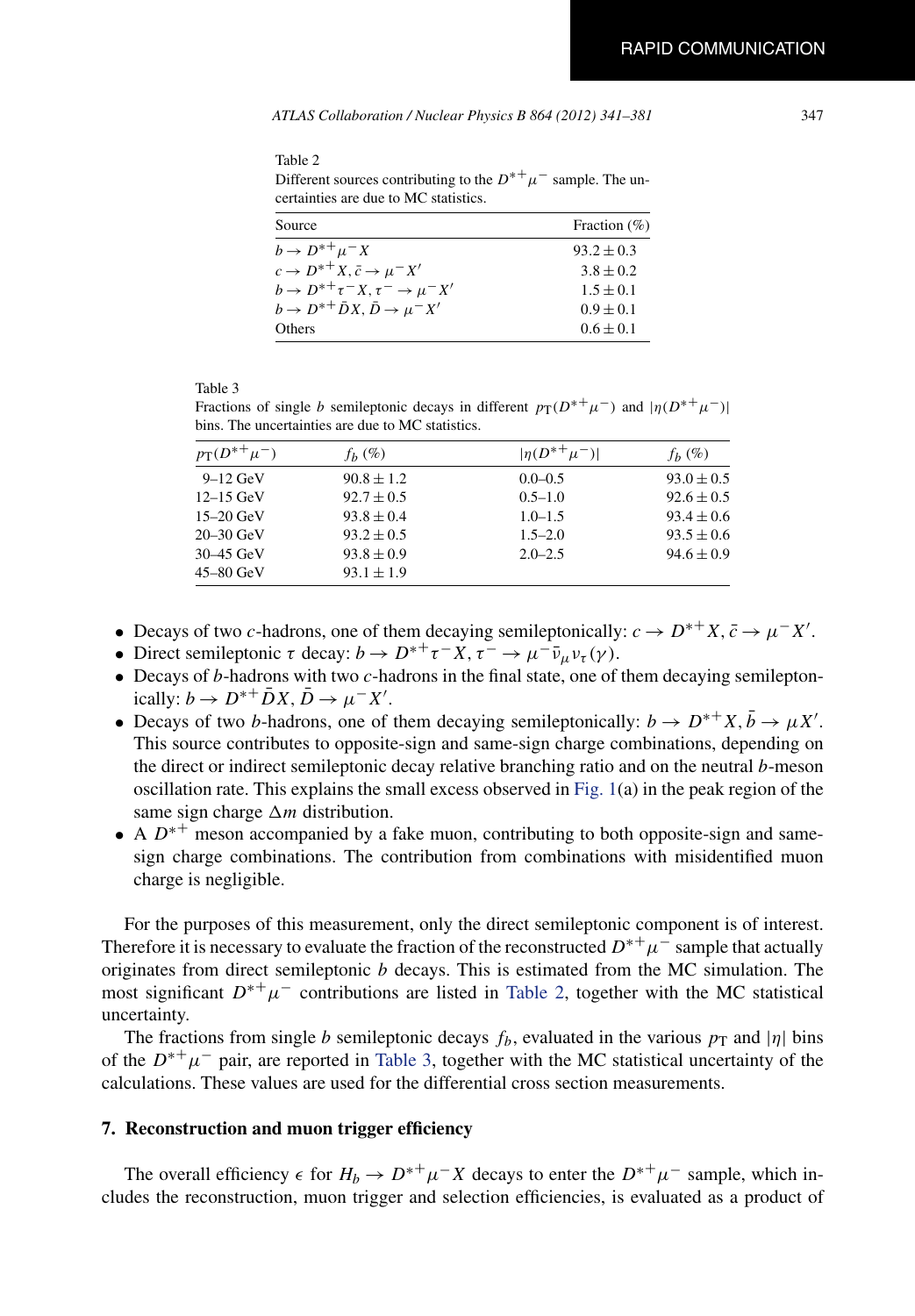Table 2
Different sources contributing to the $D^{*+}\mu^-$ sample. The uncertainties are due to MC statistics.

| Source | Fraction (%) |
|---|---|
| $b \to D^{*+}\mu^- X$ | $93.2 \pm 0.3$ |
| $c \to D^{*+}X, \bar{c} \to \mu^- X'$ | $3.8 \pm 0.2$ |
| $b \to D^{*+}\tau^- X, \tau^- \to \mu^- X'$ | $1.5 \pm 0.1$ |
| $b \to D^{*+}\bar{D}X, \bar{D} \to \mu^- X'$ | $0.9 \pm 0.1$ |
| Others | $0.6 \pm 0.1$ |

Table 3
Fractions of single $b$ semileptonic decays in different $p_T(D^{*+}\mu^-)$ and $|\eta(D^{*+}\mu^-)|$ bins. The uncertainties are due to MC statistics.

| $p_T(D^{*+}\mu^-)$ | $f_b$ (%) | $\lvert\eta(D^{*+}\mu^-)\rvert$ | $f_b$ (%) |
|---|---|---|---|
| 9–12 GeV | $90.8 \pm 1.2$ | 0.0–0.5 | $93.0 \pm 0.5$ |
| 12–15 GeV | $92.7 \pm 0.5$ | 0.5–1.0 | $92.6 \pm 0.5$ |
| 15–20 GeV | $93.8 \pm 0.4$ | 1.0–1.5 | $93.4 \pm 0.6$ |
| 20–30 GeV | $93.2 \pm 0.5$ | 1.5–2.0 | $93.5 \pm 0.6$ |
| 30–45 GeV | $93.8 \pm 0.9$ | 2.0–2.5 | $94.6 \pm 0.9$ |
| 45–80 GeV | $93.1 \pm 1.9$ | | |

- Decays of two $c$-hadrons, one of them decaying semileptonically: $c \to D^{*+}X, \bar{c} \to \mu^- X'$.
- Direct semileptonic $\tau$ decay: $b \to D^{*+}\tau^- X, \tau^- \to \mu^-\bar{\nu}_\mu\nu_\tau(\gamma)$.
- Decays of $b$-hadrons with two $c$-hadrons in the final state, one of them decaying semileptonically: $b \to D^{*+}\bar{D}X, \bar{D} \to \mu^- X'$.
- Decays of two $b$-hadrons, one of them decaying semileptonically: $b \to D^{*+}X, \bar{b} \to \mu X'$. This source contributes to opposite-sign and same-sign charge combinations, depending on the direct or indirect semileptonic decay relative branching ratio and on the neutral $b$-meson oscillation rate. This explains the small excess observed in Fig. 1(a) in the peak region of the same sign charge $\Delta m$ distribution.
- A $D^{*+}$ meson accompanied by a fake muon, contributing to both opposite-sign and same-sign charge combinations. The contribution from combinations with misidentified muon charge is negligible.

For the purposes of this measurement, only the direct semileptonic component is of interest. Therefore it is necessary to evaluate the fraction of the reconstructed $D^{*+}\mu^-$ sample that actually originates from direct semileptonic $b$ decays. This is estimated from the MC simulation. The most significant $D^{*+}\mu^-$ contributions are listed in Table 2, together with the MC statistical uncertainty.

The fractions from single $b$ semileptonic decays $f_b$, evaluated in the various $p_T$ and $|\eta|$ bins of the $D^{*+}\mu^-$ pair, are reported in Table 3, together with the MC statistical uncertainty of the calculations. These values are used for the differential cross section measurements.

## 7. Reconstruction and muon trigger efficiency

The overall efficiency $\epsilon$ for $H_b \to D^{*+}\mu^- X$ decays to enter the $D^{*+}\mu^-$ sample, which includes the reconstruction, muon trigger and selection efficiencies, is evaluated as a product of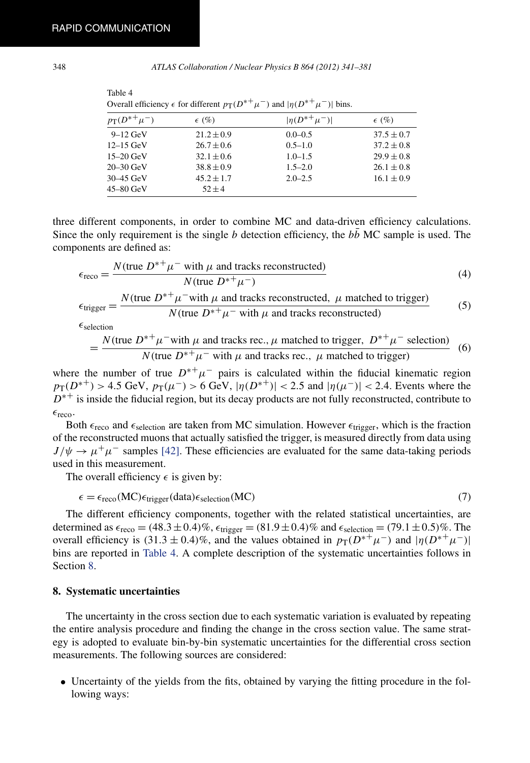Table 4
Overall efficiency $\epsilon$ for different $p_T(D^{*+}\mu^-)$ and $|\eta(D^{*+}\mu^-)|$ bins.

| $p_T(D^{*+}\mu^-)$ | $\epsilon$ (%) | $\|\eta(D^{*+}\mu^-)\|$ | $\epsilon$ (%) |
|---|---|---|---|
| 9–12 GeV | $21.2 \pm 0.9$ | 0.0–0.5 | $37.5 \pm 0.7$ |
| 12–15 GeV | $26.7 \pm 0.6$ | 0.5–1.0 | $37.2 \pm 0.8$ |
| 15–20 GeV | $32.1 \pm 0.6$ | 1.0–1.5 | $29.9 \pm 0.8$ |
| 20–30 GeV | $38.8 \pm 0.9$ | 1.5–2.0 | $26.1 \pm 0.8$ |
| 30–45 GeV | $45.2 \pm 1.7$ | 2.0–2.5 | $16.1 \pm 0.9$ |
| 45–80 GeV | $52 \pm 4$ | | |

three different components, in order to combine MC and data-driven efficiency calculations. Since the only requirement is the single $b$ detection efficiency, the $b\bar{b}$ MC sample is used. The components are defined as:

$$\epsilon_{\text{reco}} = \frac{N(\text{true } D^{*+}\mu^- \text{ with } \mu \text{ and tracks reconstructed})}{N(\text{true } D^{*+}\mu^-)} \tag{4}$$

$$\epsilon_{\text{trigger}} = \frac{N(\text{true } D^{*+}\mu^- \text{with } \mu \text{ and tracks reconstructed, } \mu \text{ matched to trigger})}{N(\text{true } D^{*+}\mu^- \text{ with } \mu \text{ and tracks reconstructed})} \tag{5}$$

$$\epsilon_{\text{selection}} = \frac{N(\text{true } D^{*+}\mu^- \text{with } \mu \text{ and tracks rec., } \mu \text{ matched to trigger, } D^{*+}\mu^- \text{ selection})}{N(\text{true } D^{*+}\mu^- \text{ with } \mu \text{ and tracks rec., } \mu \text{ matched to trigger})} \tag{6}$$

where the number of true $D^{*+}\mu^-$ pairs is calculated within the fiducial kinematic region $p_T(D^{*+}) > 4.5$ GeV, $p_T(\mu^-) > 6$ GeV, $|\eta(D^{*+})| < 2.5$ and $|\eta(\mu^-)| < 2.4$. Events where the $D^{*+}$ is inside the fiducial region, but its decay products are not fully reconstructed, contribute to $\epsilon_{\text{reco}}$.

Both $\epsilon_{\text{reco}}$ and $\epsilon_{\text{selection}}$ are taken from MC simulation. However $\epsilon_{\text{trigger}}$, which is the fraction of the reconstructed muons that actually satisfied the trigger, is measured directly from data using $J/\psi \to \mu^+\mu^-$ samples [42]. These efficiencies are evaluated for the same data-taking periods used in this measurement.

The overall efficiency $\epsilon$ is given by:

$$\epsilon = \epsilon_{\text{reco}}(\text{MC})\epsilon_{\text{trigger}}(\text{data})\epsilon_{\text{selection}}(\text{MC}) \tag{7}$$

The different efficiency components, together with the related statistical uncertainties, are determined as $\epsilon_{\text{reco}} = (48.3 \pm 0.4)\%$, $\epsilon_{\text{trigger}} = (81.9 \pm 0.4)\%$ and $\epsilon_{\text{selection}} = (79.1 \pm 0.5)\%$. The overall efficiency is $(31.3 \pm 0.4)\%$, and the values obtained in $p_T(D^{*+}\mu^-)$ and $|\eta(D^{*+}\mu^-)|$ bins are reported in Table 4. A complete description of the systematic uncertainties follows in Section 8.

## 8. Systematic uncertainties

The uncertainty in the cross section due to each systematic variation is evaluated by repeating the entire analysis procedure and finding the change in the cross section value. The same strategy is adopted to evaluate bin-by-bin systematic uncertainties for the differential cross section measurements. The following sources are considered:

- Uncertainty of the yields from the fits, obtained by varying the fitting procedure in the following ways: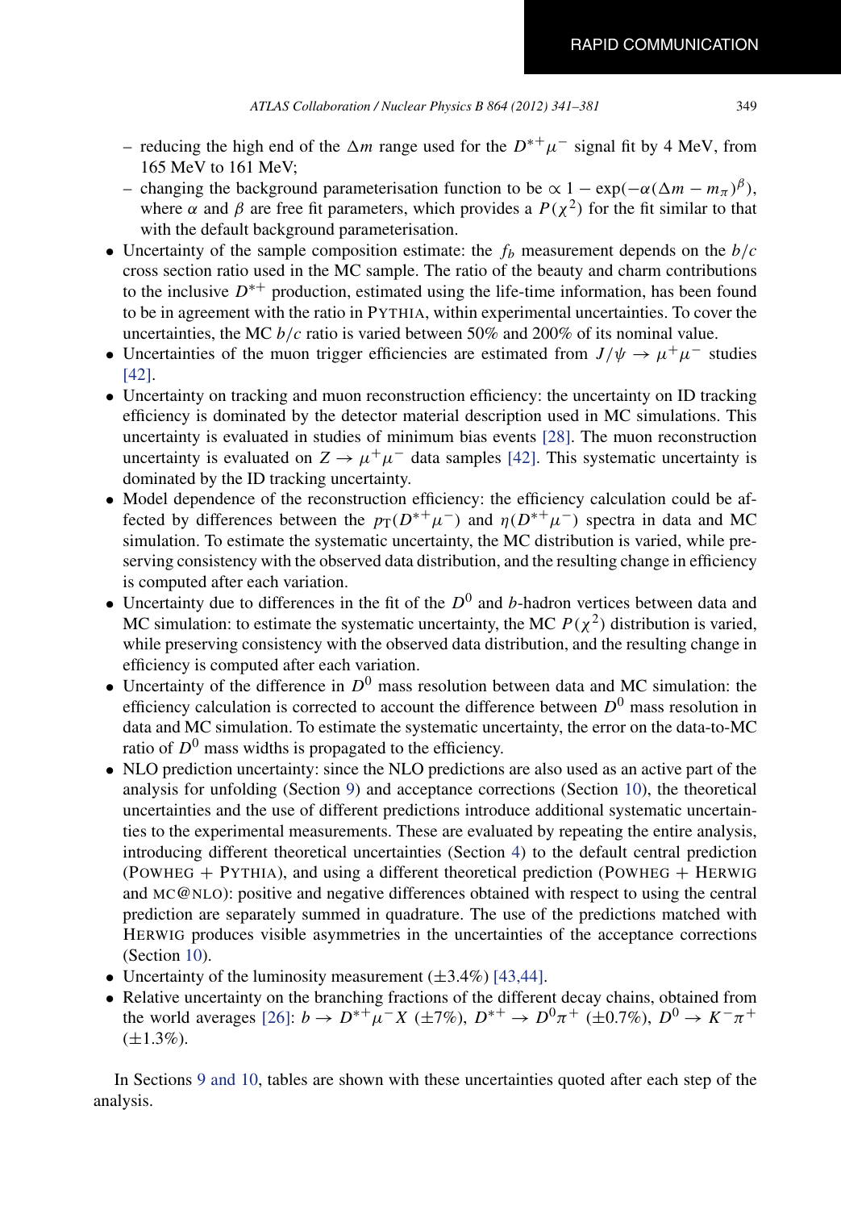- reducing the high end of the $\Delta m$ range used for the $D^{*+}\mu^-$ signal fit by 4 MeV, from 165 MeV to 161 MeV;
  - changing the background parameterisation function to be $\propto 1 - \exp(-\alpha(\Delta m - m_\pi)^\beta)$, where $\alpha$ and $\beta$ are free fit parameters, which provides a $P(\chi^2)$ for the fit similar to that with the default background parameterisation.
- Uncertainty of the sample composition estimate: the $f_b$ measurement depends on the $b/c$ cross section ratio used in the MC sample. The ratio of the beauty and charm contributions to the inclusive $D^{*+}$ production, estimated using the life-time information, has been found to be in agreement with the ratio in PYTHIA, within experimental uncertainties. To cover the uncertainties, the MC $b/c$ ratio is varied between 50% and 200% of its nominal value.
- Uncertainties of the muon trigger efficiencies are estimated from $J/\psi \to \mu^+\mu^-$ studies [42].
- Uncertainty on tracking and muon reconstruction efficiency: the uncertainty on ID tracking efficiency is dominated by the detector material description used in MC simulations. This uncertainty is evaluated in studies of minimum bias events [28]. The muon reconstruction uncertainty is evaluated on $Z \to \mu^+\mu^-$ data samples [42]. This systematic uncertainty is dominated by the ID tracking uncertainty.
- Model dependence of the reconstruction efficiency: the efficiency calculation could be affected by differences between the $p_T(D^{*+}\mu^-)$ and $\eta(D^{*+}\mu^-)$ spectra in data and MC simulation. To estimate the systematic uncertainty, the MC distribution is varied, while preserving consistency with the observed data distribution, and the resulting change in efficiency is computed after each variation.
- Uncertainty due to differences in the fit of the $D^0$ and $b$-hadron vertices between data and MC simulation: to estimate the systematic uncertainty, the MC $P(\chi^2)$ distribution is varied, while preserving consistency with the observed data distribution, and the resulting change in efficiency is computed after each variation.
- Uncertainty of the difference in $D^0$ mass resolution between data and MC simulation: the efficiency calculation is corrected to account the difference between $D^0$ mass resolution in data and MC simulation. To estimate the systematic uncertainty, the error on the data-to-MC ratio of $D^0$ mass widths is propagated to the efficiency.
- NLO prediction uncertainty: since the NLO predictions are also used as an active part of the analysis for unfolding (Section 9) and acceptance corrections (Section 10), the theoretical uncertainties and the use of different predictions introduce additional systematic uncertainties to the experimental measurements. These are evaluated by repeating the entire analysis, introducing different theoretical uncertainties (Section 4) to the default central prediction (POWHEG + PYTHIA), and using a different theoretical prediction (POWHEG + HERWIG and MC@NLO): positive and negative differences obtained with respect to using the central prediction are separately summed in quadrature. The use of the predictions matched with HERWIG produces visible asymmetries in the uncertainties of the acceptance corrections (Section 10).
- Uncertainty of the luminosity measurement ($\pm 3.4\%$) [43,44].
- Relative uncertainty on the branching fractions of the different decay chains, obtained from the world averages [26]: $b \to D^{*+}\mu^- X$ ($\pm 7\%$), $D^{*+} \to D^0\pi^+$ ($\pm 0.7\%$), $D^0 \to K^-\pi^+$ ($\pm 1.3\%$).

In Sections 9 and 10, tables are shown with these uncertainties quoted after each step of the analysis.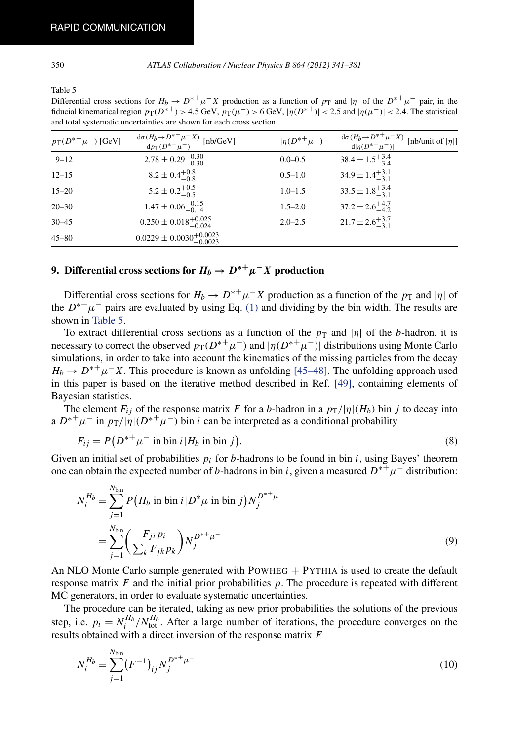Table 5

Differential cross sections for $H_b \to D^{*+}\mu^- X$ production as a function of $p_T$ and $|\eta|$ of the $D^{*+}\mu^-$ pair, in the fiducial kinematical region $p_T(D^{*+}) > 4.5$ GeV, $p_T(\mu^-) > 6$ GeV, $|\eta(D^{*+})| < 2.5$ and $|\eta(\mu^-)| < 2.4$. The statistical and total systematic uncertainties are shown for each cross section.

| $p_T(D^{*+}\mu^-)$ [GeV] | $\frac{d\sigma(H_b \to D^{*+}\mu^- X)}{dp_T(D^{*+}\mu^-)}$ [nb/GeV] | $\lvert\eta(D^{*+}\mu^-)\rvert$ | $\frac{d\sigma(H_b \to D^{*+}\mu^- X)}{d\lvert\eta(D^{*+}\mu^-)\rvert}$ [nb/unit of $\lvert\eta\rvert$] |
|---|---|---|---|
| 9–12 | $2.78 \pm 0.29^{+0.30}_{-0.30}$ | 0.0–0.5 | $38.4 \pm 1.5^{+3.4}_{-3.4}$ |
| 12–15 | $8.2 \pm 0.4^{+0.8}_{-0.8}$ | 0.5–1.0 | $34.9 \pm 1.4^{+3.1}_{-3.1}$ |
| 15–20 | $5.2 \pm 0.2^{+0.5}_{-0.5}$ | 1.0–1.5 | $33.5 \pm 1.8^{+3.4}_{-3.1}$ |
| 20–30 | $1.47 \pm 0.06^{+0.15}_{-0.14}$ | 1.5–2.0 | $37.2 \pm 2.6^{+4.7}_{-4.2}$ |
| 30–45 | $0.250 \pm 0.018^{+0.025}_{-0.024}$ | 2.0–2.5 | $21.7 \pm 2.6^{+3.7}_{-3.1}$ |
| 45–80 | $0.0229 \pm 0.0030^{+0.0023}_{-0.0023}$ | | |

## 9. Differential cross sections for $H_b \to D^{*+}\mu^- X$ production

Differential cross sections for $H_b \to D^{*+}\mu^- X$ production as a function of the $p_T$ and $|\eta|$ of the $D^{*+}\mu^-$ pairs are evaluated by using Eq. (1) and dividing by the bin width. The results are shown in Table 5.

To extract differential cross sections as a function of the $p_T$ and $|\eta|$ of the $b$-hadron, it is necessary to correct the observed $p_T(D^{*+}\mu^-)$ and $|\eta(D^{*+}\mu^-)|$ distributions using Monte Carlo simulations, in order to take into account the kinematics of the missing particles from the decay $H_b \to D^{*+}\mu^- X$. This procedure is known as unfolding [45–48]. The unfolding approach used in this paper is based on the iterative method described in Ref. [49], containing elements of Bayesian statistics.

The element $F_{ij}$ of the response matrix $F$ for a $b$-hadron in a $p_T/|\eta|(H_b)$ bin $j$ to decay into a $D^{*+}\mu^-$ in $p_T/|\eta|(D^{*+}\mu^-)$ bin $i$ can be interpreted as a conditional probability

$$F_{ij} = P\big(D^{*+}\mu^- \text{ in bin } i \,|\, H_b \text{ in bin } j\big). \tag{8}$$

Given an initial set of probabilities $p_i$ for $b$-hadrons to be found in bin $i$, using Bayes' theorem one can obtain the expected number of $b$-hadrons in bin $i$, given a measured $D^{*+}\mu^-$ distribution:

$$\begin{aligned} N_i^{H_b} &= \sum_{j=1}^{N_{\text{bin}}} P\big(H_b \text{ in bin } i \,|\, D^*\mu \text{ in bin } j\big) N_j^{D^{*+}\mu^-} \\ &= \sum_{j=1}^{N_{\text{bin}}} \left( \frac{F_{ji}\, p_i}{\sum_k F_{jk}\, p_k} \right) N_j^{D^{*+}\mu^-} \end{aligned} \tag{9}$$

An NLO Monte Carlo sample generated with POWHEG + PYTHIA is used to create the default response matrix $F$ and the initial prior probabilities $p$. The procedure is repeated with different MC generators, in order to evaluate systematic uncertainties.

The procedure can be iterated, taking as new prior probabilities the solutions of the previous step, i.e. $p_i = N_i^{H_b}/N_{\text{tot}}^{H_b}$. After a large number of iterations, the procedure converges on the results obtained with a direct inversion of the response matrix $F$

$$N_i^{H_b} = \sum_{j=1}^{N_{\text{bin}}} \big(F^{-1}\big)_{ij} N_j^{D^{*+}\mu^-} \tag{10}$$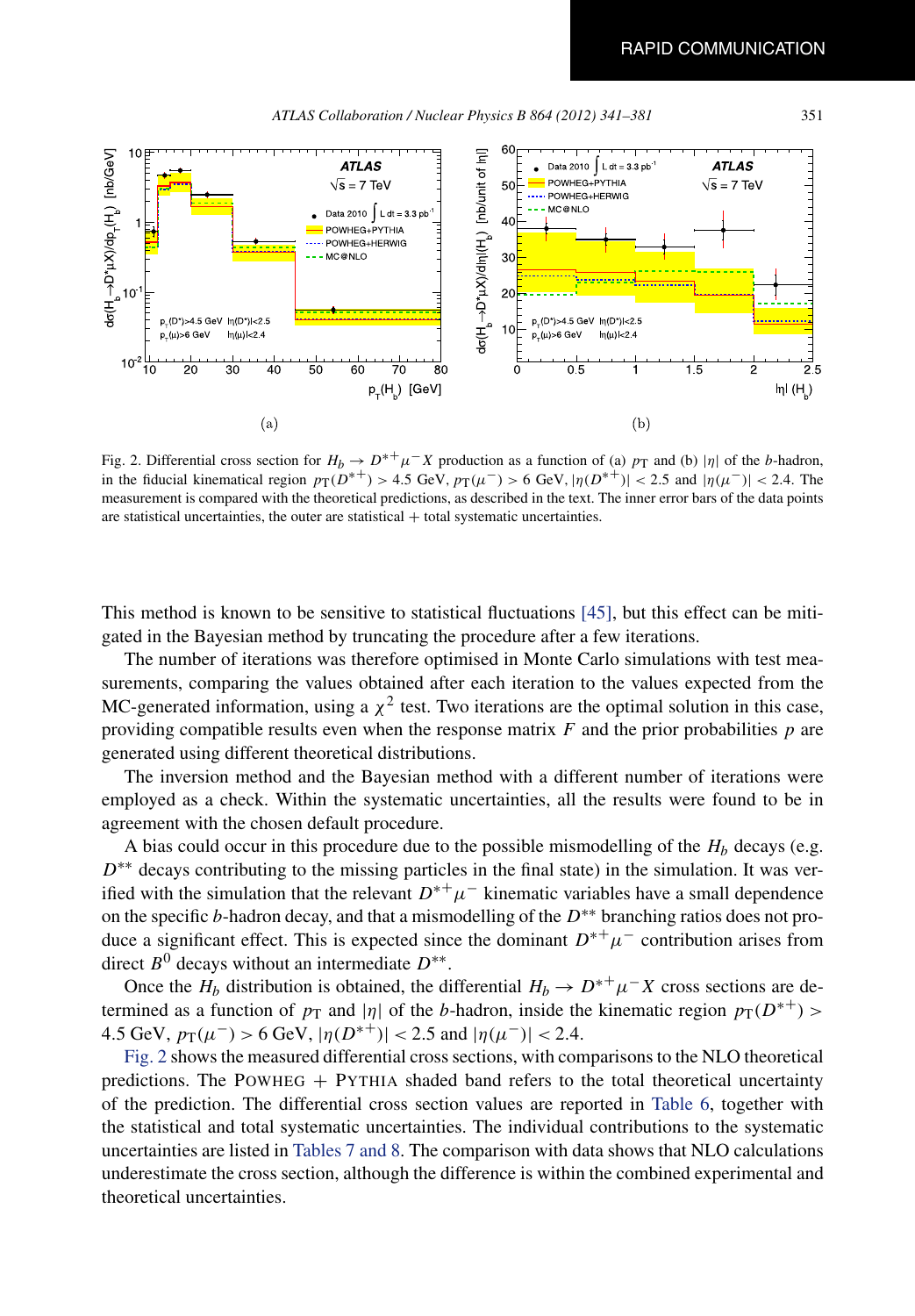Fig. 2. Differential cross section for $H_b \to D^{*+}\mu^- X$ production as a function of (a) $p_T$ and (b) $|\eta|$ of the $b$-hadron, in the fiducial kinematical region $p_T(D^{*+}) > 4.5$ GeV, $p_T(\mu^-) > 6$ GeV, $|\eta(D^{*+})| < 2.5$ and $|\eta(\mu^-)| < 2.4$. The measurement is compared with the theoretical predictions, as described in the text. The inner error bars of the data points are statistical uncertainties, the outer are statistical + total systematic uncertainties.

This method is known to be sensitive to statistical fluctuations [45], but this effect can be mitigated in the Bayesian method by truncating the procedure after a few iterations.

The number of iterations was therefore optimised in Monte Carlo simulations with test measurements, comparing the values obtained after each iteration to the values expected from the MC-generated information, using a $\chi^2$ test. Two iterations are the optimal solution in this case, providing compatible results even when the response matrix $F$ and the prior probabilities $p$ are generated using different theoretical distributions.

The inversion method and the Bayesian method with a different number of iterations were employed as a check. Within the systematic uncertainties, all the results were found to be in agreement with the chosen default procedure.

A bias could occur in this procedure due to the possible mismodelling of the $H_b$ decays (e.g. $D^{**}$ decays contributing to the missing particles in the final state) in the simulation. It was verified with the simulation that the relevant $D^{*+}\mu^-$ kinematic variables have a small dependence on the specific $b$-hadron decay, and that a mismodelling of the $D^{**}$ branching ratios does not produce a significant effect. This is expected since the dominant $D^{*+}\mu^-$ contribution arises from direct $B^0$ decays without an intermediate $D^{**}$.

Once the $H_b$ distribution is obtained, the differential $H_b \to D^{*+}\mu^- X$ cross sections are determined as a function of $p_T$ and $|\eta|$ of the $b$-hadron, inside the kinematic region $p_T(D^{*+}) > 4.5$ GeV, $p_T(\mu^-) > 6$ GeV, $|\eta(D^{*+})| < 2.5$ and $|\eta(\mu^-)| < 2.4$.

Fig. 2 shows the measured differential cross sections, with comparisons to the NLO theoretical predictions. The POWHEG + PYTHIA shaded band refers to the total theoretical uncertainty of the prediction. The differential cross section values are reported in Table 6, together with the statistical and total systematic uncertainties. The individual contributions to the systematic uncertainties are listed in Tables 7 and 8. The comparison with data shows that NLO calculations underestimate the cross section, although the difference is within the combined experimental and theoretical uncertainties.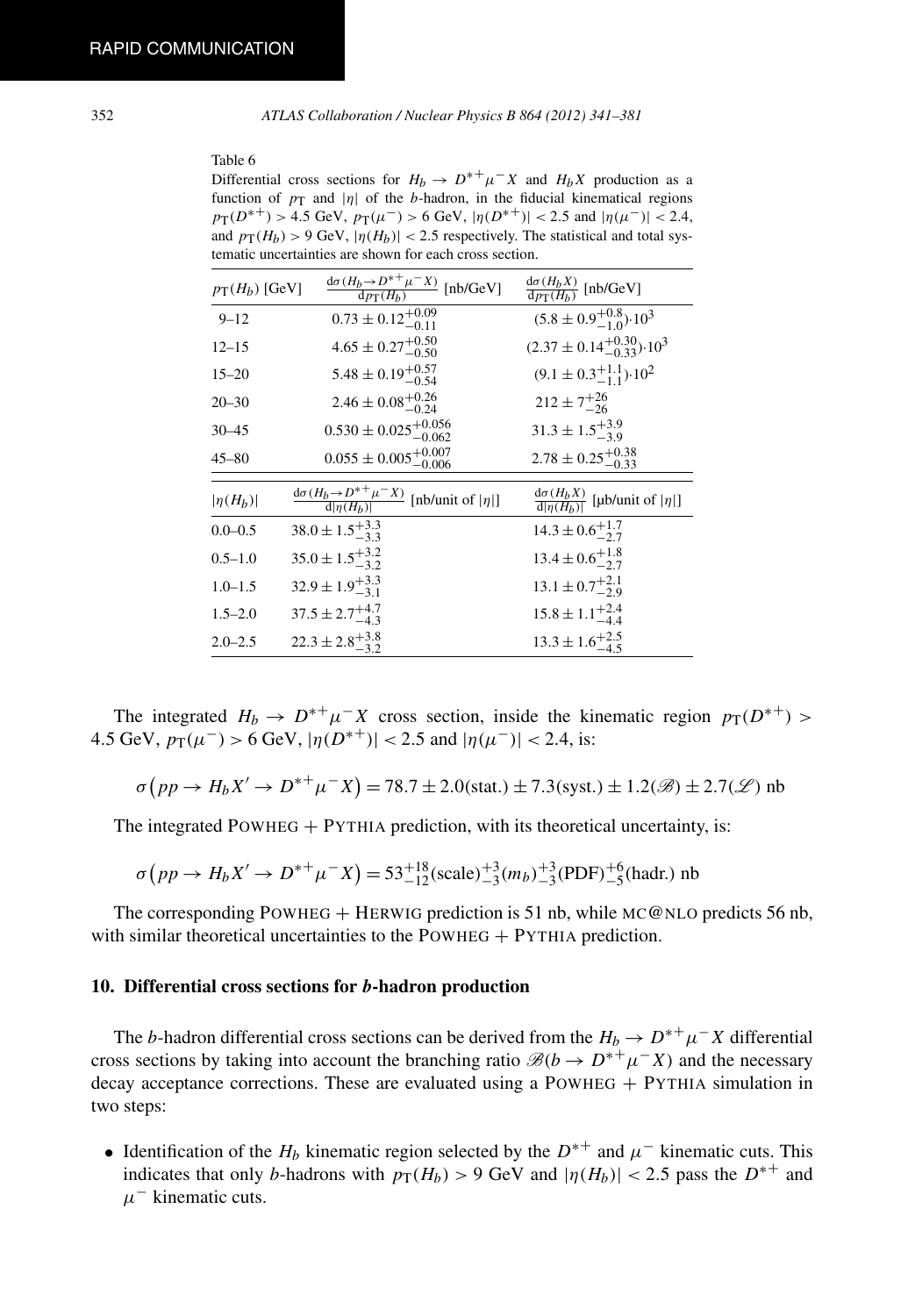Table 6

Differential cross sections for $H_b \to D^{*+}\mu^- X$ and $H_b X$ production as a function of $p_T$ and $|\eta|$ of the $b$-hadron, in the fiducial kinematical regions $p_T(D^{*+}) > 4.5$ GeV, $p_T(\mu^-) > 6$ GeV, $|\eta(D^{*+})| < 2.5$ and $|\eta(\mu^-)| < 2.4$, and $p_T(H_b) > 9$ GeV, $|\eta(H_b)| < 2.5$ respectively. The statistical and total systematic uncertainties are shown for each cross section.

| $p_T(H_b)$ [GeV] | $\frac{d\sigma(H_b \to D^{*+}\mu^- X)}{dp_T(H_b)}$ [nb/GeV] | $\frac{d\sigma(H_b X)}{dp_T(H_b)}$ [nb/GeV] |
|---|---|---|
| 9–12 | $0.73 \pm 0.12^{+0.09}_{-0.11}$ | $(5.8 \pm 0.9^{+0.8}_{-1.0}) \cdot 10^3$ |
| 12–15 | $4.65 \pm 0.27^{+0.50}_{-0.50}$ | $(2.37 \pm 0.14^{+0.30}_{-0.33}) \cdot 10^3$ |
| 15–20 | $5.48 \pm 0.19^{+0.57}_{-0.54}$ | $(9.1 \pm 0.3^{+1.1}_{-1.1}) \cdot 10^2$ |
| 20–30 | $2.46 \pm 0.08^{+0.26}_{-0.24}$ | $212 \pm 7^{+26}_{-26}$ |
| 30–45 | $0.530 \pm 0.025^{+0.056}_{-0.062}$ | $31.3 \pm 1.5^{+3.9}_{-3.9}$ |
| 45–80 | $0.055 \pm 0.005^{+0.007}_{-0.006}$ | $2.78 \pm 0.25^{+0.38}_{-0.33}$ |
| $\lvert\eta(H_b)\rvert$ | $\frac{d\sigma(H_b \to D^{*+}\mu^- X)}{d\lvert\eta(H_b)\rvert}$ [nb/unit of $\lvert\eta\rvert$] | $\frac{d\sigma(H_b X)}{d\lvert\eta(H_b)\rvert}$ [μb/unit of $\lvert\eta\rvert$] |
| 0.0–0.5 | $38.0 \pm 1.5^{+3.3}_{-3.3}$ | $14.3 \pm 0.6^{+1.7}_{-2.7}$ |
| 0.5–1.0 | $35.0 \pm 1.5^{+3.2}_{-3.2}$ | $13.4 \pm 0.6^{+1.8}_{-2.7}$ |
| 1.0–1.5 | $32.9 \pm 1.9^{+3.3}_{-3.1}$ | $13.1 \pm 0.7^{+2.1}_{-2.9}$ |
| 1.5–2.0 | $37.5 \pm 2.7^{+4.7}_{-4.3}$ | $15.8 \pm 1.1^{+2.4}_{-4.4}$ |
| 2.0–2.5 | $22.3 \pm 2.8^{+3.8}_{-3.2}$ | $13.3 \pm 1.6^{+2.5}_{-4.5}$ |

The integrated $H_b \to D^{*+}\mu^- X$ cross section, inside the kinematic region $p_T(D^{*+}) > 4.5$ GeV, $p_T(\mu^-) > 6$ GeV, $|\eta(D^{*+})| < 2.5$ and $|\eta(\mu^-)| < 2.4$, is:

$$\sigma\big(pp \to H_b X' \to D^{*+}\mu^- X\big) = 78.7 \pm 2.0(\text{stat.}) \pm 7.3(\text{syst.}) \pm 1.2(\mathscr{B}) \pm 2.7(\mathscr{L})\ \text{nb}$$

The integrated POWHEG + PYTHIA prediction, with its theoretical uncertainty, is:

$$\sigma\big(pp \to H_b X' \to D^{*+}\mu^- X\big) = 53^{+18}_{-12}(\text{scale})^{+3}_{-3}(m_b)^{+3}_{-3}(\text{PDF})^{+6}_{-5}(\text{hadr.})\ \text{nb}$$

The corresponding POWHEG + HERWIG prediction is 51 nb, while MC@NLO predicts 56 nb, with similar theoretical uncertainties to the POWHEG + PYTHIA prediction.

## 10. Differential cross sections for *b*-hadron production

The $b$-hadron differential cross sections can be derived from the $H_b \to D^{*+}\mu^- X$ differential cross sections by taking into account the branching ratio $\mathscr{B}(b \to D^{*+}\mu^- X)$ and the necessary decay acceptance corrections. These are evaluated using a POWHEG + PYTHIA simulation in two steps:

- Identification of the $H_b$ kinematic region selected by the $D^{*+}$ and $\mu^-$ kinematic cuts. This indicates that only $b$-hadrons with $p_T(H_b) > 9$ GeV and $|\eta(H_b)| < 2.5$ pass the $D^{*+}$ and $\mu^-$ kinematic cuts.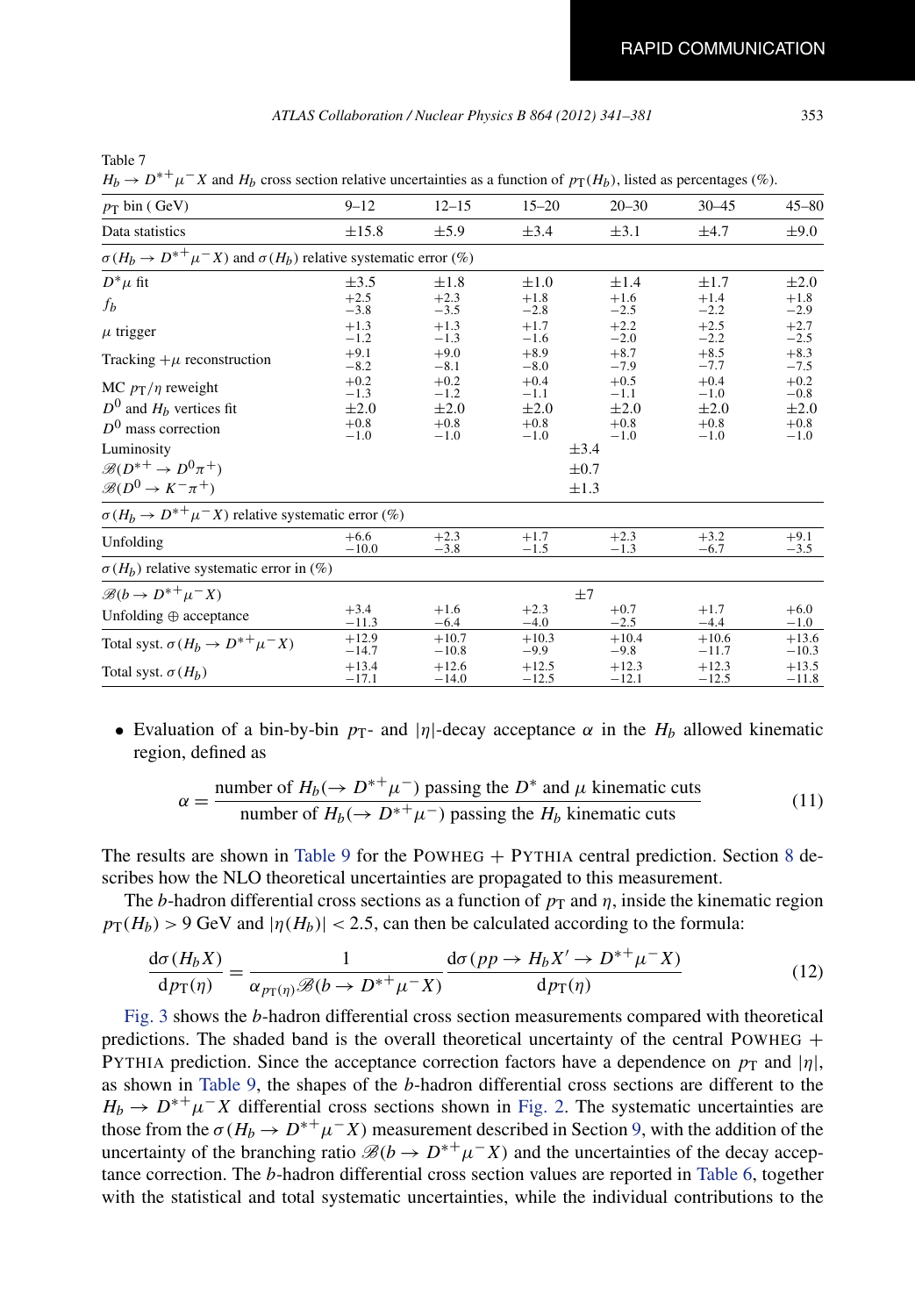Table 7

$H_b \to D^{*+}\mu^- X$ and $H_b$ cross section relative uncertainties as a function of $p_T(H_b)$, listed as percentages (%).

| $p_T$ bin ( GeV) | 9–12 | 12–15 | 15–20 | 20–30 | 30–45 | 45–80 |
|---|---|---|---|---|---|---|
| Data statistics | $\pm 15.8$ | $\pm 5.9$ | $\pm 3.4$ | $\pm 3.1$ | $\pm 4.7$ | $\pm 9.0$ |
| $\sigma(H_b \to D^{*+}\mu^- X)$ and $\sigma(H_b)$ relative systematic error (%) | | | | | | |
| $D^*\mu$ fit | $\pm 3.5$ | $\pm 1.8$ | $\pm 1.0$ | $\pm 1.4$ | $\pm 1.7$ | $\pm 2.0$ |
| $f_b$ | $^{+2.5}_{-3.8}$ | $^{+2.3}_{-3.5}$ | $^{+1.8}_{-2.8}$ | $^{+1.6}_{-2.5}$ | $^{+1.4}_{-2.2}$ | $^{+1.8}_{-2.9}$ |
| $\mu$ trigger | $^{+1.3}_{-1.2}$ | $^{+1.3}_{-1.3}$ | $^{+1.7}_{-1.6}$ | $^{+2.2}_{-2.0}$ | $^{+2.5}_{-2.2}$ | $^{+2.7}_{-2.5}$ |
| Tracking $+\mu$ reconstruction | $^{+9.1}_{-8.2}$ | $^{+9.0}_{-8.1}$ | $^{+8.9}_{-8.0}$ | $^{+8.7}_{-7.9}$ | $^{+8.5}_{-7.7}$ | $^{+8.3}_{-7.5}$ |
| MC $p_T/\eta$ reweight | $^{+0.2}_{-1.3}$ | $^{+0.2}_{-1.2}$ | $^{+0.4}_{-1.1}$ | $^{+0.5}_{-1.1}$ | $^{+0.4}_{-1.0}$ | $^{+0.2}_{-0.8}$ |
| $D^0$ and $H_b$ vertices fit | $\pm 2.0$ | $\pm 2.0$ | $\pm 2.0$ | $\pm 2.0$ | $\pm 2.0$ | $\pm 2.0$ |
| $D^0$ mass correction | $^{+0.8}_{-1.0}$ | $^{+0.8}_{-1.0}$ | $^{+0.8}_{-1.0}$ | $^{+0.8}_{-1.0}$ | $^{+0.8}_{-1.0}$ | $^{+0.8}_{-1.0}$ |
| Luminosity | | | | $\pm 3.4$ | | |
| $\mathscr{B}(D^{*+} \to D^0\pi^+)$ | | | | $\pm 0.7$ | | |
| $\mathscr{B}(D^0 \to K^-\pi^+)$ | | | | $\pm 1.3$ | | |
| $\sigma(H_b \to D^{*+}\mu^- X)$ relative systematic error (%) | | | | | | |
| Unfolding | $^{+6.6}_{-10.0}$ | $^{+2.3}_{-3.8}$ | $^{+1.7}_{-1.5}$ | $^{+2.3}_{-1.3}$ | $^{+3.2}_{-6.7}$ | $^{+9.1}_{-3.5}$ |
| $\sigma(H_b)$ relative systematic error in (%) | | | | | | |
| $\mathscr{B}(b \to D^{*+}\mu^- X)$ | | | | $\pm 7$ | | |
| Unfolding $\oplus$ acceptance | $^{+3.4}_{-11.3}$ | $^{+1.6}_{-6.4}$ | $^{+2.3}_{-4.0}$ | $^{+0.7}_{-2.5}$ | $^{+1.7}_{-4.4}$ | $^{+6.0}_{-1.0}$ |
| Total syst. $\sigma(H_b \to D^{*+}\mu^- X)$ | $^{+12.9}_{-14.7}$ | $^{+10.7}_{-10.8}$ | $^{+10.3}_{-9.9}$ | $^{+10.4}_{-9.8}$ | $^{+10.6}_{-11.7}$ | $^{+13.6}_{-10.3}$ |
| Total syst. $\sigma(H_b)$ | $^{+13.4}_{-17.1}$ | $^{+12.6}_{-14.0}$ | $^{+12.5}_{-12.5}$ | $^{+12.3}_{-12.1}$ | $^{+12.3}_{-12.5}$ | $^{+13.5}_{-11.8}$ |

- Evaluation of a bin-by-bin $p_T$- and $|\eta|$-decay acceptance $\alpha$ in the $H_b$ allowed kinematic region, defined as

$$\alpha = \frac{\text{number of } H_b(\to D^{*+}\mu^-) \text{ passing the } D^* \text{ and } \mu \text{ kinematic cuts}}{\text{number of } H_b(\to D^{*+}\mu^-) \text{ passing the } H_b \text{ kinematic cuts}} \tag{11}$$

The results are shown in Table 9 for the POWHEG + PYTHIA central prediction. Section 8 describes how the NLO theoretical uncertainties are propagated to this measurement.

The $b$-hadron differential cross sections as a function of $p_T$ and $\eta$, inside the kinematic region $p_T(H_b) > 9$ GeV and $|\eta(H_b)| < 2.5$, can then be calculated according to the formula:

$$\frac{d\sigma(H_b X)}{dp_T(\eta)} = \frac{1}{\alpha_{p_T(\eta)}\mathscr{B}(b \to D^{*+}\mu^- X)} \frac{d\sigma(pp \to H_b X' \to D^{*+}\mu^- X)}{dp_T(\eta)} \tag{12}$$

Fig. 3 shows the $b$-hadron differential cross section measurements compared with theoretical predictions. The shaded band is the overall theoretical uncertainty of the central POWHEG + PYTHIA prediction. Since the acceptance correction factors have a dependence on $p_T$ and $|\eta|$, as shown in Table 9, the shapes of the $b$-hadron differential cross sections are different to the $H_b \to D^{*+}\mu^- X$ differential cross sections shown in Fig. 2. The systematic uncertainties are those from the $\sigma(H_b \to D^{*+}\mu^- X)$ measurement described in Section 9, with the addition of the uncertainty of the branching ratio $\mathscr{B}(b \to D^{*+}\mu^- X)$ and the uncertainties of the decay acceptance correction. The $b$-hadron differential cross section values are reported in Table 6, together with the statistical and total systematic uncertainties, while the individual contributions to the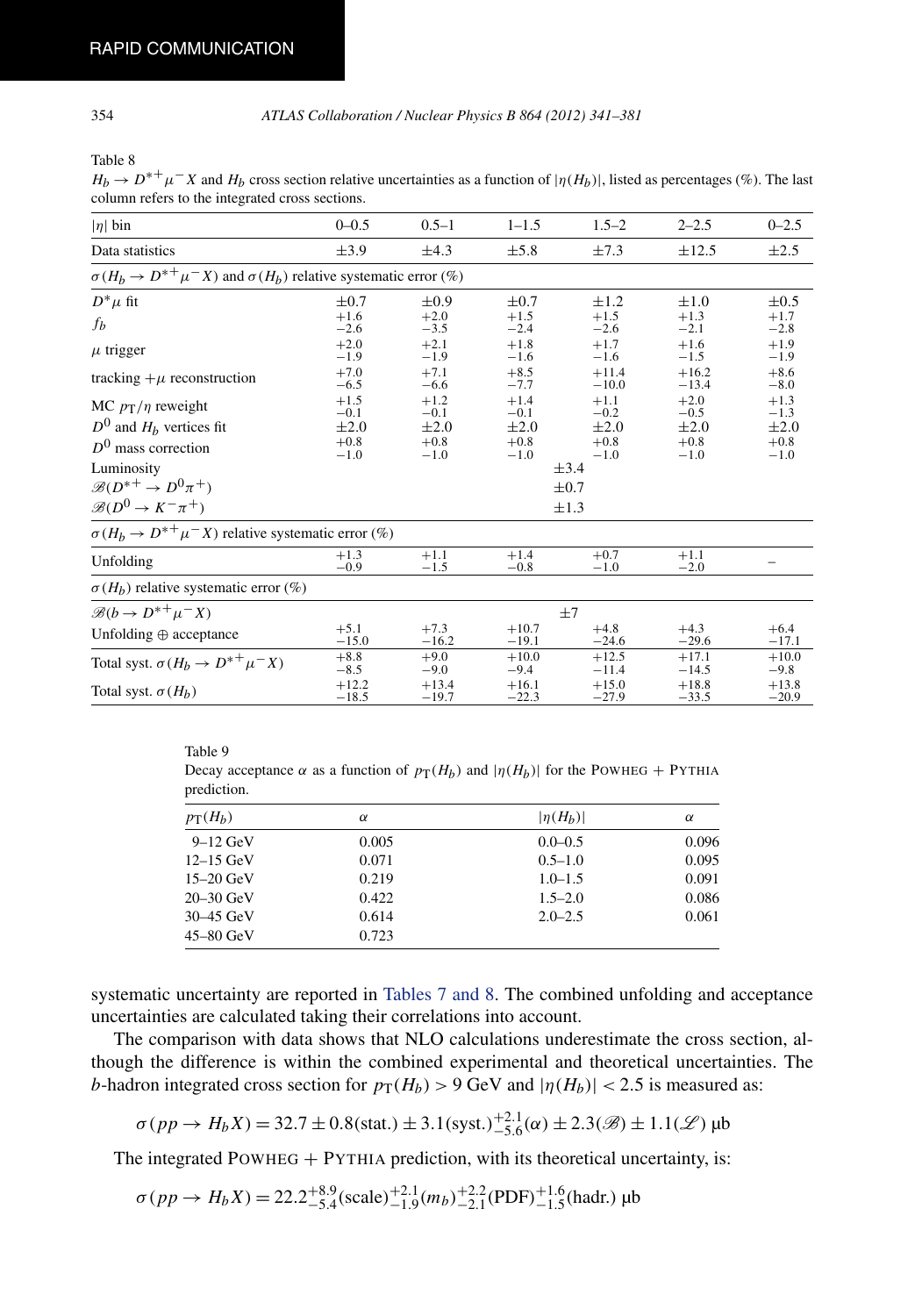Table 8
$H_b \to D^{*+}\mu^- X$ and $H_b$ cross section relative uncertainties as a function of $|\eta(H_b)|$, listed as percentages (%). The last column refers to the integrated cross sections.

| $\|\eta\|$ bin | 0–0.5 | 0.5–1 | 1–1.5 | 1.5–2 | 2–2.5 | 0–2.5 |
|---|---|---|---|---|---|---|
| Data statistics | $\pm 3.9$ | $\pm 4.3$ | $\pm 5.8$ | $\pm 7.3$ | $\pm 12.5$ | $\pm 2.5$ |
| $\sigma(H_b \to D^{*+}\mu^- X)$ and $\sigma(H_b)$ relative systematic error (%) | | | | | | |
| $D^*\mu$ fit | $\pm 0.7$ | $\pm 0.9$ | $\pm 0.7$ | $\pm 1.2$ | $\pm 1.0$ | $\pm 0.5$ |
| $f_b$ | $^{+1.6}_{-2.6}$ | $^{+2.0}_{-3.5}$ | $^{+1.5}_{-2.4}$ | $^{+1.5}_{-2.6}$ | $^{+1.3}_{-2.1}$ | $^{+1.7}_{-2.8}$ |
| $\mu$ trigger | $^{+2.0}_{-1.9}$ | $^{+2.1}_{-1.9}$ | $^{+1.8}_{-1.6}$ | $^{+1.7}_{-1.6}$ | $^{+1.6}_{-1.5}$ | $^{+1.9}_{-1.9}$ |
| tracking $+\mu$ reconstruction | $^{+7.0}_{-6.5}$ | $^{+7.1}_{-6.6}$ | $^{+8.5}_{-7.7}$ | $^{+11.4}_{-10.0}$ | $^{+16.2}_{-13.4}$ | $^{+8.6}_{-8.0}$ |
| MC $p_T/\eta$ reweight | $^{+1.5}_{-0.1}$ | $^{+1.2}_{-0.1}$ | $^{+1.4}_{-0.1}$ | $^{+1.1}_{-0.2}$ | $^{+2.0}_{-0.5}$ | $^{+1.3}_{-1.3}$ |
| $D^0$ and $H_b$ vertices fit | $\pm 2.0$ | $\pm 2.0$ | $\pm 2.0$ | $\pm 2.0$ | $\pm 2.0$ | $\pm 2.0$ |
| $D^0$ mass correction | $^{+0.8}_{-1.0}$ | $^{+0.8}_{-1.0}$ | $^{+0.8}_{-1.0}$ | $^{+0.8}_{-1.0}$ | $^{+0.8}_{-1.0}$ | $^{+0.8}_{-1.0}$ |
| Luminosity | | | $\pm 3.4$ | | | |
| $\mathscr{B}(D^{*+} \to D^0\pi^+)$ | | | $\pm 0.7$ | | | |
| $\mathscr{B}(D^0 \to K^-\pi^+)$ | | | $\pm 1.3$ | | | |
| $\sigma(H_b \to D^{*+}\mu^- X)$ relative systematic error (%) | | | | | | |
| Unfolding | $^{+1.3}_{-0.9}$ | $^{+1.1}_{-1.5}$ | $^{+1.4}_{-0.8}$ | $^{+0.7}_{-1.0}$ | $^{+1.1}_{-2.0}$ | – |
| $\sigma(H_b)$ relative systematic error (%) | | | | | | |
| $\mathscr{B}(b \to D^{*+}\mu^- X)$ | | | $\pm 7$ | | | |
| Unfolding $\oplus$ acceptance | $^{+5.1}_{-15.0}$ | $^{+7.3}_{-16.2}$ | $^{+10.7}_{-19.1}$ | $^{+4.8}_{-24.6}$ | $^{+4.3}_{-29.6}$ | $^{+6.4}_{-17.1}$ |
| Total syst. $\sigma(H_b \to D^{*+}\mu^- X)$ | $^{+8.8}_{-8.5}$ | $^{+9.0}_{-9.0}$ | $^{+10.0}_{-9.4}$ | $^{+12.5}_{-11.4}$ | $^{+17.1}_{-14.5}$ | $^{+10.0}_{-9.8}$ |
| Total syst. $\sigma(H_b)$ | $^{+12.2}_{-18.5}$ | $^{+13.4}_{-19.7}$ | $^{+16.1}_{-22.3}$ | $^{+15.0}_{-27.9}$ | $^{+18.8}_{-33.5}$ | $^{+13.8}_{-20.9}$ |

Table 9
Decay acceptance $\alpha$ as a function of $p_T(H_b)$ and $|\eta(H_b)|$ for the POWHEG + PYTHIA prediction.

| $p_T(H_b)$ | $\alpha$ | $\|\eta(H_b)\|$ | $\alpha$ |
|---|---|---|---|
| 9–12 GeV | 0.005 | 0.0–0.5 | 0.096 |
| 12–15 GeV | 0.071 | 0.5–1.0 | 0.095 |
| 15–20 GeV | 0.219 | 1.0–1.5 | 0.091 |
| 20–30 GeV | 0.422 | 1.5–2.0 | 0.086 |
| 30–45 GeV | 0.614 | 2.0–2.5 | 0.061 |
| 45–80 GeV | 0.723 | | |

systematic uncertainty are reported in Tables 7 and 8. The combined unfolding and acceptance uncertainties are calculated taking their correlations into account.

The comparison with data shows that NLO calculations underestimate the cross section, although the difference is within the combined experimental and theoretical uncertainties. The $b$-hadron integrated cross section for $p_T(H_b) > 9$ GeV and $|\eta(H_b)| < 2.5$ is measured as:

$$\sigma(pp \to H_b X) = 32.7 \pm 0.8(\text{stat.}) \pm 3.1(\text{syst.})^{+2.1}_{-5.6}(\alpha) \pm 2.3(\mathscr{B}) \pm 1.1(\mathscr{L})\ \mu\text{b}$$

The integrated POWHEG + PYTHIA prediction, with its theoretical uncertainty, is:

$$\sigma(pp \to H_b X) = 22.2^{+8.9}_{-5.4}(\text{scale})^{+2.1}_{-1.9}(m_b)^{+2.2}_{-2.1}(\text{PDF})^{+1.6}_{-1.5}(\text{hadr.})\ \mu\text{b}$$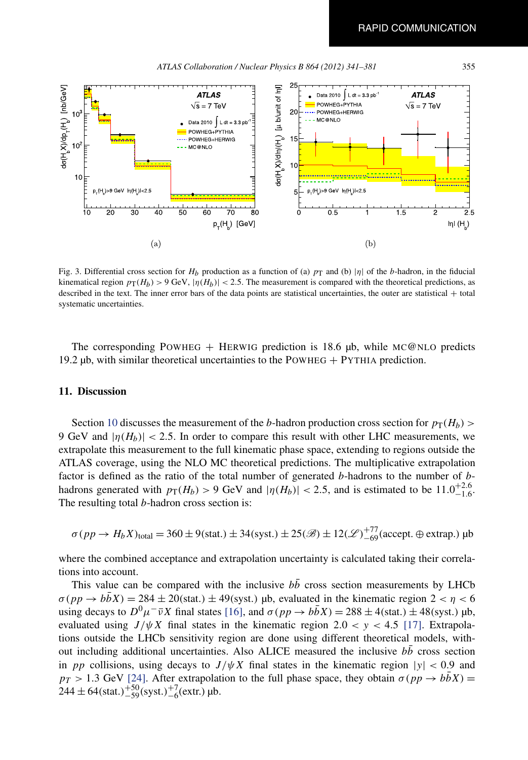Fig. 3. Differential cross section for $H_b$ production as a function of (a) $p_T$ and (b) $|\eta|$ of the $b$-hadron, in the fiducial kinematical region $p_T(H_b) > 9$ GeV, $|\eta(H_b)| < 2.5$. The measurement is compared with the theoretical predictions, as described in the text. The inner error bars of the data points are statistical uncertainties, the outer are statistical + total systematic uncertainties.

The corresponding POWHEG + HERWIG prediction is 18.6 μb, while MC@NLO predicts 19.2 μb, with similar theoretical uncertainties to the POWHEG + PYTHIA prediction.

## 11. Discussion

Section 10 discusses the measurement of the $b$-hadron production cross section for $p_T(H_b) > 9$ GeV and $|\eta(H_b)| < 2.5$. In order to compare this result with other LHC measurements, we extrapolate this measurement to the full kinematic phase space, extending to regions outside the ATLAS coverage, using the NLO MC theoretical predictions. The multiplicative extrapolation factor is defined as the ratio of the total number of generated $b$-hadrons to the number of $b$-hadrons generated with $p_T(H_b) > 9$ GeV and $|\eta(H_b)| < 2.5$, and is estimated to be $11.0^{+2.6}_{-1.6}$. The resulting total $b$-hadron cross section is:

$$\sigma(pp \to H_b X)_{\text{total}} = 360 \pm 9(\text{stat.}) \pm 34(\text{syst.}) \pm 25(\mathscr{B}) \pm 12(\mathscr{L})^{+77}_{-69}(\text{accept.} \oplus \text{extrap.})\ \mu\text{b}$$

where the combined acceptance and extrapolation uncertainty is calculated taking their correlations into account.

This value can be compared with the inclusive $b\bar{b}$ cross section measurements by LHCb $\sigma(pp \to b\bar{b}X) = 284 \pm 20(\text{stat.}) \pm 49(\text{syst.})$ μb, evaluated in the kinematic region $2 < \eta < 6$ using decays to $D^0\mu^-\bar{\nu}X$ final states [16], and $\sigma(pp \to b\bar{b}X) = 288 \pm 4(\text{stat.}) \pm 48(\text{syst.})$ μb, evaluated using $J/\psi X$ final states in the kinematic region $2.0 < y < 4.5$ [17]. Extrapolations outside the LHCb sensitivity region are done using different theoretical models, without including additional uncertainties. Also ALICE measured the inclusive $b\bar{b}$ cross section in $pp$ collisions, using decays to $J/\psi X$ final states in the kinematic region $|y| < 0.9$ and $p_T > 1.3$ GeV [24]. After extrapolation to the full phase space, they obtain $\sigma(pp \to b\bar{b}X) = 244 \pm 64(\text{stat.})^{+50}_{-59}(\text{syst.})^{+7}_{-6}(\text{extr.})$ μb.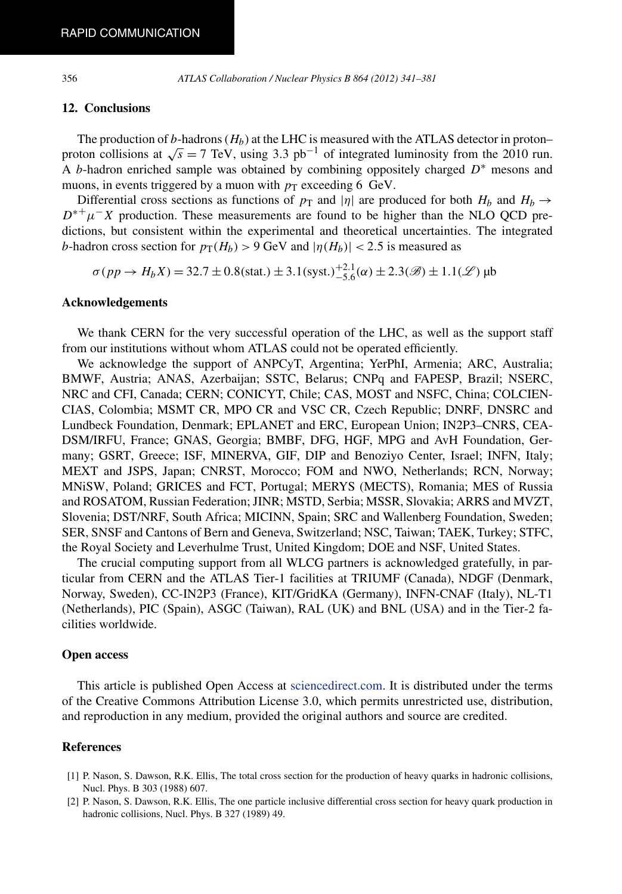## 12. Conclusions

The production of $b$-hadrons ($H_b$) at the LHC is measured with the ATLAS detector in proton–proton collisions at $\sqrt{s} = 7$ TeV, using 3.3 pb$^{-1}$ of integrated luminosity from the 2010 run. A $b$-hadron enriched sample was obtained by combining oppositely charged $D^*$ mesons and muons, in events triggered by a muon with $p_T$ exceeding 6 GeV.

Differential cross sections as functions of $p_T$ and $|\eta|$ are produced for both $H_b$ and $H_b \to D^{*+}\mu^- X$ production. These measurements are found to be higher than the NLO QCD predictions, but consistent within the experimental and theoretical uncertainties. The integrated $b$-hadron cross section for $p_T(H_b) > 9$ GeV and $|\eta(H_b)| < 2.5$ is measured as

$$\sigma(pp \to H_b X) = 32.7 \pm 0.8(\text{stat.}) \pm 3.1(\text{syst.})^{+2.1}_{-5.6}(\alpha) \pm 2.3(\mathscr{B}) \pm 1.1(\mathscr{L})\ \mu\text{b}$$

## Acknowledgements

We thank CERN for the very successful operation of the LHC, as well as the support staff from our institutions without whom ATLAS could not be operated efficiently.

We acknowledge the support of ANPCyT, Argentina; YerPhI, Armenia; ARC, Australia; BMWF, Austria; ANAS, Azerbaijan; SSTC, Belarus; CNPq and FAPESP, Brazil; NSERC, NRC and CFI, Canada; CERN; CONICYT, Chile; CAS, MOST and NSFC, China; COLCIENCIAS, Colombia; MSMT CR, MPO CR and VSC CR, Czech Republic; DNRF, DNSRC and Lundbeck Foundation, Denmark; EPLANET and ERC, European Union; IN2P3–CNRS, CEA-DSM/IRFU, France; GNAS, Georgia; BMBF, DFG, HGF, MPG and AvH Foundation, Germany; GSRT, Greece; ISF, MINERVA, GIF, DIP and Benoziyo Center, Israel; INFN, Italy; MEXT and JSPS, Japan; CNRST, Morocco; FOM and NWO, Netherlands; RCN, Norway; MNiSW, Poland; GRICES and FCT, Portugal; MERYS (MECTS), Romania; MES of Russia and ROSATOM, Russian Federation; JINR; MSTD, Serbia; MSSR, Slovakia; ARRS and MVZT, Slovenia; DST/NRF, South Africa; MICINN, Spain; SRC and Wallenberg Foundation, Sweden; SER, SNSF and Cantons of Bern and Geneva, Switzerland; NSC, Taiwan; TAEK, Turkey; STFC, the Royal Society and Leverhulme Trust, United Kingdom; DOE and NSF, United States.

The crucial computing support from all WLCG partners is acknowledged gratefully, in particular from CERN and the ATLAS Tier-1 facilities at TRIUMF (Canada), NDGF (Denmark, Norway, Sweden), CC-IN2P3 (France), KIT/GridKA (Germany), INFN-CNAF (Italy), NL-T1 (Netherlands), PIC (Spain), ASGC (Taiwan), RAL (UK) and BNL (USA) and in the Tier-2 facilities worldwide.

## Open access

This article is published Open Access at sciencedirect.com. It is distributed under the terms of the Creative Commons Attribution License 3.0, which permits unrestricted use, distribution, and reproduction in any medium, provided the original authors and source are credited.

## References

[1] P. Nason, S. Dawson, R.K. Ellis, The total cross section for the production of heavy quarks in hadronic collisions, Nucl. Phys. B 303 (1988) 607.

[2] P. Nason, S. Dawson, R.K. Ellis, The one particle inclusive differential cross section for heavy quark production in hadronic collisions, Nucl. Phys. B 327 (1989) 49.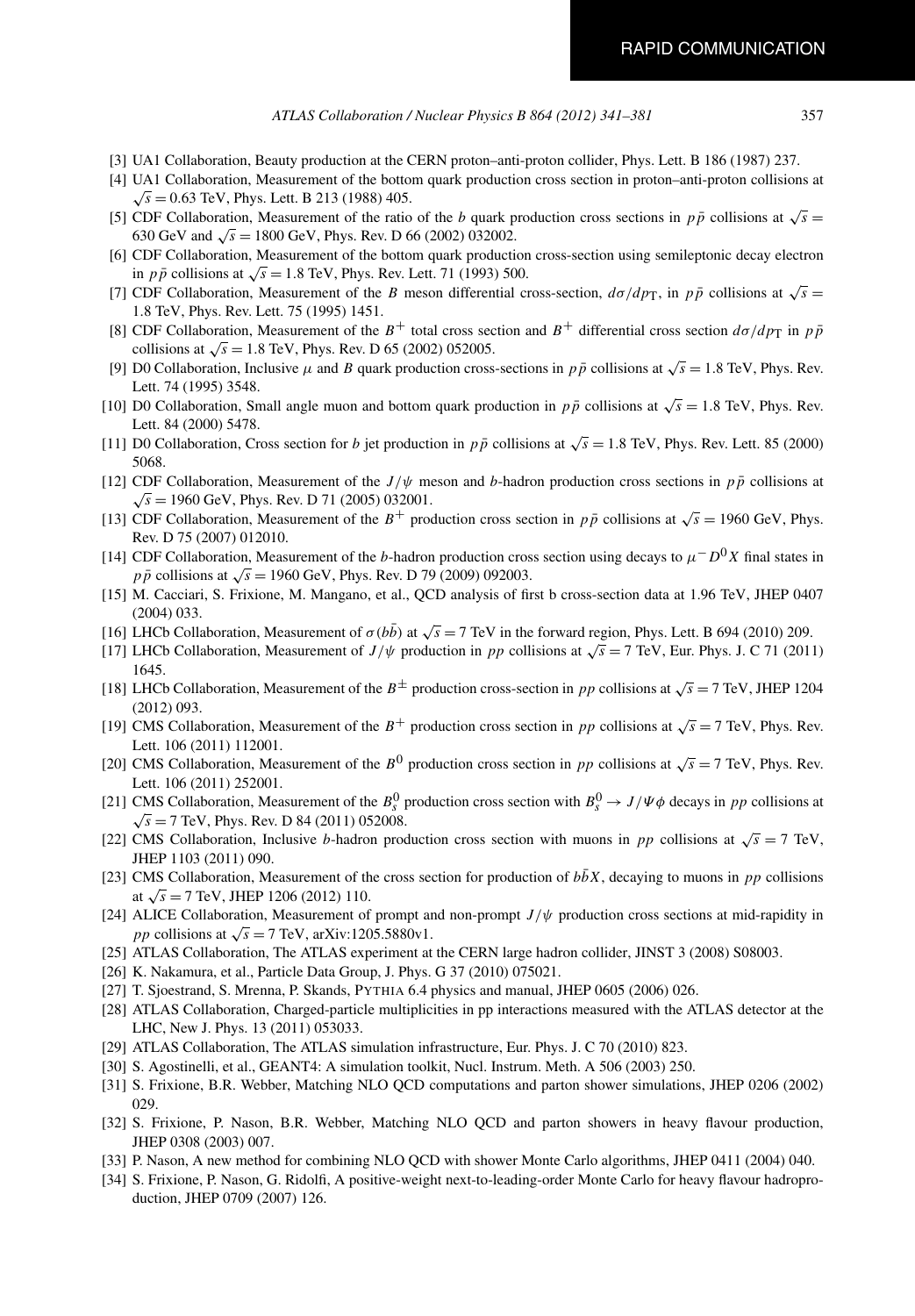[3] UA1 Collaboration, Beauty production at the CERN proton–anti-proton collider, Phys. Lett. B 186 (1987) 237.

[4] UA1 Collaboration, Measurement of the bottom quark production cross section in proton–anti-proton collisions at $\sqrt{s} = 0.63$ TeV, Phys. Lett. B 213 (1988) 405.

[5] CDF Collaboration, Measurement of the ratio of the $b$ quark production cross sections in $p\bar{p}$ collisions at $\sqrt{s} = 630$ GeV and $\sqrt{s} = 1800$ GeV, Phys. Rev. D 66 (2002) 032002.

[6] CDF Collaboration, Measurement of the bottom quark production cross-section using semileptonic decay electron in $p\bar{p}$ collisions at $\sqrt{s} = 1.8$ TeV, Phys. Rev. Lett. 71 (1993) 500.

[7] CDF Collaboration, Measurement of the $B$ meson differential cross-section, $d\sigma/dp_{\mathrm{T}}$, in $p\bar{p}$ collisions at $\sqrt{s} = 1.8$ TeV, Phys. Rev. Lett. 75 (1995) 1451.

[8] CDF Collaboration, Measurement of the $B^+$ total cross section and $B^+$ differential cross section $d\sigma/dp_{\mathrm{T}}$ in $p\bar{p}$ collisions at $\sqrt{s} = 1.8$ TeV, Phys. Rev. D 65 (2002) 052005.

[9] D0 Collaboration, Inclusive $\mu$ and $B$ quark production cross-sections in $p\bar{p}$ collisions at $\sqrt{s} = 1.8$ TeV, Phys. Rev. Lett. 74 (1995) 3548.

[10] D0 Collaboration, Small angle muon and bottom quark production in $p\bar{p}$ collisions at $\sqrt{s} = 1.8$ TeV, Phys. Rev. Lett. 84 (2000) 5478.

[11] D0 Collaboration, Cross section for $b$ jet production in $p\bar{p}$ collisions at $\sqrt{s} = 1.8$ TeV, Phys. Rev. Lett. 85 (2000) 5068.

[12] CDF Collaboration, Measurement of the $J/\psi$ meson and $b$-hadron production cross sections in $p\bar{p}$ collisions at $\sqrt{s} = 1960$ GeV, Phys. Rev. D 71 (2005) 032001.

[13] CDF Collaboration, Measurement of the $B^+$ production cross section in $p\bar{p}$ collisions at $\sqrt{s} = 1960$ GeV, Phys. Rev. D 75 (2007) 012010.

[14] CDF Collaboration, Measurement of the $b$-hadron production cross section using decays to $\mu^- D^0 X$ final states in $p\bar{p}$ collisions at $\sqrt{s} = 1960$ GeV, Phys. Rev. D 79 (2009) 092003.

[15] M. Cacciari, S. Frixione, M. Mangano, et al., QCD analysis of first b cross-section data at 1.96 TeV, JHEP 0407 (2004) 033.

[16] LHCb Collaboration, Measurement of $\sigma(b\bar{b})$ at $\sqrt{s} = 7$ TeV in the forward region, Phys. Lett. B 694 (2010) 209.

[17] LHCb Collaboration, Measurement of $J/\psi$ production in $pp$ collisions at $\sqrt{s} = 7$ TeV, Eur. Phys. J. C 71 (2011) 1645.

[18] LHCb Collaboration, Measurement of the $B^{\pm}$ production cross-section in $pp$ collisions at $\sqrt{s} = 7$ TeV, JHEP 1204 (2012) 093.

[19] CMS Collaboration, Measurement of the $B^+$ production cross section in $pp$ collisions at $\sqrt{s} = 7$ TeV, Phys. Rev. Lett. 106 (2011) 112001.

[20] CMS Collaboration, Measurement of the $B^0$ production cross section in $pp$ collisions at $\sqrt{s} = 7$ TeV, Phys. Rev. Lett. 106 (2011) 252001.

[21] CMS Collaboration, Measurement of the $B_s^0$ production cross section with $B_s^0 \to J/\Psi\phi$ decays in $pp$ collisions at $\sqrt{s} = 7$ TeV, Phys. Rev. D 84 (2011) 052008.

[22] CMS Collaboration, Inclusive $b$-hadron production cross section with muons in $pp$ collisions at $\sqrt{s} = 7$ TeV, JHEP 1103 (2011) 090.

[23] CMS Collaboration, Measurement of the cross section for production of $b\bar{b}X$, decaying to muons in $pp$ collisions at $\sqrt{s} = 7$ TeV, JHEP 1206 (2012) 110.

[24] ALICE Collaboration, Measurement of prompt and non-prompt $J/\psi$ production cross sections at mid-rapidity in $pp$ collisions at $\sqrt{s} = 7$ TeV, arXiv:1205.5880v1.

[25] ATLAS Collaboration, The ATLAS experiment at the CERN large hadron collider, JINST 3 (2008) S08003.

[26] K. Nakamura, et al., Particle Data Group, J. Phys. G 37 (2010) 075021.

[27] T. Sjoestrand, S. Mrenna, P. Skands, PYTHIA 6.4 physics and manual, JHEP 0605 (2006) 026.

[28] ATLAS Collaboration, Charged-particle multiplicities in pp interactions measured with the ATLAS detector at the LHC, New J. Phys. 13 (2011) 053033.

[29] ATLAS Collaboration, The ATLAS simulation infrastructure, Eur. Phys. J. C 70 (2010) 823.

[30] S. Agostinelli, et al., GEANT4: A simulation toolkit, Nucl. Instrum. Meth. A 506 (2003) 250.

[31] S. Frixione, B.R. Webber, Matching NLO QCD computations and parton shower simulations, JHEP 0206 (2002) 029.

[32] S. Frixione, P. Nason, B.R. Webber, Matching NLO QCD and parton showers in heavy flavour production, JHEP 0308 (2003) 007.

[33] P. Nason, A new method for combining NLO QCD with shower Monte Carlo algorithms, JHEP 0411 (2004) 040.

[34] S. Frixione, P. Nason, G. Ridolfi, A positive-weight next-to-leading-order Monte Carlo for heavy flavour hadroproduction, JHEP 0709 (2007) 126.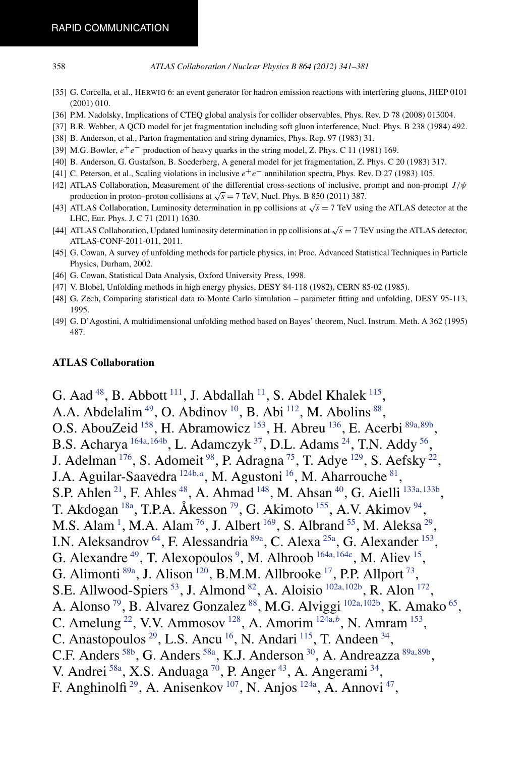[35] G. Corcella, et al., HERWIG 6: an event generator for hadron emission reactions with interfering gluons, JHEP 0101 (2001) 010.

[36] P.M. Nadolsky, Implications of CTEQ global analysis for collider observables, Phys. Rev. D 78 (2008) 013004.

[37] B.R. Webber, A QCD model for jet fragmentation including soft gluon interference, Nucl. Phys. B 238 (1984) 492.

[38] B. Anderson, et al., Parton fragmentation and string dynamics, Phys. Rep. 97 (1983) 31.

[39] M.G. Bowler, $e^+e^-$ production of heavy quarks in the string model, Z. Phys. C 11 (1981) 169.

[40] B. Anderson, G. Gustafson, B. Soederberg, A general model for jet fragmentation, Z. Phys. C 20 (1983) 317.

[41] C. Peterson, et al., Scaling violations in inclusive $e^+e^-$ annihilation spectra, Phys. Rev. D 27 (1983) 105.

[42] ATLAS Collaboration, Measurement of the differential cross-sections of inclusive, prompt and non-prompt $J/\psi$ production in proton–proton collisions at $\sqrt{s} = 7$ TeV, Nucl. Phys. B 850 (2011) 387.

[43] ATLAS Collaboration, Luminosity determination in pp collisions at $\sqrt{s} = 7$ TeV using the ATLAS detector at the LHC, Eur. Phys. J. C 71 (2011) 1630.

[44] ATLAS Collaboration, Updated luminosity determination in pp collisions at $\sqrt{s} = 7$ TeV using the ATLAS detector, ATLAS-CONF-2011-011, 2011.

[45] G. Cowan, A survey of unfolding methods for particle physics, in: Proc. Advanced Statistical Techniques in Particle Physics, Durham, 2002.

[46] G. Cowan, Statistical Data Analysis, Oxford University Press, 1998.

[47] V. Blobel, Unfolding methods in high energy physics, DESY 84-118 (1982), CERN 85-02 (1985).

[48] G. Zech, Comparing statistical data to Monte Carlo simulation – parameter fitting and unfolding, DESY 95-113, 1995.

[49] G. D'Agostini, A multidimensional unfolding method based on Bayes' theorem, Nucl. Instrum. Meth. A 362 (1995) 487.

**ATLAS Collaboration**

G. Aad [48], B. Abbott [111], J. Abdallah [11], S. Abdel Khalek [115], A.A. Abdelalim [49], O. Abdinov [10], B. Abi [112], M. Abolins [88], O.S. AbouZeid [158], H. Abramowicz [153], H. Abreu [136], E. Acerbi [89a,89b], B.S. Acharya [164a,164b], L. Adamczyk [37], D.L. Adams [24], T.N. Addy [56], J. Adelman [176], S. Adomeit [98], P. Adragna [75], T. Adye [129], S. Aefsky [22], J.A. Aguilar-Saavedra [124b,a], M. Agustoni [16], M. Aharrouche [81], S.P. Ahlen [21], F. Ahles [48], A. Ahmad [148], M. Ahsan [40], G. Aielli [133a,133b], T. Akdogan [18a], T.P.A. Åkesson [79], G. Akimoto [155], A.V. Akimov [94], M.S. Alam [1], M.A. Alam [76], J. Albert [169], S. Albrand [55], M. Aleksa [29], I.N. Aleksandrov [64], F. Alessandria [89a], C. Alexa [25a], G. Alexander [153], G. Alexandre [49], T. Alexopoulos [9], M. Alhroob [164a,164c], M. Aliev [15], G. Alimonti [89a], J. Alison [120], B.M.M. Allbrooke [17], P.P. Allport [73], S.E. Allwood-Spiers [53], J. Almond [82], A. Aloisio [102a,102b], R. Alon [172], A. Alonso [79], B. Alvarez Gonzalez [88], M.G. Alviggi [102a,102b], K. Amako [65], C. Amelung [22], V.V. Ammosov [128], A. Amorim [124a,b], N. Amram [153], C. Anastopoulos [29], L.S. Ancu [16], N. Andari [115], T. Andeen [34], C.F. Anders [58b], G. Anders [58a], K.J. Anderson [30], A. Andreazza [89a,89b], V. Andrei [58a], X.S. Anduaga [70], P. Anger [43], A. Angerami [34], F. Anghinolfi [29], A. Anisenkov [107], N. Anjos [124a], A. Annovi [47],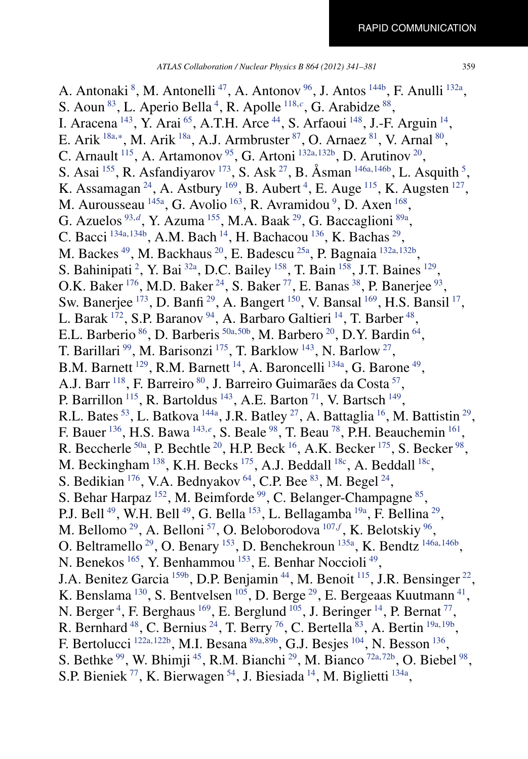A. Antonaki [8], M. Antonelli [47], A. Antonov [96], J. Antos [144b], F. Anulli [132a], S. Aoun [83], L. Aperio Bella [4], R. Apolle [118,c], G. Arabidze [88], I. Aracena [143], Y. Arai [65], A.T.H. Arce [44], S. Arfaoui [148], J.-F. Arguin [14], E. Arik [18a,*], M. Arik [18a], A.J. Armbruster [87], O. Arnaez [81], V. Arnal [80], C. Arnault [115], A. Artamonov [95], G. Artoni [132a,132b], D. Arutinov [20], S. Asai [155], R. Asfandiyarov [173], S. Ask [27], B. Åsman [146a,146b], L. Asquith [5], K. Assamagan [24], A. Astbury [169], B. Aubert [4], E. Auge [115], K. Augsten [127], M. Aurousseau [145a], G. Avolio [163], R. Avramidou [9], D. Axen [168], G. Azuelos [93,d], Y. Azuma [155], M.A. Baak [29], G. Baccaglioni [89a], C. Bacci [134a,134b], A.M. Bach [14], H. Bachacou [136], K. Bachas [29], M. Backes [49], M. Backhaus [20], E. Badescu [25a], P. Bagnaia [132a,132b], S. Bahinipati [2], Y. Bai [32a], D.C. Bailey [158], T. Bain [158], J.T. Baines [129], O.K. Baker [176], M.D. Baker [24], S. Baker [77], E. Banas [38], P. Banerjee [93], Sw. Banerjee [173], D. Banfi [29], A. Bangert [150], V. Bansal [169], H.S. Bansil [17], L. Barak [172], S.P. Baranov [94], A. Barbaro Galtieri [14], T. Barber [48], E.L. Barberio [86], D. Barberis [50a,50b], M. Barbero [20], D.Y. Bardin [64], T. Barillari [99], M. Barisonzi [175], T. Barklow [143], N. Barlow [27], B.M. Barnett [129], R.M. Barnett [14], A. Baroncelli [134a], G. Barone [49], A.J. Barr [118], F. Barreiro [80], J. Barreiro Guimarães da Costa [57], P. Barrillon [115], R. Bartoldus [143], A.E. Barton [71], V. Bartsch [149], R.L. Bates [53], L. Batkova [144a], J.R. Batley [27], A. Battaglia [16], M. Battistin [29], F. Bauer [136], H.S. Bawa [143,e], S. Beale [98], T. Beau [78], P.H. Beauchemin [161], R. Beccherle [50a], P. Bechtle [20], H.P. Beck [16], A.K. Becker [175], S. Becker [98], M. Beckingham [138], K.H. Becks [175], A.J. Beddall [18c], A. Beddall [18c], S. Bedikian [176], V.A. Bednyakov [64], C.P. Bee [83], M. Begel [24], S. Behar Harpaz [152], M. Beimforde [99], C. Belanger-Champagne [85], P.J. Bell [49], W.H. Bell [49], G. Bella [153], L. Bellagamba [19a], F. Bellina [29], M. Bellomo [29], A. Belloni [57], O. Beloborodova [107,f], K. Belotskiy [96], O. Beltramello [29], O. Benary [153], D. Benchekroun [135a], K. Bendtz [146a,146b], N. Benekos [165], Y. Benhammou [153], E. Benhar Noccioli [49], J.A. Benitez Garcia [159b], D.P. Benjamin [44], M. Benoit [115], J.R. Bensinger [22], K. Benslama [130], S. Bentvelsen [105], D. Berge [29], E. Bergeaas Kuutmann [41], N. Berger [4], F. Berghaus [169], E. Berglund [105], J. Beringer [14], P. Bernat [77], R. Bernhard [48], C. Bernius [24], T. Berry [76], C. Bertella [83], A. Bertin [19a,19b], F. Bertolucci [122a,122b], M.I. Besana [89a,89b], G.J. Besjes [104], N. Besson [136], S. Bethke [99], W. Bhimji [45], R.M. Bianchi [29], M. Bianco [72a,72b], O. Biebel [98], S.P. Bieniek [77], K. Bierwagen [54], J. Biesiada [14], M. Biglietti [134a],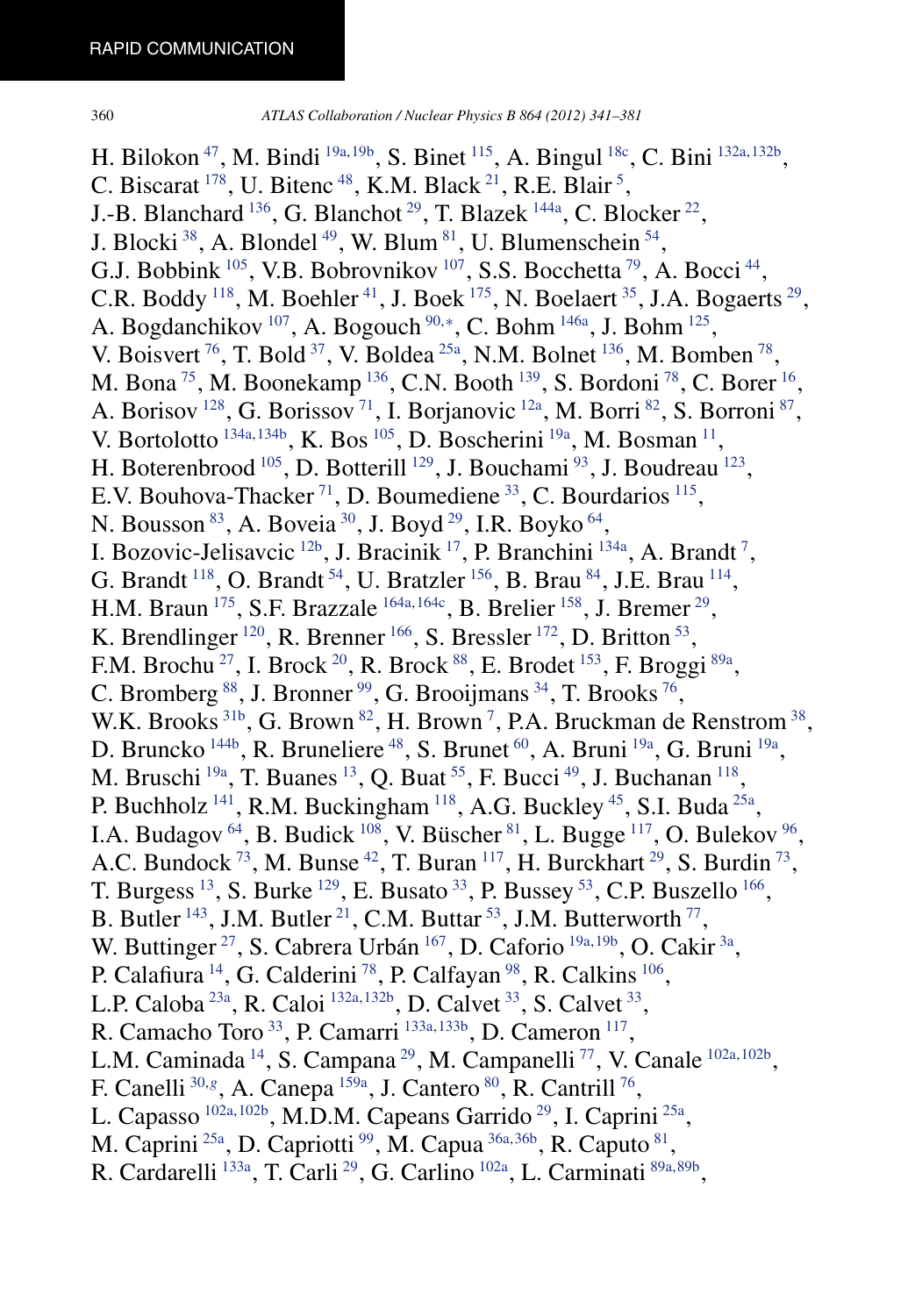H. Bilokon [47], M. Bindi [19a,19b], S. Binet [115], A. Bingul [18c], C. Bini [132a,132b], C. Biscarat [178], U. Bitenc [48], K.M. Black [21], R.E. Blair [5], J.-B. Blanchard [136], G. Blanchot [29], T. Blazek [144a], C. Blocker [22], J. Blocki [38], A. Blondel [49], W. Blum [81], U. Blumenschein [54], G.J. Bobbink [105], V.B. Bobrovnikov [107], S.S. Bocchetta [79], A. Bocci [44], C.R. Boddy [118], M. Boehler [41], J. Boek [175], N. Boelaert [35], J.A. Bogaerts [29], A. Bogdanchikov [107], A. Bogouch [90,*], C. Bohm [146a], J. Bohm [125], V. Boisvert [76], T. Bold [37], V. Boldea [25a], N.M. Bolnet [136], M. Bomben [78], M. Bona [75], M. Boonekamp [136], C.N. Booth [139], S. Bordoni [78], C. Borer [16], A. Borisov [128], G. Borissov [71], I. Borjanovic [12a], M. Borri [82], S. Borroni [87], V. Bortolotto [134a,134b], K. Bos [105], D. Boscherini [19a], M. Bosman [11], H. Boterenbrood [105], D. Botterill [129], J. Bouchami [93], J. Boudreau [123], E.V. Bouhova-Thacker [71], D. Boumediene [33], C. Bourdarios [115], N. Bousson [83], A. Boveia [30], J. Boyd [29], I.R. Boyko [64], I. Bozovic-Jelisavcic [12b], J. Bracinik [17], P. Branchini [134a], A. Brandt [7], G. Brandt [118], O. Brandt [54], U. Bratzler [156], B. Brau [84], J.E. Brau [114], H.M. Braun [175], S.F. Brazzale [164a,164c], B. Brelier [158], J. Bremer [29], K. Brendlinger [120], R. Brenner [166], S. Bressler [172], D. Britton [53], F.M. Brochu [27], I. Brock [20], R. Brock [88], E. Brodet [153], F. Broggi [89a], C. Bromberg [88], J. Bronner [99], G. Brooijmans [34], T. Brooks [76], W.K. Brooks [31b], G. Brown [82], H. Brown [7], P.A. Bruckman de Renstrom [38], D. Bruncko [144b], R. Bruneliere [48], S. Brunet [60], A. Bruni [19a], G. Bruni [19a], M. Bruschi [19a], T. Buanes [13], Q. Buat [55], F. Bucci [49], J. Buchanan [118], P. Buchholz [141], R.M. Buckingham [118], A.G. Buckley [45], S.I. Buda [25a], I.A. Budagov [64], B. Budick [108], V. Büscher [81], L. Bugge [117], O. Bulekov [96], A.C. Bundock [73], M. Bunse [42], T. Buran [117], H. Burckhart [29], S. Burdin [73], T. Burgess [13], S. Burke [129], E. Busato [33], P. Bussey [53], C.P. Buszello [166], B. Butler [143], J.M. Butler [21], C.M. Buttar [53], J.M. Butterworth [77], W. Buttinger [27], S. Cabrera Urbán [167], D. Caforio [19a,19b], O. Cakir [3a], P. Calafiura [14], G. Calderini [78], P. Calfayan [98], R. Calkins [106], L.P. Caloba [23a], R. Caloi [132a,132b], D. Calvet [33], S. Calvet [33], R. Camacho Toro [33], P. Camarri [133a,133b], D. Cameron [117], L.M. Caminada [14], S. Campana [29], M. Campanelli [77], V. Canale [102a,102b], F. Canelli [30,g], A. Canepa [159a], J. Cantero [80], R. Cantrill [76], L. Capasso [102a,102b], M.D.M. Capeans Garrido [29], I. Caprini [25a], M. Caprini [25a], D. Capriotti [99], M. Capua [36a,36b], R. Caputo [81], R. Cardarelli [133a], T. Carli [29], G. Carlino [102a], L. Carminati [89a,89b],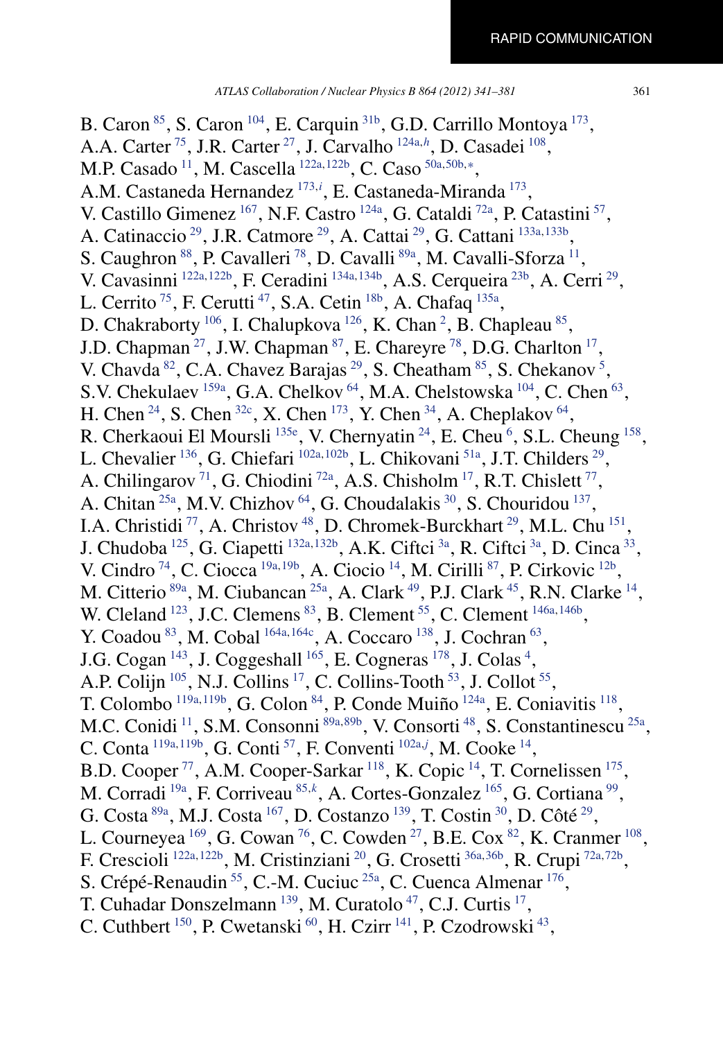B. Caron [85], S. Caron [104], E. Carquin [31b], G.D. Carrillo Montoya [173], A.A. Carter [75], J.R. Carter [27], J. Carvalho [124a,h], D. Casadei [108], M.P. Casado [11], M. Cascella [122a,122b], C. Caso [50a,50b,*], A.M. Castaneda Hernandez [173,i], E. Castaneda-Miranda [173], V. Castillo Gimenez [167], N.F. Castro [124a], G. Cataldi [72a], P. Catastini [57], A. Catinaccio [29], J.R. Catmore [29], A. Cattai [29], G. Cattani [133a,133b], S. Caughron [88], P. Cavalleri [78], D. Cavalli [89a], M. Cavalli-Sforza [11], V. Cavasinni [122a,122b], F. Ceradini [134a,134b], A.S. Cerqueira [23b], A. Cerri [29], L. Cerrito [75], F. Cerutti [47], S.A. Cetin [18b], A. Chafaq [135a], D. Chakraborty [106], I. Chalupkova [126], K. Chan [2], B. Chapleau [85], J.D. Chapman [27], J.W. Chapman [87], E. Chareyre [78], D.G. Charlton [17], V. Chavda [82], C.A. Chavez Barajas [29], S. Cheatham [85], S. Chekanov [5], S.V. Chekulaev [159a], G.A. Chelkov [64], M.A. Chelstowska [104], C. Chen [63], H. Chen [24], S. Chen [32c], X. Chen [173], Y. Chen [34], A. Cheplakov [64], R. Cherkaoui El Moursli [135e], V. Chernyatin [24], E. Cheu [6], S.L. Cheung [158], L. Chevalier [136], G. Chiefari [102a,102b], L. Chikovani [51a], J.T. Childers [29], A. Chilingarov [71], G. Chiodini [72a], A.S. Chisholm [17], R.T. Chislett [77], A. Chitan [25a], M.V. Chizhov [64], G. Choudalakis [30], S. Chouridou [137], I.A. Christidi [77], A. Christov [48], D. Chromek-Burckhart [29], M.L. Chu [151], J. Chudoba [125], G. Ciapetti [132a,132b], A.K. Ciftci [3a], R. Ciftci [3a], D. Cinca [33], V. Cindro [74], C. Ciocca [19a,19b], A. Ciocio [14], M. Cirilli [87], P. Cirkovic [12b], M. Citterio [89a], M. Ciubancan [25a], A. Clark [49], P.J. Clark [45], R.N. Clarke [14], W. Cleland [123], J.C. Clemens [83], B. Clement [55], C. Clement [146a,146b], Y. Coadou [83], M. Cobal [164a,164c], A. Coccaro [138], J. Cochran [63], J.G. Cogan [143], J. Coggeshall [165], E. Cogneras [178], J. Colas [4], A.P. Colijn [105], N.J. Collins [17], C. Collins-Tooth [53], J. Collot [55], T. Colombo [119a,119b], G. Colon [84], P. Conde Muiño [124a], E. Coniavitis [118], M.C. Conidi [11], S.M. Consonni [89a,89b], V. Consorti [48], S. Constantinescu [25a], C. Conta [119a,119b], G. Conti [57], F. Conventi [102a,j], M. Cooke [14], B.D. Cooper [77], A.M. Cooper-Sarkar [118], K. Copic [14], T. Cornelissen [175], M. Corradi [19a], F. Corriveau [85,k], A. Cortes-Gonzalez [165], G. Cortiana [99], G. Costa [89a], M.J. Costa [167], D. Costanzo [139], T. Costin [30], D. Côté [29], L. Courneyea [169], G. Cowan [76], C. Cowden [27], B.E. Cox [82], K. Cranmer [108], F. Crescioli [122a,122b], M. Cristinziani [20], G. Crosetti [36a,36b], R. Crupi [72a,72b], S. Crépé-Renaudin [55], C.-M. Cuciuc [25a], C. Cuenca Almenar [176], T. Cuhadar Donszelmann [139], M. Curatolo [47], C.J. Curtis [17], C. Cuthbert [150], P. Cwetanski [60], H. Czirr [141], P. Czodrowski [43],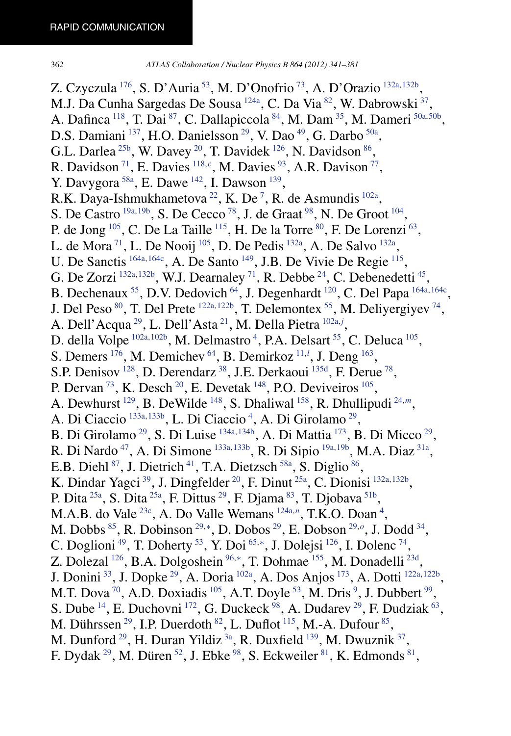Z. Czyczula [176], S. D'Auria [53], M. D'Onofrio [73], A. D'Orazio [132a,132b], M.J. Da Cunha Sargedas De Sousa [124a], C. Da Via [82], W. Dabrowski [37], A. Dafinca [118], T. Dai [87], C. Dallapiccola [84], M. Dam [35], M. Dameri [50a,50b], D.S. Damiani [137], H.O. Danielsson [29], V. Dao [49], G. Darbo [50a], G.L. Darlea [25b], W. Davey [20], T. Davidek [126], N. Davidson [86], R. Davidson [71], E. Davies [118,c], M. Davies [93], A.R. Davison [77], Y. Davygora [58a], E. Dawe [142], I. Dawson [139], R.K. Daya-Ishmukhametova [22], K. De [7], R. de Asmundis [102a], S. De Castro [19a,19b], S. De Cecco [78], J. de Graat [98], N. De Groot [104], P. de Jong [105], C. De La Taille [115], H. De la Torre [80], F. De Lorenzi [63], L. de Mora [71], L. De Nooij [105], D. De Pedis [132a], A. De Salvo [132a], U. De Sanctis [164a,164c], A. De Santo [149], J.B. De Vivie De Regie [115], G. De Zorzi [132a,132b], W.J. Dearnaley [71], R. Debbe [24], C. Debenedetti [45], B. Dechenaux [55], D.V. Dedovich [64], J. Degenhardt [120], C. Del Papa [164a,164c], J. Del Peso [80], T. Del Prete [122a,122b], T. Delemontex [55], M. Deliyergiyev [74], A. Dell'Acqua [29], L. Dell'Asta [21], M. Della Pietra [102a,j], D. della Volpe [102a,102b], M. Delmastro [4], P.A. Delsart [55], C. Deluca [105], S. Demers [176], M. Demichev [64], B. Demirkoz [11,l], J. Deng [163], S.P. Denisov [128], D. Derendarz [38], J.E. Derkaoui [135d], F. Derue [78], P. Dervan [73], K. Desch [20], E. Devetak [148], P.O. Deviveiros [105], A. Dewhurst [129], B. DeWilde [148], S. Dhaliwal [158], R. Dhullipudi [24,m], A. Di Ciaccio [133a,133b], L. Di Ciaccio [4], A. Di Girolamo [29], B. Di Girolamo [29], S. Di Luise [134a,134b], A. Di Mattia [173], B. Di Micco [29], R. Di Nardo [47], A. Di Simone [133a,133b], R. Di Sipio [19a,19b], M.A. Diaz [31a], E.B. Diehl [87], J. Dietrich [41], T.A. Dietzsch [58a], S. Diglio [86], K. Dindar Yagci [39], J. Dingfelder [20], F. Dinut [25a], C. Dionisi [132a,132b], P. Dita [25a], S. Dita [25a], F. Dittus [29], F. Djama [83], T. Djobava [51b], M.A.B. do Vale [23c], A. Do Valle Wemans [124a,n], T.K.O. Doan [4], M. Dobbs [85], R. Dobinson [29,*], D. Dobos [29], E. Dobson [29,o], J. Dodd [34], C. Doglioni [49], T. Doherty [53], Y. Doi [65,*], J. Dolejsi [126], I. Dolenc [74], Z. Dolezal [126], B.A. Dolgoshein [96,*], T. Dohmae [155], M. Donadelli [23d], J. Donini [33], J. Dopke [29], A. Doria [102a], A. Dos Anjos [173], A. Dotti [122a,122b], M.T. Dova [70], A.D. Doxiadis [105], A.T. Doyle [53], M. Dris [9], J. Dubbert [99], S. Dube [14], E. Duchovni [172], G. Duckeck [98], A. Dudarev [29], F. Dudziak [63], M. Dührssen [29], I.P. Duerdoth [82], L. Duflot [115], M.-A. Dufour [85], M. Dunford [29], H. Duran Yildiz [3a], R. Duxfield [139], M. Dwuznik [37], F. Dydak [29], M. Düren [52], J. Ebke [98], S. Eckweiler [81], K. Edmonds [81],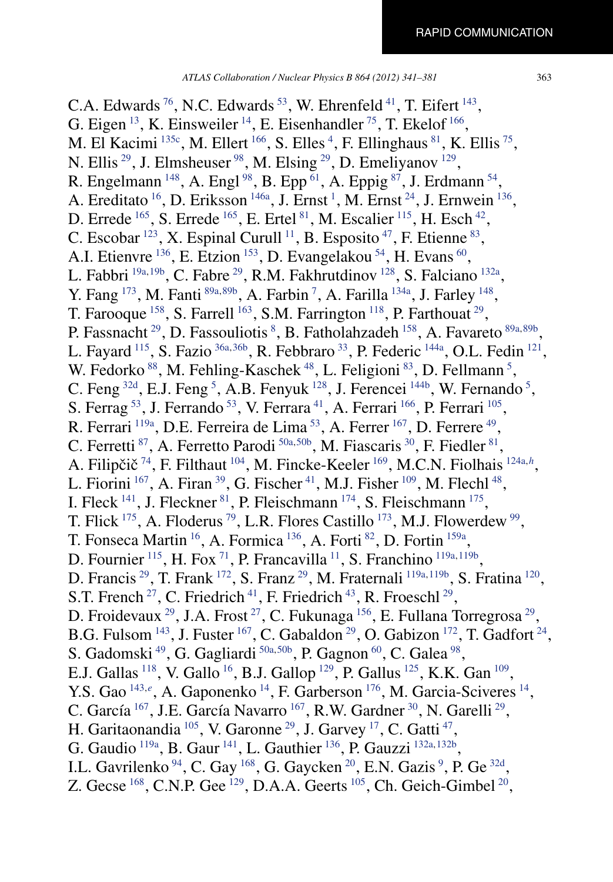C.A. Edwards [76], N.C. Edwards [53], W. Ehrenfeld [41], T. Eifert [143], G. Eigen [13], K. Einsweiler [14], E. Eisenhandler [75], T. Ekelof [166], M. El Kacimi [135c], M. Ellert [166], S. Elles [4], F. Ellinghaus [81], K. Ellis [75], N. Ellis [29], J. Elmsheuser [98], M. Elsing [29], D. Emeliyanov [129], R. Engelmann [148], A. Engl [98], B. Epp [61], A. Eppig [87], J. Erdmann [54], A. Ereditato [16], D. Eriksson [146a], J. Ernst [1], M. Ernst [24], J. Ernwein [136], D. Errede [165], S. Errede [165], E. Ertel [81], M. Escalier [115], H. Esch [42], C. Escobar [123], X. Espinal Curull [11], B. Esposito [47], F. Etienne [83], A.I. Etienvre [136], E. Etzion [153], D. Evangelakou [54], H. Evans [60], L. Fabbri [19a,19b], C. Fabre [29], R.M. Fakhrutdinov [128], S. Falciano [132a], Y. Fang [173], M. Fanti [89a,89b], A. Farbin [7], A. Farilla [134a], J. Farley [148], T. Farooque [158], S. Farrell [163], S.M. Farrington [118], P. Farthouat [29], P. Fassnacht [29], D. Fassouliotis [8], B. Fatholahzadeh [158], A. Favareto [89a,89b], L. Fayard [115], S. Fazio [36a,36b], R. Febbraro [33], P. Federic [144a], O.L. Fedin [121], W. Fedorko [88], M. Fehling-Kaschek [48], L. Feligioni [83], D. Fellmann [5], C. Feng [32d], E.J. Feng [5], A.B. Fenyuk [128], J. Ferencei [144b], W. Fernando [5], S. Ferrag [53], J. Ferrando [53], V. Ferrara [41], A. Ferrari [166], P. Ferrari [105], R. Ferrari [119a], D.E. Ferreira de Lima [53], A. Ferrer [167], D. Ferrere [49], C. Ferretti [87], A. Ferretto Parodi [50a,50b], M. Fiascaris [30], F. Fiedler [81], A. Filipčič [74], F. Filthaut [104], M. Fincke-Keeler [169], M.C.N. Fiolhais [124a,h], L. Fiorini [167], A. Firan [39], G. Fischer [41], M.J. Fisher [109], M. Flechl [48], I. Fleck [141], J. Fleckner [81], P. Fleischmann [174], S. Fleischmann [175], T. Flick [175], A. Floderus [79], L.R. Flores Castillo [173], M.J. Flowerdew [99], T. Fonseca Martin [16], A. Formica [136], A. Forti [82], D. Fortin [159a], D. Fournier [115], H. Fox [71], P. Francavilla [11], S. Franchino [119a,119b], D. Francis [29], T. Frank [172], S. Franz [29], M. Fraternali [119a,119b], S. Fratina [120], S.T. French [27], C. Friedrich [41], F. Friedrich [43], R. Froeschl [29], D. Froidevaux [29], J.A. Frost [27], C. Fukunaga [156], E. Fullana Torregrosa [29], B.G. Fulsom [143], J. Fuster [167], C. Gabaldon [29], O. Gabizon [172], T. Gadfort [24], S. Gadomski [49], G. Gagliardi [50a,50b], P. Gagnon [60], C. Galea [98], E.J. Gallas [118], V. Gallo [16], B.J. Gallop [129], P. Gallus [125], K.K. Gan [109], Y.S. Gao [143,e], A. Gaponenko [14], F. Garberson [176], M. Garcia-Sciveres [14], C. García [167], J.E. García Navarro [167], R.W. Gardner [30], N. Garelli [29], H. Garitaonandia [105], V. Garonne [29], J. Garvey [17], C. Gatti [47], G. Gaudio [119a], B. Gaur [141], L. Gauthier [136], P. Gauzzi [132a,132b], I.L. Gavrilenko [94], C. Gay [168], G. Gaycken [20], E.N. Gazis [9], P. Ge [32d], Z. Gecse [168], C.N.P. Gee [129], D.A.A. Geerts [105], Ch. Geich-Gimbel [20],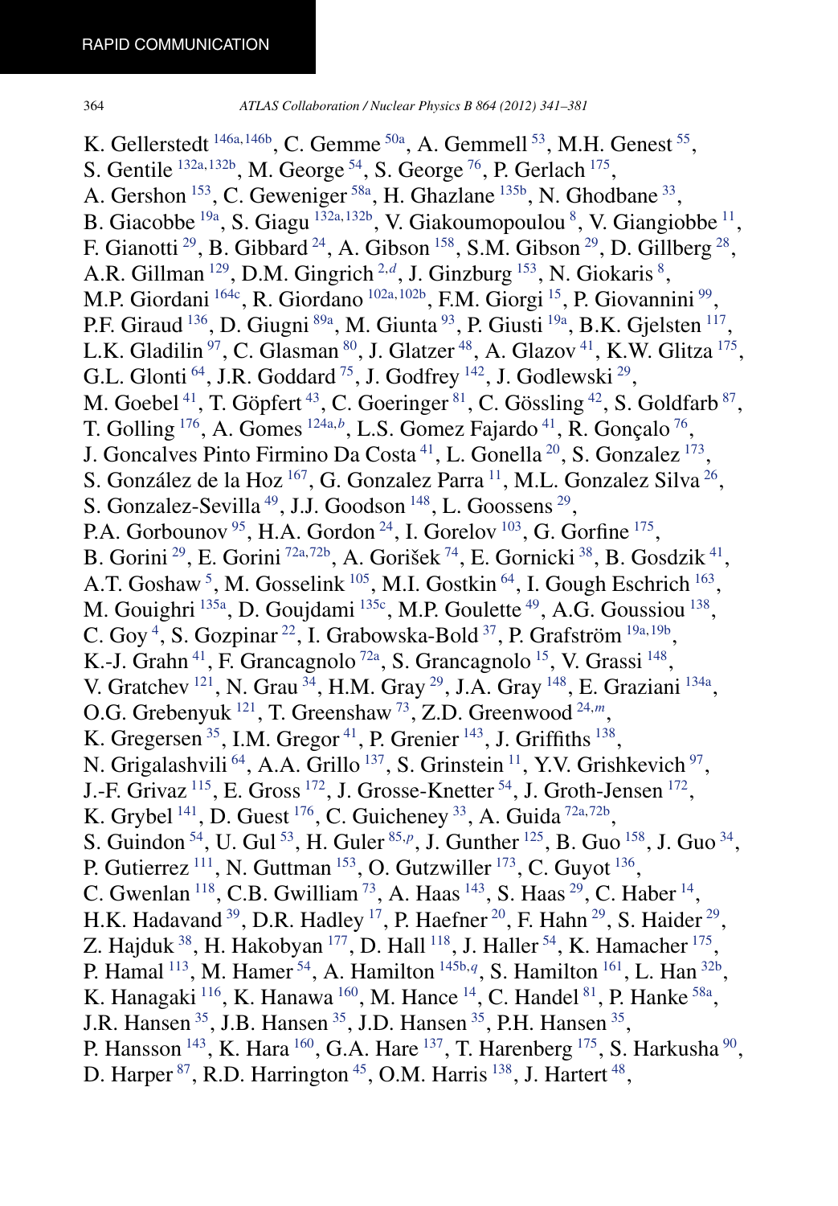K. Gellerstedt [146a,146b], C. Gemme [50a], A. Gemmell [53], M.H. Genest [55], S. Gentile [132a,132b], M. George [54], S. George [76], P. Gerlach [175], A. Gershon [153], C. Geweniger [58a], H. Ghazlane [135b], N. Ghodbane [33], B. Giacobbe [19a], S. Giagu [132a,132b], V. Giakoumopoulou [8], V. Giangiobbe [11], F. Gianotti [29], B. Gibbard [24], A. Gibson [158], S.M. Gibson [29], D. Gillberg [28], A.R. Gillman [129], D.M. Gingrich [2,d], J. Ginzburg [153], N. Giokaris [8], M.P. Giordani [164c], R. Giordano [102a,102b], F.M. Giorgi [15], P. Giovannini [99], P.F. Giraud [136], D. Giugni [89a], M. Giunta [93], P. Giusti [19a], B.K. Gjelsten [117], L.K. Gladilin [97], C. Glasman [80], J. Glatzer [48], A. Glazov [41], K.W. Glitza [175], G.L. Glonti [64], J.R. Goddard [75], J. Godfrey [142], J. Godlewski [29], M. Goebel [41], T. Göpfert [43], C. Goeringer [81], C. Gössling [42], S. Goldfarb [87], T. Golling [176], A. Gomes [124a,b], L.S. Gomez Fajardo [41], R. Gonçalo [76], J. Goncalves Pinto Firmino Da Costa [41], L. Gonella [20], S. Gonzalez [173], S. González de la Hoz [167], G. Gonzalez Parra [11], M.L. Gonzalez Silva [26], S. Gonzalez-Sevilla [49], J.J. Goodson [148], L. Goossens [29], P.A. Gorbounov [95], H.A. Gordon [24], I. Gorelov [103], G. Gorfine [175], B. Gorini [29], E. Gorini [72a,72b], A. Gorišek [74], E. Gornicki [38], B. Gosdzik [41], A.T. Goshaw [5], M. Gosselink [105], M.I. Gostkin [64], I. Gough Eschrich [163], M. Gouighri [135a], D. Goujdami [135c], M.P. Goulette [49], A.G. Goussiou [138], C. Goy [4], S. Gozpinar [22], I. Grabowska-Bold [37], P. Grafström [19a,19b], K.-J. Grahn [41], F. Grancagnolo [72a], S. Grancagnolo [15], V. Grassi [148], V. Gratchev [121], N. Grau [34], H.M. Gray [29], J.A. Gray [148], E. Graziani [134a], O.G. Grebenyuk [121], T. Greenshaw [73], Z.D. Greenwood [24,m], K. Gregersen [35], I.M. Gregor [41], P. Grenier [143], J. Griffiths [138], N. Grigalashvili [64], A.A. Grillo [137], S. Grinstein [11], Y.V. Grishkevich [97], J.-F. Grivaz [115], E. Gross [172], J. Grosse-Knetter [54], J. Groth-Jensen [172], K. Grybel [141], D. Guest [176], C. Guicheney [33], A. Guida [72a,72b], S. Guindon [54], U. Gul [53], H. Guler [85,p], J. Gunther [125], B. Guo [158], J. Guo [34], P. Gutierrez [111], N. Guttman [153], O. Gutzwiller [173], C. Guyot [136], C. Gwenlan [118], C.B. Gwilliam [73], A. Haas [143], S. Haas [29], C. Haber [14], H.K. Hadavand [39], D.R. Hadley [17], P. Haefner [20], F. Hahn [29], S. Haider [29], Z. Hajduk [38], H. Hakobyan [177], D. Hall [118], J. Haller [54], K. Hamacher [175], P. Hamal [113], M. Hamer [54], A. Hamilton [145b,q], S. Hamilton [161], L. Han [32b], K. Hanagaki [116], K. Hanawa [160], M. Hance [14], C. Handel [81], P. Hanke [58a], J.R. Hansen [35], J.B. Hansen [35], J.D. Hansen [35], P.H. Hansen [35], P. Hansson [143], K. Hara [160], G.A. Hare [137], T. Harenberg [175], S. Harkusha [90], D. Harper [87], R.D. Harrington [45], O.M. Harris [138], J. Hartert [48],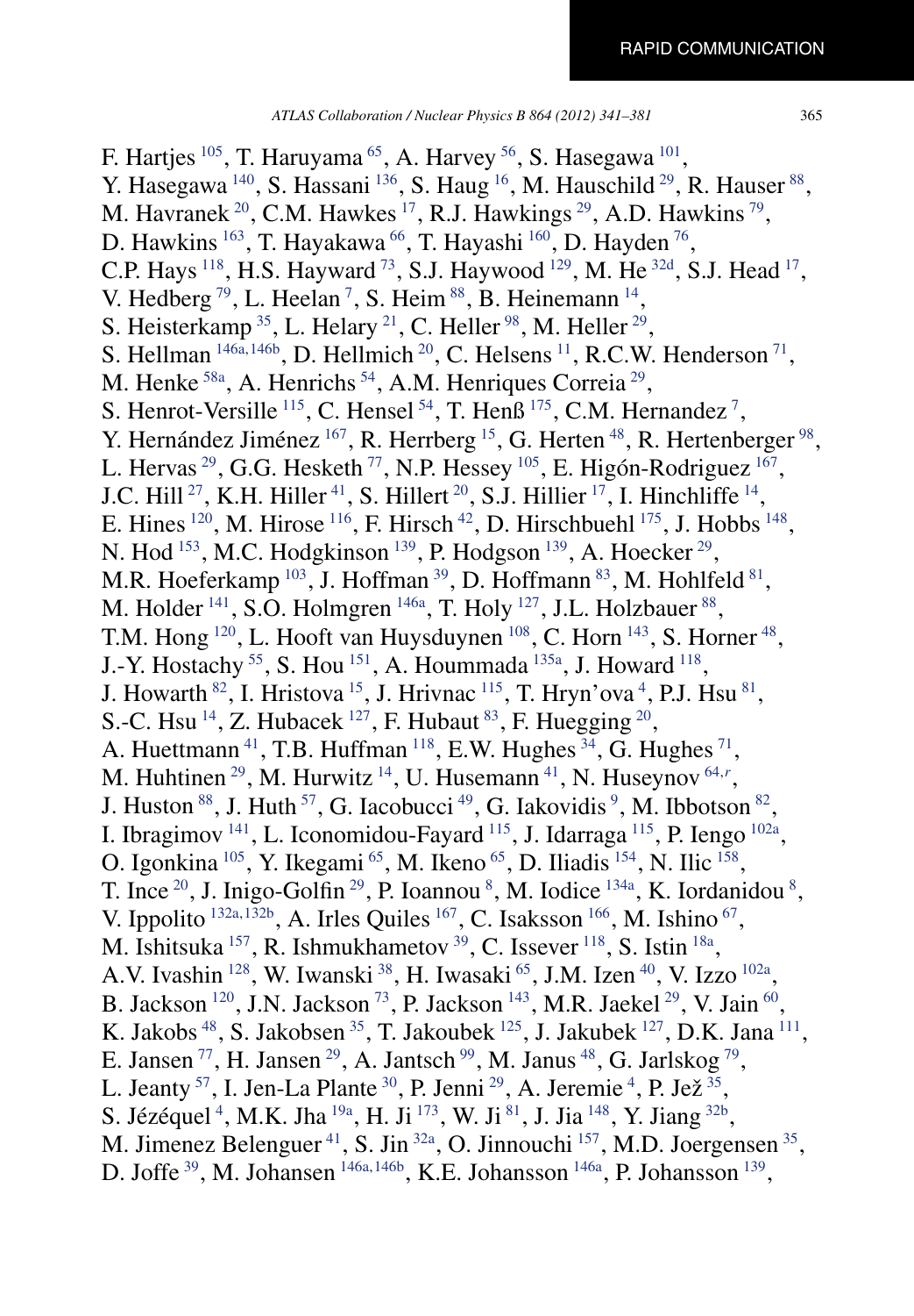F. Hartjes [105], T. Haruyama [65], A. Harvey [56], S. Hasegawa [101], Y. Hasegawa [140], S. Hassani [136], S. Haug [16], M. Hauschild [29], R. Hauser [88], M. Havranek [20], C.M. Hawkes [17], R.J. Hawkings [29], A.D. Hawkins [79], D. Hawkins [163], T. Hayakawa [66], T. Hayashi [160], D. Hayden [76], C.P. Hays [118], H.S. Hayward [73], S.J. Haywood [129], M. He [32d], S.J. Head [17], V. Hedberg [79], L. Heelan [7], S. Heim [88], B. Heinemann [14], S. Heisterkamp [35], L. Helary [21], C. Heller [98], M. Heller [29], S. Hellman [146a,146b], D. Hellmich [20], C. Helsens [11], R.C.W. Henderson [71], M. Henke [58a], A. Henrichs [54], A.M. Henriques Correia [29], S. Henrot-Versille [115], C. Hensel [54], T. Henß [175], C.M. Hernandez [7], Y. Hernández Jiménez [167], R. Herrberg [15], G. Herten [48], R. Hertenberger [98], L. Hervas [29], G.G. Hesketh [77], N.P. Hessey [105], E. Higón-Rodriguez [167], J.C. Hill [27], K.H. Hiller [41], S. Hillert [20], S.J. Hillier [17], I. Hinchliffe [14], E. Hines [120], M. Hirose [116], F. Hirsch [42], D. Hirschbuehl [175], J. Hobbs [148], N. Hod [153], M.C. Hodgkinson [139], P. Hodgson [139], A. Hoecker [29], M.R. Hoeferkamp [103], J. Hoffman [39], D. Hoffmann [83], M. Hohlfeld [81], M. Holder [141], S.O. Holmgren [146a], T. Holy [127], J.L. Holzbauer [88], T.M. Hong [120], L. Hooft van Huysduynen [108], C. Horn [143], S. Horner [48], J.-Y. Hostachy [55], S. Hou [151], A. Hoummada [135a], J. Howard [118], J. Howarth [82], I. Hristova [15], J. Hrivnac [115], T. Hryn'ova [4], P.J. Hsu [81], S.-C. Hsu [14], Z. Hubacek [127], F. Hubaut [83], F. Huegging [20], A. Huettmann [41], T.B. Huffman [118], E.W. Hughes [34], G. Hughes [71], M. Huhtinen [29], M. Hurwitz [14], U. Husemann [41], N. Huseynov [64,r], J. Huston [88], J. Huth [57], G. Iacobucci [49], G. Iakovidis [9], M. Ibbotson [82], I. Ibragimov [141], L. Iconomidou-Fayard [115], J. Idarraga [115], P. Iengo [102a], O. Igonkina [105], Y. Ikegami [65], M. Ikeno [65], D. Iliadis [154], N. Ilic [158], T. Ince [20], J. Inigo-Golfin [29], P. Ioannou [8], M. Iodice [134a], K. Iordanidou [8], V. Ippolito [132a,132b], A. Irles Quiles [167], C. Isaksson [166], M. Ishino [67], M. Ishitsuka [157], R. Ishmukhametov [39], C. Issever [118], S. Istin [18a], A.V. Ivashin [128], W. Iwanski [38], H. Iwasaki [65], J.M. Izen [40], V. Izzo [102a], B. Jackson [120], J.N. Jackson [73], P. Jackson [143], M.R. Jaekel [29], V. Jain [60], K. Jakobs [48], S. Jakobsen [35], T. Jakoubek [125], J. Jakubek [127], D.K. Jana [111], E. Jansen [77], H. Jansen [29], A. Jantsch [99], M. Janus [48], G. Jarlskog [79], L. Jeanty [57], I. Jen-La Plante [30], P. Jenni [29], A. Jeremie [4], P. Jež [35], S. Jézéquel [4], M.K. Jha [19a], H. Ji [173], W. Ji [81], J. Jia [148], Y. Jiang [32b], M. Jimenez Belenguer [41], S. Jin [32a], O. Jinnouchi [157], M.D. Joergensen [35], D. Joffe [39], M. Johansen [146a,146b], K.E. Johansson [146a], P. Johansson [139],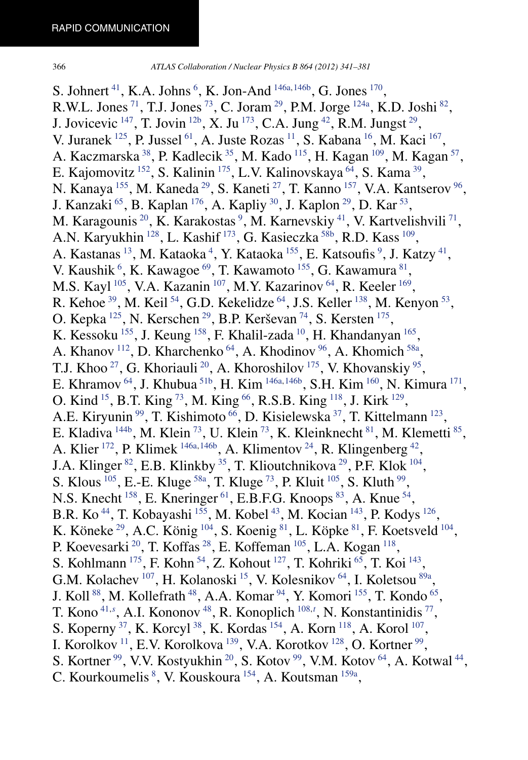S. Johnert [41], K.A. Johns [6], K. Jon-And [146a,146b], G. Jones [170], R.W.L. Jones [71], T.J. Jones [73], C. Joram [29], P.M. Jorge [124a], K.D. Joshi [82], J. Jovicevic [147], T. Jovin [12b], X. Ju [173], C.A. Jung [42], R.M. Jungst [29], V. Juranek [125], P. Jussel [61], A. Juste Rozas [11], S. Kabana [16], M. Kaci [167], A. Kaczmarska [38], P. Kadlecik [35], M. Kado [115], H. Kagan [109], M. Kagan [57], E. Kajomovitz [152], S. Kalinin [175], L.V. Kalinovskaya [64], S. Kama [39], N. Kanaya [155], M. Kaneda [29], S. Kaneti [27], T. Kanno [157], V.A. Kantserov [96], J. Kanzaki [65], B. Kaplan [176], A. Kapliy [30], J. Kaplon [29], D. Kar [53], M. Karagounis [20], K. Karakostas [9], M. Karnevskiy [41], V. Kartvelishvili [71], A.N. Karyukhin [128], L. Kashif [173], G. Kasieczka [58b], R.D. Kass [109], A. Kastanas [13], M. Kataoka [4], Y. Kataoka [155], E. Katsoufis [9], J. Katzy [41], V. Kaushik [6], K. Kawagoe [69], T. Kawamoto [155], G. Kawamura [81], M.S. Kayl [105], V.A. Kazanin [107], M.Y. Kazarinov [64], R. Keeler [169], R. Kehoe [39], M. Keil [54], G.D. Kekelidze [64], J.S. Keller [138], M. Kenyon [53], O. Kepka [125], N. Kerschen [29], B.P. Kerševan [74], S. Kersten [175], K. Kessoku [155], J. Keung [158], F. Khalil-zada [10], H. Khandanyan [165], A. Khanov [112], D. Kharchenko [64], A. Khodinov [96], A. Khomich [58a], T.J. Khoo [27], G. Khoriauli [20], A. Khoroshilov [175], V. Khovanskiy [95], E. Khramov [64], J. Khubua [51b], H. Kim [146a,146b], S.H. Kim [160], N. Kimura [171], O. Kind [15], B.T. King [73], M. King [66], R.S.B. King [118], J. Kirk [129], A.E. Kiryunin [99], T. Kishimoto [66], D. Kisielewska [37], T. Kittelmann [123], E. Kladiva [144b], M. Klein [73], U. Klein [73], K. Kleinknecht [81], M. Klemetti [85], A. Klier [172], P. Klimek [146a,146b], A. Klimentov [24], R. Klingenberg [42], J.A. Klinger [82], E.B. Klinkby [35], T. Klioutchnikova [29], P.F. Klok [104], S. Klous [105], E.-E. Kluge [58a], T. Kluge [73], P. Kluit [105], S. Kluth [99], N.S. Knecht [158], E. Kneringer [61], E.B.F.G. Knoops [83], A. Knue [54], B.R. Ko [44], T. Kobayashi [155], M. Kobel [43], M. Kocian [143], P. Kodys [126], K. Köneke [29], A.C. König [104], S. Koenig [81], L. Köpke [81], F. Koetsveld [104], P. Koevesarki [20], T. Koffas [28], E. Koffeman [105], L.A. Kogan [118], S. Kohlmann [175], F. Kohn [54], Z. Kohout [127], T. Kohriki [65], T. Koi [143], G.M. Kolachev [107], H. Kolanoski [15], V. Kolesnikov [64], I. Koletsou [89a], J. Koll [88], M. Kollefrath [48], A.A. Komar [94], Y. Komori [155], T. Kondo [65], T. Kono [41,s], A.I. Kononov [48], R. Konoplich [108,t], N. Konstantinidis [77], S. Koperny [37], K. Korcyl [38], K. Kordas [154], A. Korn [118], A. Korol [107], I. Korolkov [11], E.V. Korolkova [139], V.A. Korotkov [128], O. Kortner [99], S. Kortner [99], V.V. Kostyukhin [20], S. Kotov [99], V.M. Kotov [64], A. Kotwal [44], C. Kourkoumelis [8], V. Kouskoura [154], A. Koutsman [159a],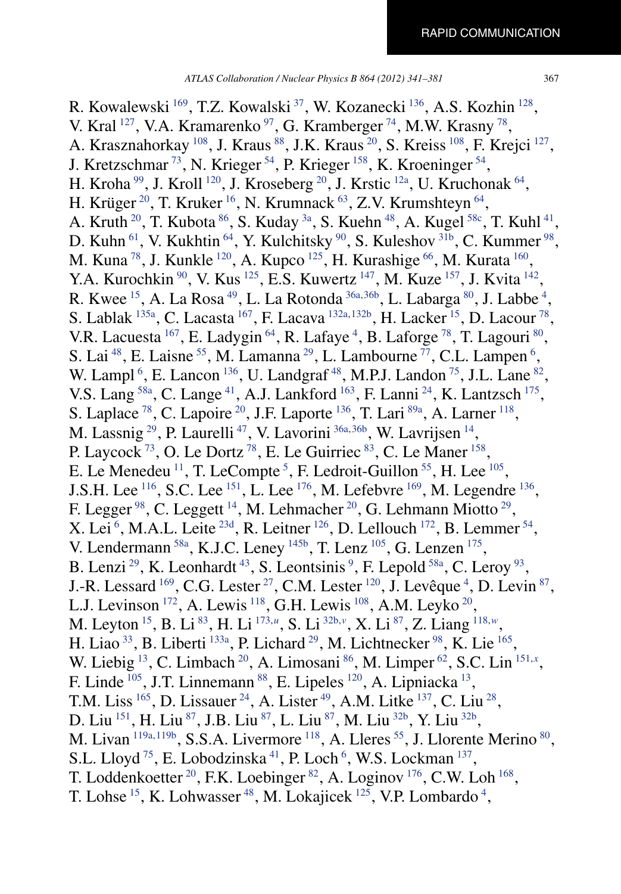R. Kowalewski [169], T.Z. Kowalski [37], W. Kozanecki [136], A.S. Kozhin [128], V. Kral [127], V.A. Kramarenko [97], G. Kramberger [74], M.W. Krasny [78], A. Krasznahorkay [108], J. Kraus [88], J.K. Kraus [20], S. Kreiss [108], F. Krejci [127], J. Kretzschmar [73], N. Krieger [54], P. Krieger [158], K. Kroeninger [54], H. Kroha [99], J. Kroll [120], J. Kroseberg [20], J. Krstic [12a], U. Kruchonak [64], H. Krüger [20], T. Kruker [16], N. Krumnack [63], Z.V. Krumshteyn [64], A. Kruth [20], T. Kubota [86], S. Kuday [3a], S. Kuehn [48], A. Kugel [58c], T. Kuhl [41], D. Kuhn [61], V. Kukhtin [64], Y. Kulchitsky [90], S. Kuleshov [31b], C. Kummer [98], M. Kuna [78], J. Kunkle [120], A. Kupco [125], H. Kurashige [66], M. Kurata [160], Y.A. Kurochkin [90], V. Kus [125], E.S. Kuwertz [147], M. Kuze [157], J. Kvita [142], R. Kwee [15], A. La Rosa [49], L. La Rotonda [36a,36b], L. Labarga [80], J. Labbe [4], S. Lablak [135a], C. Lacasta [167], F. Lacava [132a,132b], H. Lacker [15], D. Lacour [78], V.R. Lacuesta [167], E. Ladygin [64], R. Lafaye [4], B. Laforge [78], T. Lagouri [80], S. Lai [48], E. Laisne [55], M. Lamanna [29], L. Lambourne [77], C.L. Lampen [6], W. Lampl [6], E. Lancon [136], U. Landgraf [48], M.P.J. Landon [75], J.L. Lane [82], V.S. Lang [58a], C. Lange [41], A.J. Lankford [163], F. Lanni [24], K. Lantzsch [175], S. Laplace [78], C. Lapoire [20], J.F. Laporte [136], T. Lari [89a], A. Larner [118], M. Lassnig [29], P. Laurelli [47], V. Lavorini [36a,36b], W. Lavrijsen [14], P. Laycock [73], O. Le Dortz [78], E. Le Guirriec [83], C. Le Maner [158], E. Le Menedeu [11], T. LeCompte [5], F. Ledroit-Guillon [55], H. Lee [105], J.S.H. Lee [116], S.C. Lee [151], L. Lee [176], M. Lefebvre [169], M. Legendre [136], F. Legger [98], C. Leggett [14], M. Lehmacher [20], G. Lehmann Miotto [29], X. Lei [6], M.A.L. Leite [23d], R. Leitner [126], D. Lellouch [172], B. Lemmer [54], V. Lendermann [58a], K.J.C. Leney [145b], T. Lenz [105], G. Lenzen [175], B. Lenzi [29], K. Leonhardt [43], S. Leontsinis [9], F. Lepold [58a], C. Leroy [93], J.-R. Lessard [169], C.G. Lester [27], C.M. Lester [120], J. Levêque [4], D. Levin [87], L.J. Levinson [172], A. Lewis [118], G.H. Lewis [108], A.M. Leyko [20], M. Leyton [15], B. Li [83], H. Li [173,u], S. Li [32b,v], X. Li [87], Z. Liang [118,w], H. Liao [33], B. Liberti [133a], P. Lichard [29], M. Lichtnecker [98], K. Lie [165], W. Liebig [13], C. Limbach [20], A. Limosani [86], M. Limper [62], S.C. Lin [151,x], F. Linde [105], J.T. Linnemann [88], E. Lipeles [120], A. Lipniacka [13], T.M. Liss [165], D. Lissauer [24], A. Lister [49], A.M. Litke [137], C. Liu [28], D. Liu [151], H. Liu [87], J.B. Liu [87], L. Liu [87], M. Liu [32b], Y. Liu [32b], M. Livan [119a,119b], S.S.A. Livermore [118], A. Lleres [55], J. Llorente Merino [80], S.L. Lloyd [75], E. Lobodzinska [41], P. Loch [6], W.S. Lockman [137], T. Loddenkoetter [20], F.K. Loebinger [82], A. Loginov [176], C.W. Loh [168], T. Lohse [15], K. Lohwasser [48], M. Lokajicek [125], V.P. Lombardo [4],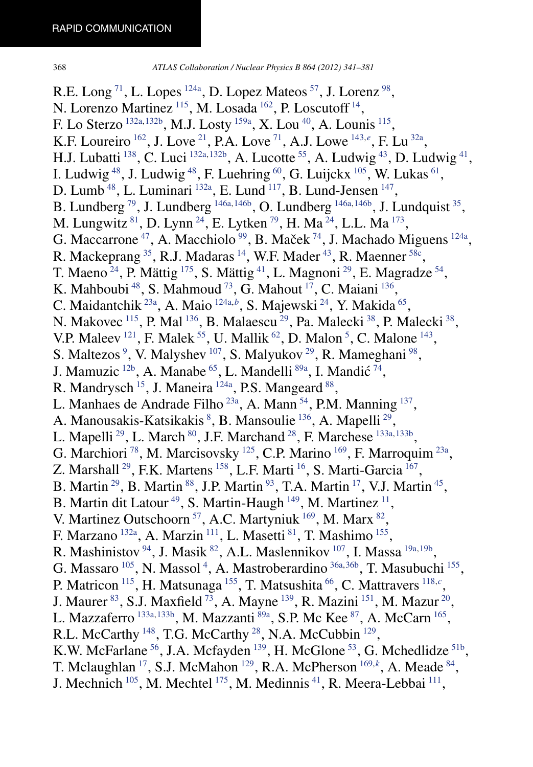R.E. Long [71], L. Lopes [124a], D. Lopez Mateos [57], J. Lorenz [98], N. Lorenzo Martinez [115], M. Losada [162], P. Loscutoff [14], F. Lo Sterzo [132a,132b], M.J. Losty [159a], X. Lou [40], A. Lounis [115], K.F. Loureiro [162], J. Love [21], P.A. Love [71], A.J. Lowe [143,e], F. Lu [32a], H.J. Lubatti [138], C. Luci [132a,132b], A. Lucotte [55], A. Ludwig [43], D. Ludwig [41], I. Ludwig [48], J. Ludwig [48], F. Luehring [60], G. Luijckx [105], W. Lukas [61], D. Lumb [48], L. Luminari [132a], E. Lund [117], B. Lund-Jensen [147], B. Lundberg [79], J. Lundberg [146a,146b], O. Lundberg [146a,146b], J. Lundquist [35], M. Lungwitz [81], D. Lynn [24], E. Lytken [79], H. Ma [24], L.L. Ma [173], G. Maccarrone [47], A. Macchiolo [99], B. Maček [74], J. Machado Miguens [124a], R. Mackeprang [35], R.J. Madaras [14], W.F. Mader [43], R. Maenner [58c], T. Maeno [24], P. Mättig [175], S. Mättig [41], L. Magnoni [29], E. Magradze [54], K. Mahboubi [48], S. Mahmoud [73], G. Mahout [17], C. Maiani [136], C. Maidantchik [23a], A. Maio [124a,b], S. Majewski [24], Y. Makida [65], N. Makovec [115], P. Mal [136], B. Malaescu [29], Pa. Malecki [38], P. Malecki [38], V.P. Maleev [121], F. Malek [55], U. Mallik [62], D. Malon [5], C. Malone [143], S. Maltezos [9], V. Malyshev [107], S. Malyukov [29], R. Mameghani [98], J. Mamuzic [12b], A. Manabe [65], L. Mandelli [89a], I. Mandić [74], R. Mandrysch [15], J. Maneira [124a], P.S. Mangeard [88], L. Manhaes de Andrade Filho [23a], A. Mann [54], P.M. Manning [137], A. Manousakis-Katsikakis [8], B. Mansoulie [136], A. Mapelli [29], L. Mapelli [29], L. March [80], J.F. Marchand [28], F. Marchese [133a,133b], G. Marchiori [78], M. Marcisovsky [125], C.P. Marino [169], F. Marroquim [23a], Z. Marshall [29], F.K. Martens [158], L.F. Marti [16], S. Marti-Garcia [167], B. Martin [29], B. Martin [88], J.P. Martin [93], T.A. Martin [17], V.J. Martin [45], B. Martin dit Latour [49], S. Martin-Haugh [149], M. Martinez [11], V. Martinez Outschoorn [57], A.C. Martyniuk [169], M. Marx [82], F. Marzano [132a], A. Marzin [111], L. Masetti [81], T. Mashimo [155], R. Mashinistov [94], J. Masik [82], A.L. Maslennikov [107], I. Massa [19a,19b], G. Massaro [105], N. Massol [4], A. Mastroberardino [36a,36b], T. Masubuchi [155], P. Matricon [115], H. Matsunaga [155], T. Matsushita [66], C. Mattravers [118,c], J. Maurer [83], S.J. Maxfield [73], A. Mayne [139], R. Mazini [151], M. Mazur [20], L. Mazzaferro [133a,133b], M. Mazzanti [89a], S.P. Mc Kee [87], A. McCarn [165], R.L. McCarthy [148], T.G. McCarthy [28], N.A. McCubbin [129], K.W. McFarlane [56], J.A. Mcfayden [139], H. McGlone [53], G. Mchedlidze [51b], T. Mclaughlan [17], S.J. McMahon [129], R.A. McPherson [169,k], A. Meade [84], J. Mechnich [105], M. Mechtel [175], M. Medinnis [41], R. Meera-Lebbai [111],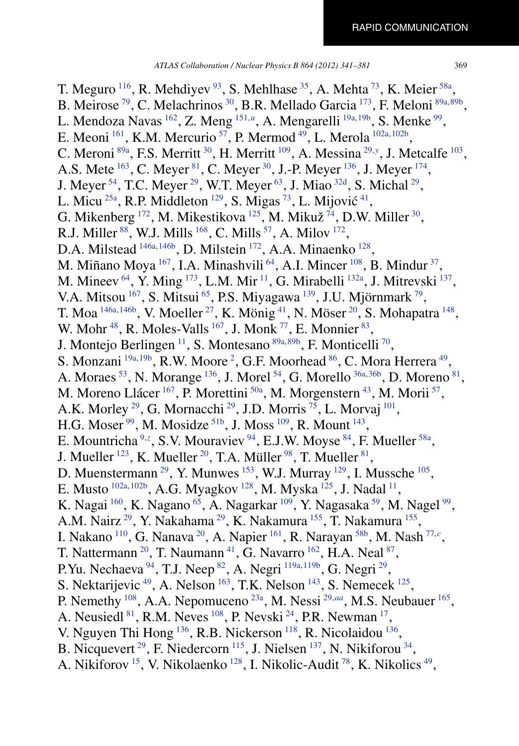T. Meguro [116], R. Mehdiyev [93], S. Mehlhase [35], A. Mehta [73], K. Meier [58a], B. Meirose [79], C. Melachrinos [30], B.R. Mellado Garcia [173], F. Meloni [89a,89b], L. Mendoza Navas [162], Z. Meng [151,u], A. Mengarelli [19a,19b], S. Menke [99], E. Meoni [161], K.M. Mercurio [57], P. Mermod [49], L. Merola [102a,102b], C. Meroni [89a], F.S. Merritt [30], H. Merritt [109], A. Messina [29,y], J. Metcalfe [103], A.S. Mete [163], C. Meyer [81], C. Meyer [30], J.-P. Meyer [136], J. Meyer [174], J. Meyer [54], T.C. Meyer [29], W.T. Meyer [63], J. Miao [32d], S. Michal [29], L. Micu [25a], R.P. Middleton [129], S. Migas [73], L. Mijović [41], G. Mikenberg [172], M. Mikestikova [125], M. Mikuž [74], D.W. Miller [30], R.J. Miller [88], W.J. Mills [168], C. Mills [57], A. Milov [172], D.A. Milstead [146a,146b], D. Milstein [172], A.A. Minaenko [128], M. Miñano Moya [167], I.A. Minashvili [64], A.I. Mincer [108], B. Mindur [37], M. Mineev [64], Y. Ming [173], L.M. Mir [11], G. Mirabelli [132a], J. Mitrevski [137], V.A. Mitsou [167], S. Mitsui [65], P.S. Miyagawa [139], J.U. Mjörnmark [79], T. Moa [146a,146b], V. Moeller [27], K. Mönig [41], N. Möser [20], S. Mohapatra [148], W. Mohr [48], R. Moles-Valls [167], J. Monk [77], E. Monnier [83], J. Montejo Berlingen [11], S. Montesano [89a,89b], F. Monticelli [70], S. Monzani [19a,19b], R.W. Moore [2], G.F. Moorhead [86], C. Mora Herrera [49], A. Moraes [53], N. Morange [136], J. Morel [54], G. Morello [36a,36b], D. Moreno [81], M. Moreno Llácer [167], P. Morettini [50a], M. Morgenstern [43], M. Morii [57], A.K. Morley [29], G. Mornacchi [29], J.D. Morris [75], L. Morvaj [101], H.G. Moser [99], M. Mosidze [51b], J. Moss [109], R. Mount [143], E. Mountricha [9,z], S.V. Mouraviev [94], E.J.W. Moyse [84], F. Mueller [58a], J. Mueller [123], K. Mueller [20], T.A. Müller [98], T. Mueller [81], D. Muenstermann [29], Y. Munwes [153], W.J. Murray [129], I. Mussche [105], E. Musto [102a,102b], A.G. Myagkov [128], M. Myska [125], J. Nadal [11], K. Nagai [160], K. Nagano [65], A. Nagarkar [109], Y. Nagasaka [59], M. Nagel [99], A.M. Nairz [29], Y. Nakahama [29], K. Nakamura [155], T. Nakamura [155], I. Nakano [110], G. Nanava [20], A. Napier [161], R. Narayan [58b], M. Nash [77,c], T. Nattermann [20], T. Naumann [41], G. Navarro [162], H.A. Neal [87], P.Yu. Nechaeva [94], T.J. Neep [82], A. Negri [119a,119b], G. Negri [29], S. Nektarijevic [49], A. Nelson [163], T.K. Nelson [143], S. Nemecek [125], P. Nemethy [108], A.A. Nepomuceno [23a], M. Nessi [29,aa], M.S. Neubauer [165], A. Neusiedl [81], R.M. Neves [108], P. Nevski [24], P.R. Newman [17], V. Nguyen Thi Hong [136], R.B. Nickerson [118], R. Nicolaidou [136], B. Nicquevert [29], F. Niedercorn [115], J. Nielsen [137], N. Nikiforou [34], A. Nikiforov [15], V. Nikolaenko [128], I. Nikolic-Audit [78], K. Nikolics [49],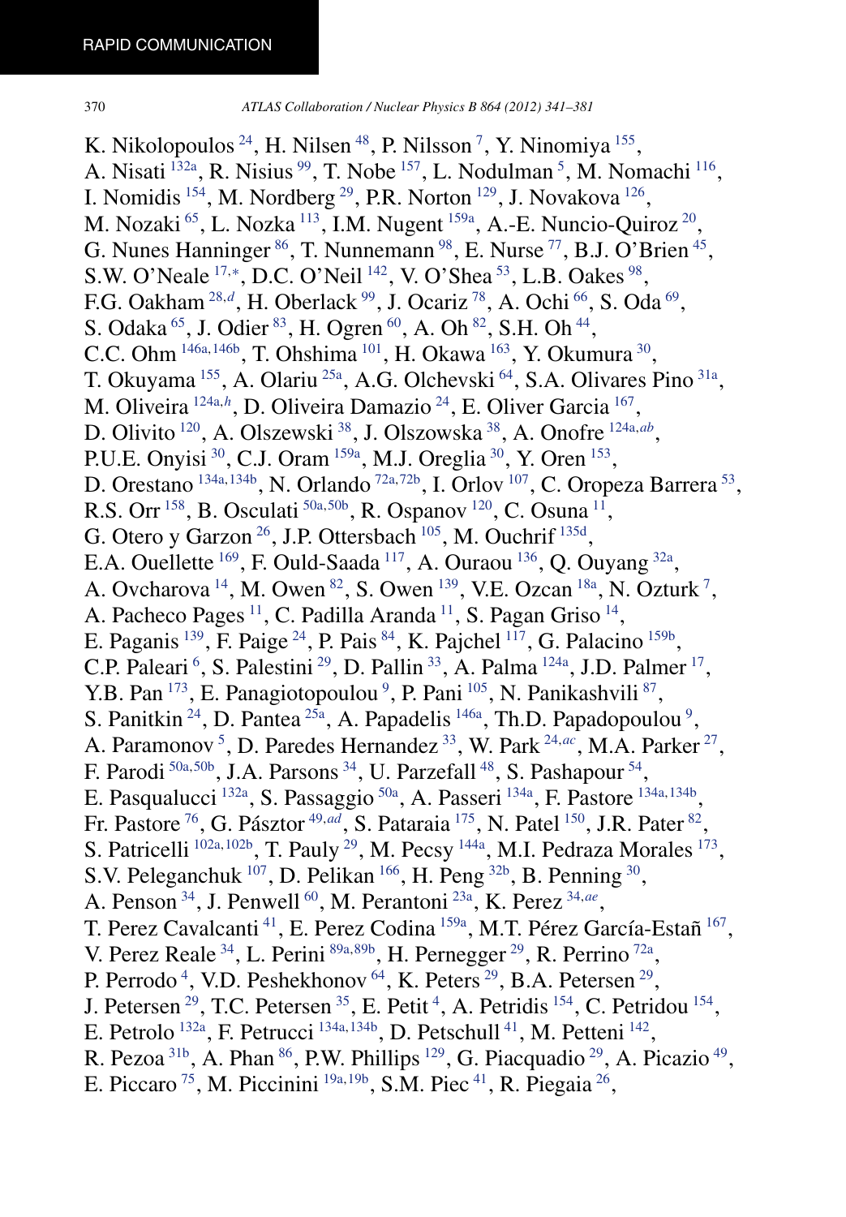K. Nikolopoulos [24], H. Nilsen [48], P. Nilsson [7], Y. Ninomiya [155], A. Nisati [132a], R. Nisius [99], T. Nobe [157], L. Nodulman [5], M. Nomachi [116], I. Nomidis [154], M. Nordberg [29], P.R. Norton [129], J. Novakova [126], M. Nozaki [65], L. Nozka [113], I.M. Nugent [159a], A.-E. Nuncio-Quiroz [20], G. Nunes Hanninger [86], T. Nunnemann [98], E. Nurse [77], B.J. O'Brien [45], S.W. O'Neale [17,*], D.C. O'Neil [142], V. O'Shea [53], L.B. Oakes [98], F.G. Oakham [28,d], H. Oberlack [99], J. Ocariz [78], A. Ochi [66], S. Oda [69], S. Odaka [65], J. Odier [83], H. Ogren [60], A. Oh [82], S.H. Oh [44], C.C. Ohm [146a,146b], T. Ohshima [101], H. Okawa [163], Y. Okumura [30], T. Okuyama [155], A. Olariu [25a], A.G. Olchevski [64], S.A. Olivares Pino [31a], M. Oliveira [124a,h], D. Oliveira Damazio [24], E. Oliver Garcia [167], D. Olivito [120], A. Olszewski [38], J. Olszowska [38], A. Onofre [124a,ab], P.U.E. Onyisi [30], C.J. Oram [159a], M.J. Oreglia [30], Y. Oren [153], D. Orestano [134a,134b], N. Orlando [72a,72b], I. Orlov [107], C. Oropeza Barrera [53], R.S. Orr [158], B. Osculati [50a,50b], R. Ospanov [120], C. Osuna [11], G. Otero y Garzon [26], J.P. Ottersbach [105], M. Ouchrif [135d], E.A. Ouellette [169], F. Ould-Saada [117], A. Ouraou [136], Q. Ouyang [32a], A. Ovcharova [14], M. Owen [82], S. Owen [139], V.E. Ozcan [18a], N. Ozturk [7], A. Pacheco Pages [11], C. Padilla Aranda [11], S. Pagan Griso [14], E. Paganis [139], F. Paige [24], P. Pais [84], K. Pajchel [117], G. Palacino [159b], C.P. Paleari [6], S. Palestini [29], D. Pallin [33], A. Palma [124a], J.D. Palmer [17], Y.B. Pan [173], E. Panagiotopoulou [9], P. Pani [105], N. Panikashvili [87], S. Panitkin [24], D. Pantea [25a], A. Papadelis [146a], Th.D. Papadopoulou [9], A. Paramonov [5], D. Paredes Hernandez [33], W. Park [24,ac], M.A. Parker [27], F. Parodi [50a,50b], J.A. Parsons [34], U. Parzefall [48], S. Pashapour [54], E. Pasqualucci [132a], S. Passaggio [50a], A. Passeri [134a], F. Pastore [134a,134b], Fr. Pastore [76], G. Pásztor [49,ad], S. Pataraia [175], N. Patel [150], J.R. Pater [82], S. Patricelli [102a,102b], T. Pauly [29], M. Pecsy [144a], M.I. Pedraza Morales [173], S.V. Peleganchuk [107], D. Pelikan [166], H. Peng [32b], B. Penning [30], A. Penson [34], J. Penwell [60], M. Perantoni [23a], K. Perez [34,ae], T. Perez Cavalcanti [41], E. Perez Codina [159a], M.T. Pérez García-Estañ [167], V. Perez Reale [34], L. Perini [89a,89b], H. Pernegger [29], R. Perrino [72a], P. Perrodo [4], V.D. Peshekhonov [64], K. Peters [29], B.A. Petersen [29], J. Petersen [29], T.C. Petersen [35], E. Petit [4], A. Petridis [154], C. Petridou [154], E. Petrolo [132a], F. Petrucci [134a,134b], D. Petschull [41], M. Petteni [142], R. Pezoa [31b], A. Phan [86], P.W. Phillips [129], G. Piacquadio [29], A. Picazio [49], E. Piccaro [75], M. Piccinini [19a,19b], S.M. Piec [41], R. Piegaia [26],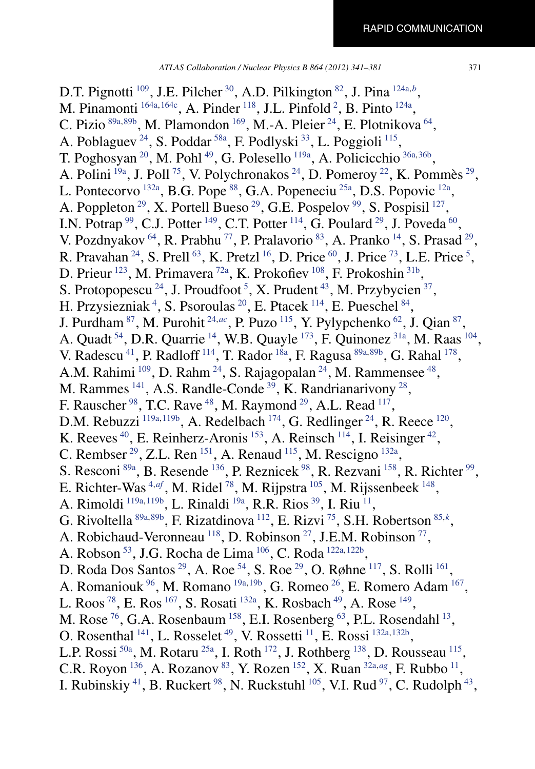D.T. Pignotti [109], J.E. Pilcher [30], A.D. Pilkington [82], J. Pina [124a,b],
M. Pinamonti [164a,164c], A. Pinder [118], J.L. Pinfold [2], B. Pinto [124a],
C. Pizio [89a,89b], M. Plamondon [169], M.-A. Pleier [24], E. Plotnikova [64],
A. Poblaguev [24], S. Poddar [58a], F. Podlyski [33], L. Poggioli [115],
T. Poghosyan [20], M. Pohl [49], G. Polesello [119a], A. Policicchio [36a,36b],
A. Polini [19a], J. Poll [75], V. Polychronakos [24], D. Pomeroy [22], K. Pommès [29],
L. Pontecorvo [132a], B.G. Pope [88], G.A. Popeneciu [25a], D.S. Popovic [12a],
A. Poppleton [29], X. Portell Bueso [29], G.E. Pospelov [99], S. Pospisil [127],
I.N. Potrap [99], C.J. Potter [149], C.T. Potter [114], G. Poulard [29], J. Poveda [60],
V. Pozdnyakov [64], R. Prabhu [77], P. Pralavorio [83], A. Pranko [14], S. Prasad [29],
R. Pravahan [24], S. Prell [63], K. Pretzl [16], D. Price [60], J. Price [73], L.E. Price [5],
D. Prieur [123], M. Primavera [72a], K. Prokofiev [108], F. Prokoshin [31b],
S. Protopopescu [24], J. Proudfoot [5], X. Prudent [43], M. Przybycien [37],
H. Przysiezniak [4], S. Psoroulas [20], E. Ptacek [114], E. Pueschel [84],
J. Purdham [87], M. Purohit [24,ac], P. Puzo [115], Y. Pylypchenko [62], J. Qian [87],
A. Quadt [54], D.R. Quarrie [14], W.B. Quayle [173], F. Quinonez [31a], M. Raas [104],
V. Radescu [41], P. Radloff [114], T. Rador [18a], F. Ragusa [89a,89b], G. Rahal [178],
A.M. Rahimi [109], D. Rahm [24], S. Rajagopalan [24], M. Rammensee [48],
M. Rammes [141], A.S. Randle-Conde [39], K. Randrianarivony [28],
F. Rauscher [98], T.C. Rave [48], M. Raymond [29], A.L. Read [117],
D.M. Rebuzzi [119a,119b], A. Redelbach [174], G. Redlinger [24], R. Reece [120],
K. Reeves [40], E. Reinherz-Aronis [153], A. Reinsch [114], I. Reisinger [42],
C. Rembser [29], Z.L. Ren [151], A. Renaud [115], M. Rescigno [132a],
S. Resconi [89a], B. Resende [136], P. Reznicek [98], R. Rezvani [158], R. Richter [99],
E. Richter-Was [4,af], M. Ridel [78], M. Rijpstra [105], M. Rijssenbeek [148],
A. Rimoldi [119a,119b], L. Rinaldi [19a], R.R. Rios [39], I. Riu [11],
G. Rivoltella [89a,89b], F. Rizatdinova [112], E. Rizvi [75], S.H. Robertson [85,k],
A. Robichaud-Veronneau [118], D. Robinson [27], J.E.M. Robinson [77],
A. Robson [53], J.G. Rocha de Lima [106], C. Roda [122a,122b],
D. Roda Dos Santos [29], A. Roe [54], S. Roe [29], O. Røhne [117], S. Rolli [161],
A. Romaniouk [96], M. Romano [19a,19b], G. Romeo [26], E. Romero Adam [167],
L. Roos [78], E. Ros [167], S. Rosati [132a], K. Rosbach [49], A. Rose [149],
M. Rose [76], G.A. Rosenbaum [158], E.I. Rosenberg [63], P.L. Rosendahl [13],
O. Rosenthal [141], L. Rosselet [49], V. Rossetti [11], E. Rossi [132a,132b],
L.P. Rossi [50a], M. Rotaru [25a], I. Roth [172], J. Rothberg [138], D. Rousseau [115],
C.R. Royon [136], A. Rozanov [83], Y. Rozen [152], X. Ruan [32a,ag], F. Rubbo [11],
I. Rubinskiy [41], B. Ruckert [98], N. Ruckstuhl [105], V.I. Rud [97], C. Rudolph [43],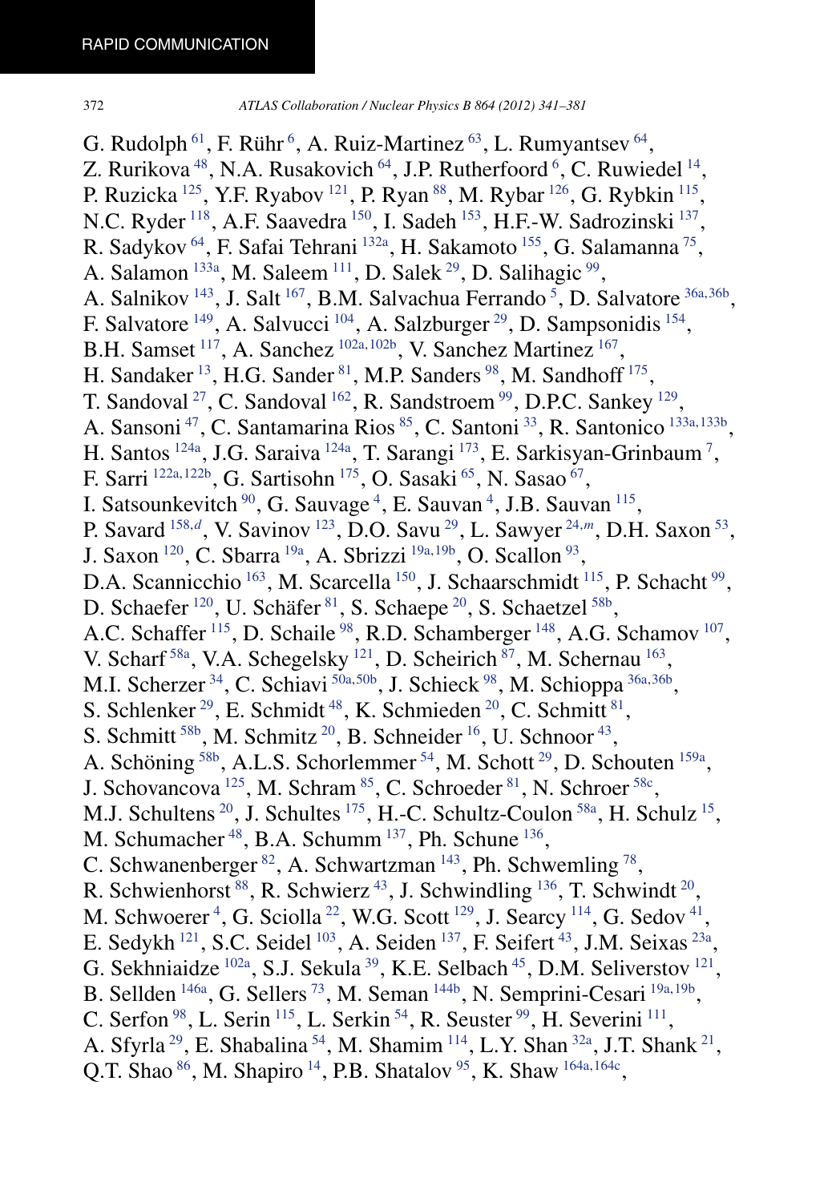G. Rudolph [61], F. Rühr [6], A. Ruiz-Martinez [63], L. Rumyantsev [64], Z. Rurikova [48], N.A. Rusakovich [64], J.P. Rutherfoord [6], C. Ruwiedel [14], P. Ruzicka [125], Y.F. Ryabov [121], P. Ryan [88], M. Rybar [126], G. Rybkin [115], N.C. Ryder [118], A.F. Saavedra [150], I. Sadeh [153], H.F.-W. Sadrozinski [137], R. Sadykov [64], F. Safai Tehrani [132a], H. Sakamoto [155], G. Salamanna [75], A. Salamon [133a], M. Saleem [111], D. Salek [29], D. Salihagic [99], A. Salnikov [143], J. Salt [167], B.M. Salvachua Ferrando [5], D. Salvatore [36a,36b], F. Salvatore [149], A. Salvucci [104], A. Salzburger [29], D. Sampsonidis [154], B.H. Samset [117], A. Sanchez [102a,102b], V. Sanchez Martinez [167], H. Sandaker [13], H.G. Sander [81], M.P. Sanders [98], M. Sandhoff [175], T. Sandoval [27], C. Sandoval [162], R. Sandstroem [99], D.P.C. Sankey [129], A. Sansoni [47], C. Santamarina Rios [85], C. Santoni [33], R. Santonico [133a,133b], H. Santos [124a], J.G. Saraiva [124a], T. Sarangi [173], E. Sarkisyan-Grinbaum [7], F. Sarri [122a,122b], G. Sartisohn [175], O. Sasaki [65], N. Sasao [67], I. Satsounkevitch [90], G. Sauvage [4], E. Sauvan [4], J.B. Sauvan [115], P. Savard [158,d], V. Savinov [123], D.O. Savu [29], L. Sawyer [24,m], D.H. Saxon [53], J. Saxon [120], C. Sbarra [19a], A. Sbrizzi [19a,19b], O. Scallon [93], D.A. Scannicchio [163], M. Scarcella [150], J. Schaarschmidt [115], P. Schacht [99], D. Schaefer [120], U. Schäfer [81], S. Schaepe [20], S. Schaetzel [58b], A.C. Schaffer [115], D. Schaile [98], R.D. Schamberger [148], A.G. Schamov [107], V. Scharf [58a], V.A. Schegelsky [121], D. Scheirich [87], M. Schernau [163], M.I. Scherzer [34], C. Schiavi [50a,50b], J. Schieck [98], M. Schioppa [36a,36b], S. Schlenker [29], E. Schmidt [48], K. Schmieden [20], C. Schmitt [81], S. Schmitt [58b], M. Schmitz [20], B. Schneider [16], U. Schnoor [43], A. Schöning [58b], A.L.S. Schorlemmer [54], M. Schott [29], D. Schouten [159a], J. Schovancova [125], M. Schram [85], C. Schroeder [81], N. Schroer [58c], M.J. Schultens [20], J. Schultes [175], H.-C. Schultz-Coulon [58a], H. Schulz [15], M. Schumacher [48], B.A. Schumm [137], Ph. Schune [136], C. Schwanenberger [82], A. Schwartzman [143], Ph. Schwemling [78], R. Schwienhorst [88], R. Schwierz [43], J. Schwindling [136], T. Schwindt [20], M. Schwoerer [4], G. Sciolla [22], W.G. Scott [129], J. Searcy [114], G. Sedov [41], E. Sedykh [121], S.C. Seidel [103], A. Seiden [137], F. Seifert [43], J.M. Seixas [23a], G. Sekhniaidze [102a], S.J. Sekula [39], K.E. Selbach [45], D.M. Seliverstov [121], B. Sellden [146a], G. Sellers [73], M. Seman [144b], N. Semprini-Cesari [19a,19b], C. Serfon [98], L. Serin [115], L. Serkin [54], R. Seuster [99], H. Severini [111], A. Sfyrla [29], E. Shabalina [54], M. Shamim [114], L.Y. Shan [32a], J.T. Shank [21], Q.T. Shao [86], M. Shapiro [14], P.B. Shatalov [95], K. Shaw [164a,164c],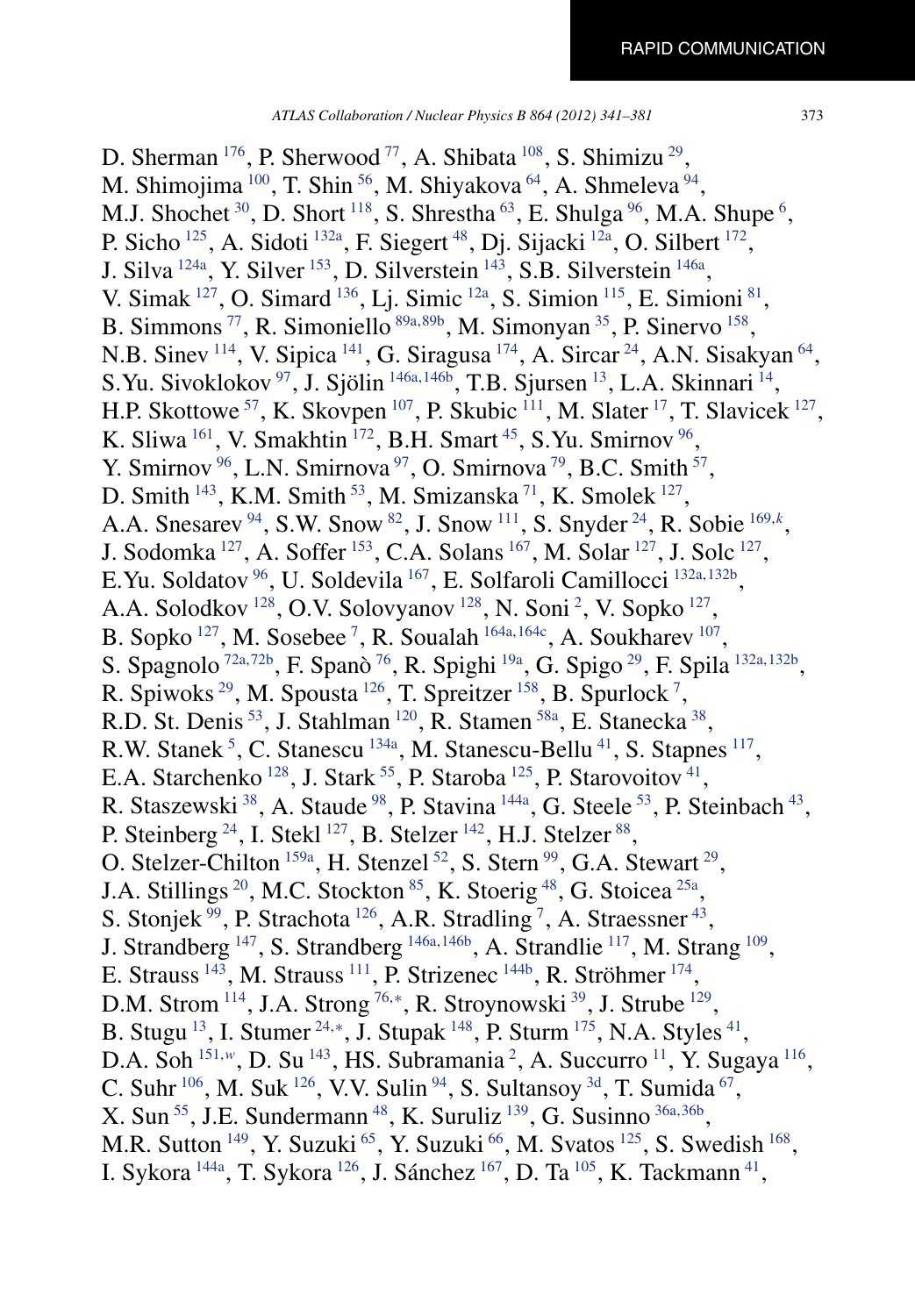D. Sherman [176], P. Sherwood [77], A. Shibata [108], S. Shimizu [29], M. Shimojima [100], T. Shin [56], M. Shiyakova [64], A. Shmeleva [94], M.J. Shochet [30], D. Short [118], S. Shrestha [63], E. Shulga [96], M.A. Shupe [6], P. Sicho [125], A. Sidoti [132a], F. Siegert [48], Dj. Sijacki [12a], O. Silbert [172], J. Silva [124a], Y. Silver [153], D. Silverstein [143], S.B. Silverstein [146a], V. Simak [127], O. Simard [136], Lj. Simic [12a], S. Simion [115], E. Simioni [81], B. Simmons [77], R. Simoniello [89a,89b], M. Simonyan [35], P. Sinervo [158], N.B. Sinev [114], V. Sipica [141], G. Siragusa [174], A. Sircar [24], A.N. Sisakyan [64], S.Yu. Sivoklokov [97], J. Sjölin [146a,146b], T.B. Sjursen [13], L.A. Skinnari [14], H.P. Skottowe [57], K. Skovpen [107], P. Skubic [111], M. Slater [17], T. Slavicek [127], K. Sliwa [161], V. Smakhtin [172], B.H. Smart [45], S.Yu. Smirnov [96], Y. Smirnov [96], L.N. Smirnova [97], O. Smirnova [79], B.C. Smith [57], D. Smith [143], K.M. Smith [53], M. Smizanska [71], K. Smolek [127], A.A. Snesarev [94], S.W. Snow [82], J. Snow [111], S. Snyder [24], R. Sobie [169,k], J. Sodomka [127], A. Soffer [153], C.A. Solans [167], M. Solar [127], J. Solc [127], E.Yu. Soldatov [96], U. Soldevila [167], E. Solfaroli Camillocci [132a,132b], A.A. Solodkov [128], O.V. Solovyanov [128], N. Soni [2], V. Sopko [127], B. Sopko [127], M. Sosebee [7], R. Soualah [164a,164c], A. Soukharev [107], S. Spagnolo [72a,72b], F. Spanò [76], R. Spighi [19a], G. Spigo [29], F. Spila [132a,132b], R. Spiwoks [29], M. Spousta [126], T. Spreitzer [158], B. Spurlock [7], R.D. St. Denis [53], J. Stahlman [120], R. Stamen [58a], E. Stanecka [38], R.W. Stanek [5], C. Stanescu [134a], M. Stanescu-Bellu [41], S. Stapnes [117], E.A. Starchenko [128], J. Stark [55], P. Staroba [125], P. Starovoitov [41], R. Staszewski [38], A. Staude [98], P. Stavina [144a], G. Steele [53], P. Steinbach [43], P. Steinberg [24], I. Stekl [127], B. Stelzer [142], H.J. Stelzer [88], O. Stelzer-Chilton [159a], H. Stenzel [52], S. Stern [99], G.A. Stewart [29], J.A. Stillings [20], M.C. Stockton [85], K. Stoerig [48], G. Stoicea [25a], S. Stonjek [99], P. Strachota [126], A.R. Stradling [7], A. Straessner [43], J. Strandberg [147], S. Strandberg [146a,146b], A. Strandlie [117], M. Strang [109], E. Strauss [143], M. Strauss [111], P. Strizenec [144b], R. Ströhmer [174], D.M. Strom [114], J.A. Strong [76,*], R. Stroynowski [39], J. Strube [129], B. Stugu [13], I. Stumer [24,*], J. Stupak [148], P. Sturm [175], N.A. Styles [41], D.A. Soh [151,w], D. Su [143], HS. Subramania [2], A. Succurro [11], Y. Sugaya [116], C. Suhr [106], M. Suk [126], V.V. Sulin [94], S. Sultansoy [3d], T. Sumida [67], X. Sun [55], J.E. Sundermann [48], K. Suruliz [139], G. Susinno [36a,36b], M.R. Sutton [149], Y. Suzuki [65], Y. Suzuki [66], M. Svatos [125], S. Swedish [168], I. Sykora [144a], T. Sykora [126], J. Sánchez [167], D. Ta [105], K. Tackmann [41],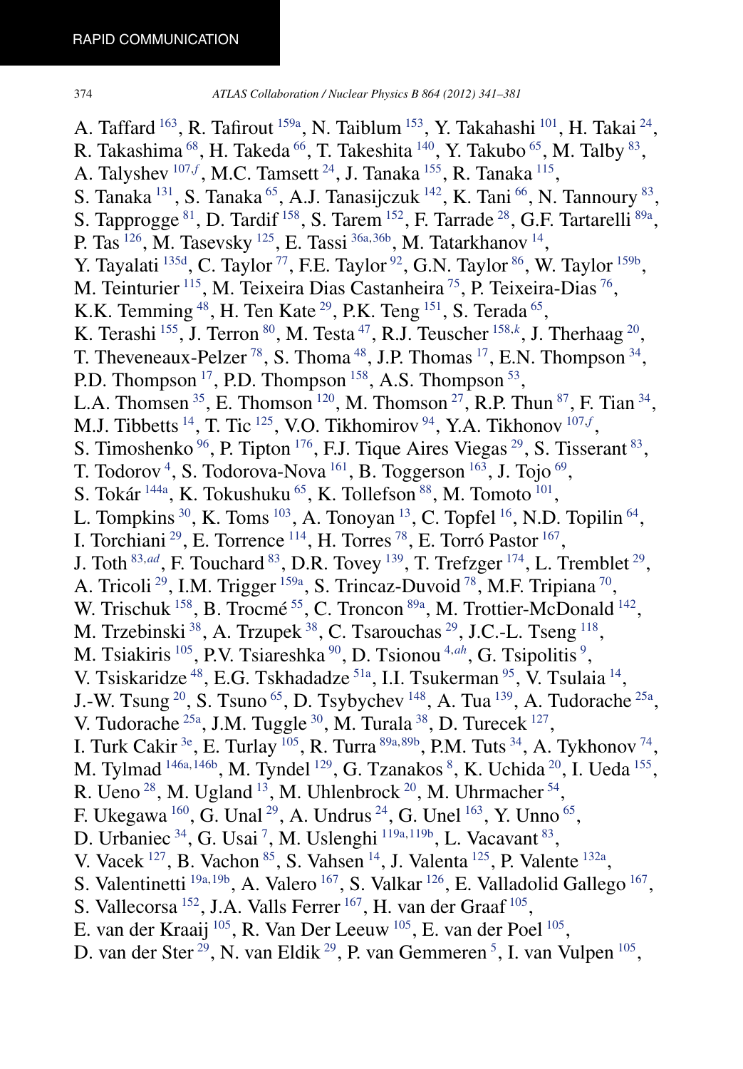A. Taffard [163], R. Tafirout [159a], N. Taiblum [153], Y. Takahashi [101], H. Takai [24], R. Takashima [68], H. Takeda [66], T. Takeshita [140], Y. Takubo [65], M. Talby [83], A. Talyshev [107,f], M.C. Tamsett [24], J. Tanaka [155], R. Tanaka [115], S. Tanaka [131], S. Tanaka [65], A.J. Tanasijczuk [142], K. Tani [66], N. Tannoury [83], S. Tapprogge [81], D. Tardif [158], S. Tarem [152], F. Tarrade [28], G.F. Tartarelli [89a], P. Tas [126], M. Tasevsky [125], E. Tassi [36a,36b], M. Tatarkhanov [14], Y. Tayalati [135d], C. Taylor [77], F.E. Taylor [92], G.N. Taylor [86], W. Taylor [159b], M. Teinturier [115], M. Teixeira Dias Castanheira [75], P. Teixeira-Dias [76], K.K. Temming [48], H. Ten Kate [29], P.K. Teng [151], S. Terada [65], K. Terashi [155], J. Terron [80], M. Testa [47], R.J. Teuscher [158,k], J. Therhaag [20], T. Theveneaux-Pelzer [78], S. Thoma [48], J.P. Thomas [17], E.N. Thompson [34], P.D. Thompson [17], P.D. Thompson [158], A.S. Thompson [53], L.A. Thomsen [35], E. Thomson [120], M. Thomson [27], R.P. Thun [87], F. Tian [34], M.J. Tibbetts [14], T. Tic [125], V.O. Tikhomirov [94], Y.A. Tikhonov [107,f], S. Timoshenko [96], P. Tipton [176], F.J. Tique Aires Viegas [29], S. Tisserant [83], T. Todorov [4], S. Todorova-Nova [161], B. Toggerson [163], J. Tojo [69], S. Tokár [144a], K. Tokushuku [65], K. Tollefson [88], M. Tomoto [101], L. Tompkins [30], K. Toms [103], A. Tonoyan [13], C. Topfel [16], N.D. Topilin [64], I. Torchiani [29], E. Torrence [114], H. Torres [78], E. Torró Pastor [167], J. Toth [83,ad], F. Touchard [83], D.R. Tovey [139], T. Trefzger [174], L. Tremblet [29], A. Tricoli [29], I.M. Trigger [159a], S. Trincaz-Duvoid [78], M.F. Tripiana [70], W. Trischuk [158], B. Trocmé [55], C. Troncon [89a], M. Trottier-McDonald [142], M. Trzebinski [38], A. Trzupek [38], C. Tsarouchas [29], J.C.-L. Tseng [118], M. Tsiakiris [105], P.V. Tsiareshka [90], D. Tsionou [4,ah], G. Tsipolitis [9], V. Tsiskaridze [48], E.G. Tskhadadze [51a], I.I. Tsukerman [95], V. Tsulaia [14], J.-W. Tsung [20], S. Tsuno [65], D. Tsybychev [148], A. Tua [139], A. Tudorache [25a], V. Tudorache [25a], J.M. Tuggle [30], M. Turala [38], D. Turecek [127], I. Turk Cakir [3e], E. Turlay [105], R. Turra [89a,89b], P.M. Tuts [34], A. Tykhonov [74], M. Tylmad [146a,146b], M. Tyndel [129], G. Tzanakos [8], K. Uchida [20], I. Ueda [155], R. Ueno [28], M. Ugland [13], M. Uhlenbrock [20], M. Uhrmacher [54], F. Ukegawa [160], G. Unal [29], A. Undrus [24], G. Unel [163], Y. Unno [65], D. Urbaniec [34], G. Usai [7], M. Uslenghi [119a,119b], L. Vacavant [83], V. Vacek [127], B. Vachon [85], S. Vahsen [14], J. Valenta [125], P. Valente [132a], S. Valentinetti [19a,19b], A. Valero [167], S. Valkar [126], E. Valladolid Gallego [167], S. Vallecorsa [152], J.A. Valls Ferrer [167], H. van der Graaf [105], E. van der Kraaij [105], R. Van Der Leeuw [105], E. van der Poel [105], D. van der Ster [29], N. van Eldik [29], P. van Gemmeren [5], I. van Vulpen [105],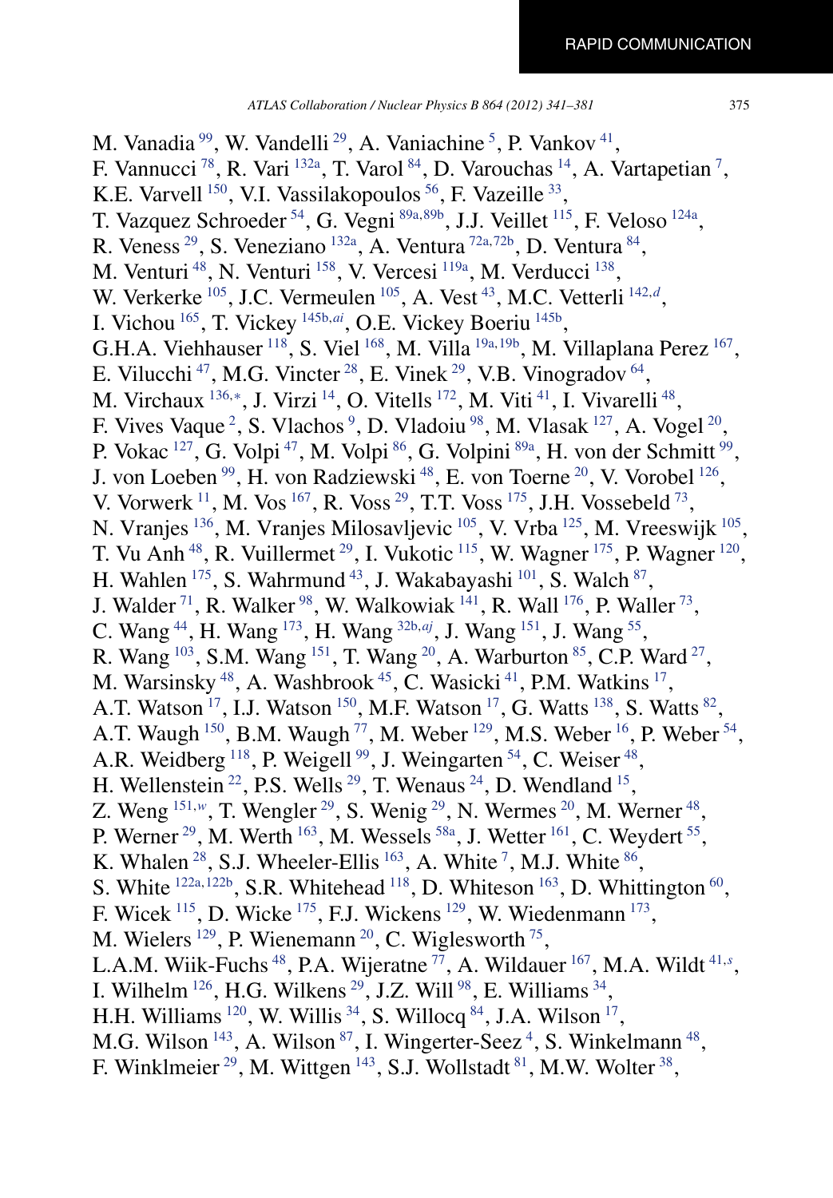M. Vanadia [99], W. Vandelli [29], A. Vaniachine [5], P. Vankov [41], F. Vannucci [78], R. Vari [132a], T. Varol [84], D. Varouchas [14], A. Vartapetian [7], K.E. Varvell [150], V.I. Vassilakopoulos [56], F. Vazeille [33], T. Vazquez Schroeder [54], G. Vegni [89a,89b], J.J. Veillet [115], F. Veloso [124a], R. Veness [29], S. Veneziano [132a], A. Ventura [72a,72b], D. Ventura [84], M. Venturi [48], N. Venturi [158], V. Vercesi [119a], M. Verducci [138], W. Verkerke [105], J.C. Vermeulen [105], A. Vest [43], M.C. Vetterli [142,d], I. Vichou [165], T. Vickey [145b,ai], O.E. Vickey Boeriu [145b], G.H.A. Viehhauser [118], S. Viel [168], M. Villa [19a,19b], M. Villaplana Perez [167], E. Vilucchi [47], M.G. Vincter [28], E. Vinek [29], V.B. Vinogradov [64], M. Virchaux [136,*], J. Virzi [14], O. Vitells [172], M. Viti [41], I. Vivarelli [48], F. Vives Vaque [2], S. Vlachos [9], D. Vladoiu [98], M. Vlasak [127], A. Vogel [20], P. Vokac [127], G. Volpi [47], M. Volpi [86], G. Volpini [89a], H. von der Schmitt [99], J. von Loeben [99], H. von Radziewski [48], E. von Toerne [20], V. Vorobel [126], V. Vorwerk [11], M. Vos [167], R. Voss [29], T.T. Voss [175], J.H. Vossebeld [73], N. Vranjes [136], M. Vranjes Milosavljevic [105], V. Vrba [125], M. Vreeswijk [105], T. Vu Anh [48], R. Vuillermet [29], I. Vukotic [115], W. Wagner [175], P. Wagner [120], H. Wahlen [175], S. Wahrmund [43], J. Wakabayashi [101], S. Walch [87], J. Walder [71], R. Walker [98], W. Walkowiak [141], R. Wall [176], P. Waller [73], C. Wang [44], H. Wang [173], H. Wang [32b,aj], J. Wang [151], J. Wang [55], R. Wang [103], S.M. Wang [151], T. Wang [20], A. Warburton [85], C.P. Ward [27], M. Warsinsky [48], A. Washbrook [45], C. Wasicki [41], P.M. Watkins [17], A.T. Watson [17], I.J. Watson [150], M.F. Watson [17], G. Watts [138], S. Watts [82], A.T. Waugh [150], B.M. Waugh [77], M. Weber [129], M.S. Weber [16], P. Weber [54], A.R. Weidberg [118], P. Weigell [99], J. Weingarten [54], C. Weiser [48], H. Wellenstein [22], P.S. Wells [29], T. Wenaus [24], D. Wendland [15], Z. Weng [151,w], T. Wengler [29], S. Wenig [29], N. Wermes [20], M. Werner [48], P. Werner [29], M. Werth [163], M. Wessels [58a], J. Wetter [161], C. Weydert [55], K. Whalen [28], S.J. Wheeler-Ellis [163], A. White [7], M.J. White [86], S. White [122a,122b], S.R. Whitehead [118], D. Whiteson [163], D. Whittington [60], F. Wicek [115], D. Wicke [175], F.J. Wickens [129], W. Wiedenmann [173], M. Wielers [129], P. Wienemann [20], C. Wiglesworth [75], L.A.M. Wiik-Fuchs [48], P.A. Wijeratne [77], A. Wildauer [167], M.A. Wildt [41,s], I. Wilhelm [126], H.G. Wilkens [29], J.Z. Will [98], E. Williams [34], H.H. Williams [120], W. Willis [34], S. Willocq [84], J.A. Wilson [17], M.G. Wilson [143], A. Wilson [87], I. Wingerter-Seez [4], S. Winkelmann [48], F. Winklmeier [29], M. Wittgen [143], S.J. Wollstadt [81], M.W. Wolter [38],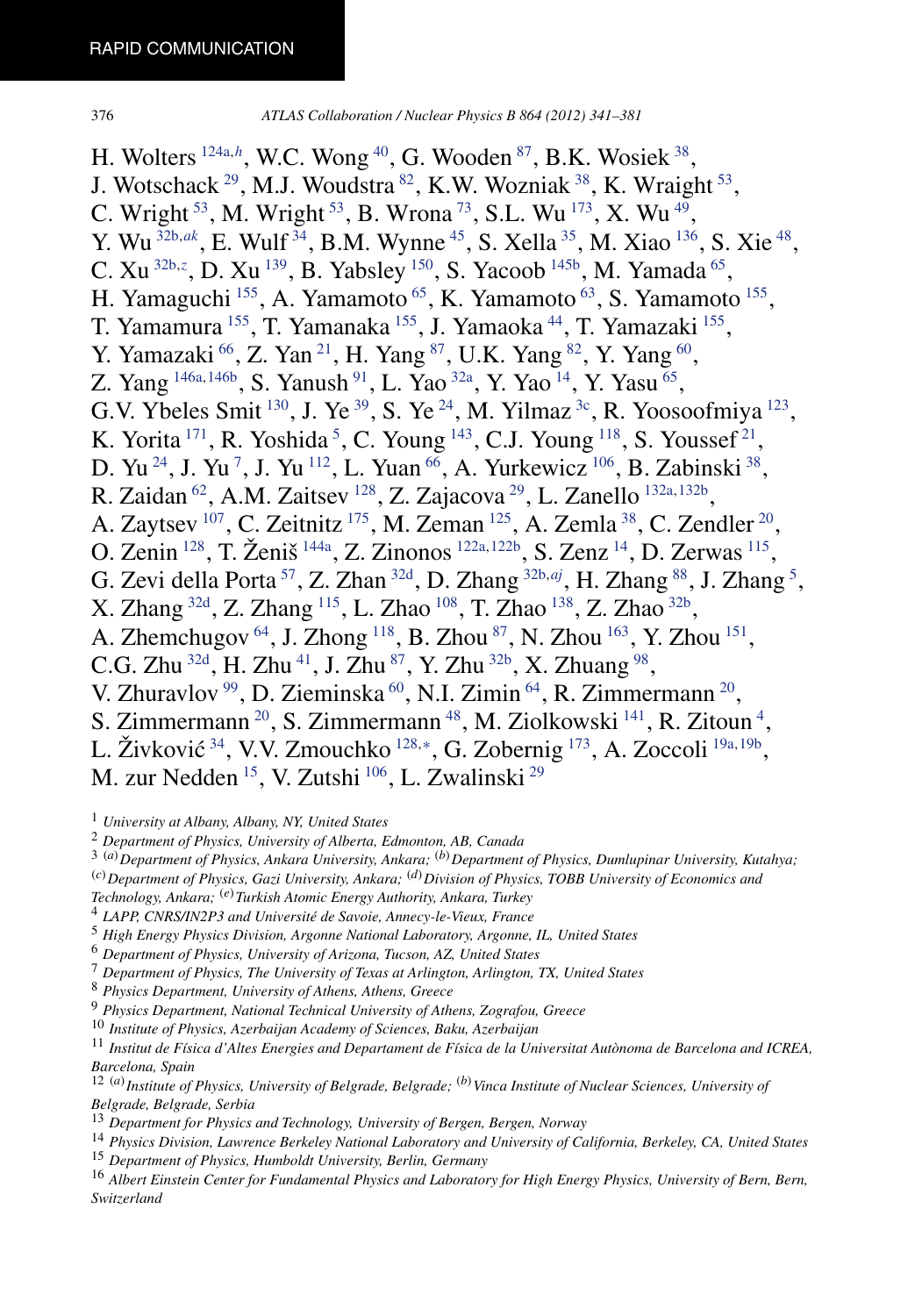H. Wolters [124a,h], W.C. Wong [40], G. Wooden [87], B.K. Wosiek [38], J. Wotschack [29], M.J. Woudstra [82], K.W. Wozniak [38], K. Wraight [53], C. Wright [53], M. Wright [53], B. Wrona [73], S.L. Wu [173], X. Wu [49], Y. Wu [32b,ak], E. Wulf [34], B.M. Wynne [45], S. Xella [35], M. Xiao [136], S. Xie [48], C. Xu [32b,z], D. Xu [139], B. Yabsley [150], S. Yacoob [145b], M. Yamada [65], H. Yamaguchi [155], A. Yamamoto [65], K. Yamamoto [63], S. Yamamoto [155], T. Yamamura [155], T. Yamanaka [155], J. Yamaoka [44], T. Yamazaki [155], Y. Yamazaki [66], Z. Yan [21], H. Yang [87], U.K. Yang [82], Y. Yang [60], Z. Yang [146a,146b], S. Yanush [91], L. Yao [32a], Y. Yao [14], Y. Yasu [65], G.V. Ybeles Smit [130], J. Ye [39], S. Ye [24], M. Yilmaz [3c], R. Yoosoofmiya [123], K. Yorita [171], R. Yoshida [5], C. Young [143], C.J. Young [118], S. Youssef [21], D. Yu [24], J. Yu [7], J. Yu [112], L. Yuan [66], A. Yurkewicz [106], B. Zabinski [38], R. Zaidan [62], A.M. Zaitsev [128], Z. Zajacova [29], L. Zanello [132a,132b], A. Zaytsev [107], C. Zeitnitz [175], M. Zeman [125], A. Zemla [38], C. Zendler [20], O. Zenin [128], T. Ženiš [144a], Z. Zinonos [122a,122b], S. Zenz [14], D. Zerwas [115], G. Zevi della Porta [57], Z. Zhan [32d], D. Zhang [32b,aj], H. Zhang [88], J. Zhang [5], X. Zhang [32d], Z. Zhang [115], L. Zhao [108], T. Zhao [138], Z. Zhao [32b], A. Zhemchugov [64], J. Zhong [118], B. Zhou [87], N. Zhou [163], Y. Zhou [151], C.G. Zhu [32d], H. Zhu [41], J. Zhu [87], Y. Zhu [32b], X. Zhuang [98], V. Zhuravlov [99], D. Zieminska [60], N.I. Zimin [64], R. Zimmermann [20], S. Zimmermann [20], S. Zimmermann [48], M. Ziolkowski [141], R. Zitoun [4], L. Živković [34], V.V. Zmouchko [128,*], G. Zobernig [173], A. Zoccoli [19a,19b], M. zur Nedden [15], V. Zutshi [106], L. Zwalinski [29]

[1] *University at Albany, Albany, NY, United States*
[2] *Department of Physics, University of Alberta, Edmonton, AB, Canada*
[3] [(a)] *Department of Physics, Ankara University, Ankara;* [(b)] *Department of Physics, Dumlupinar University, Kutahya;* [(c)] *Department of Physics, Gazi University, Ankara;* [(d)] *Division of Physics, TOBB University of Economics and Technology, Ankara;* [(e)] *Turkish Atomic Energy Authority, Ankara, Turkey*
[4] *LAPP, CNRS/IN2P3 and Université de Savoie, Annecy-le-Vieux, France*
[5] *High Energy Physics Division, Argonne National Laboratory, Argonne, IL, United States*
[6] *Department of Physics, University of Arizona, Tucson, AZ, United States*
[7] *Department of Physics, The University of Texas at Arlington, Arlington, TX, United States*
[8] *Physics Department, University of Athens, Athens, Greece*
[9] *Physics Department, National Technical University of Athens, Zografou, Greece*
[10] *Institute of Physics, Azerbaijan Academy of Sciences, Baku, Azerbaijan*
[11] *Institut de Física d'Altes Energies and Departament de Física de la Universitat Autònoma de Barcelona and ICREA, Barcelona, Spain*
[12] [(a)] *Institute of Physics, University of Belgrade, Belgrade;* [(b)] *Vinca Institute of Nuclear Sciences, University of Belgrade, Belgrade, Serbia*
[13] *Department for Physics and Technology, University of Bergen, Bergen, Norway*
[14] *Physics Division, Lawrence Berkeley National Laboratory and University of California, Berkeley, CA, United States*
[15] *Department of Physics, Humboldt University, Berlin, Germany*
[16] *Albert Einstein Center for Fundamental Physics and Laboratory for High Energy Physics, University of Bern, Bern, Switzerland*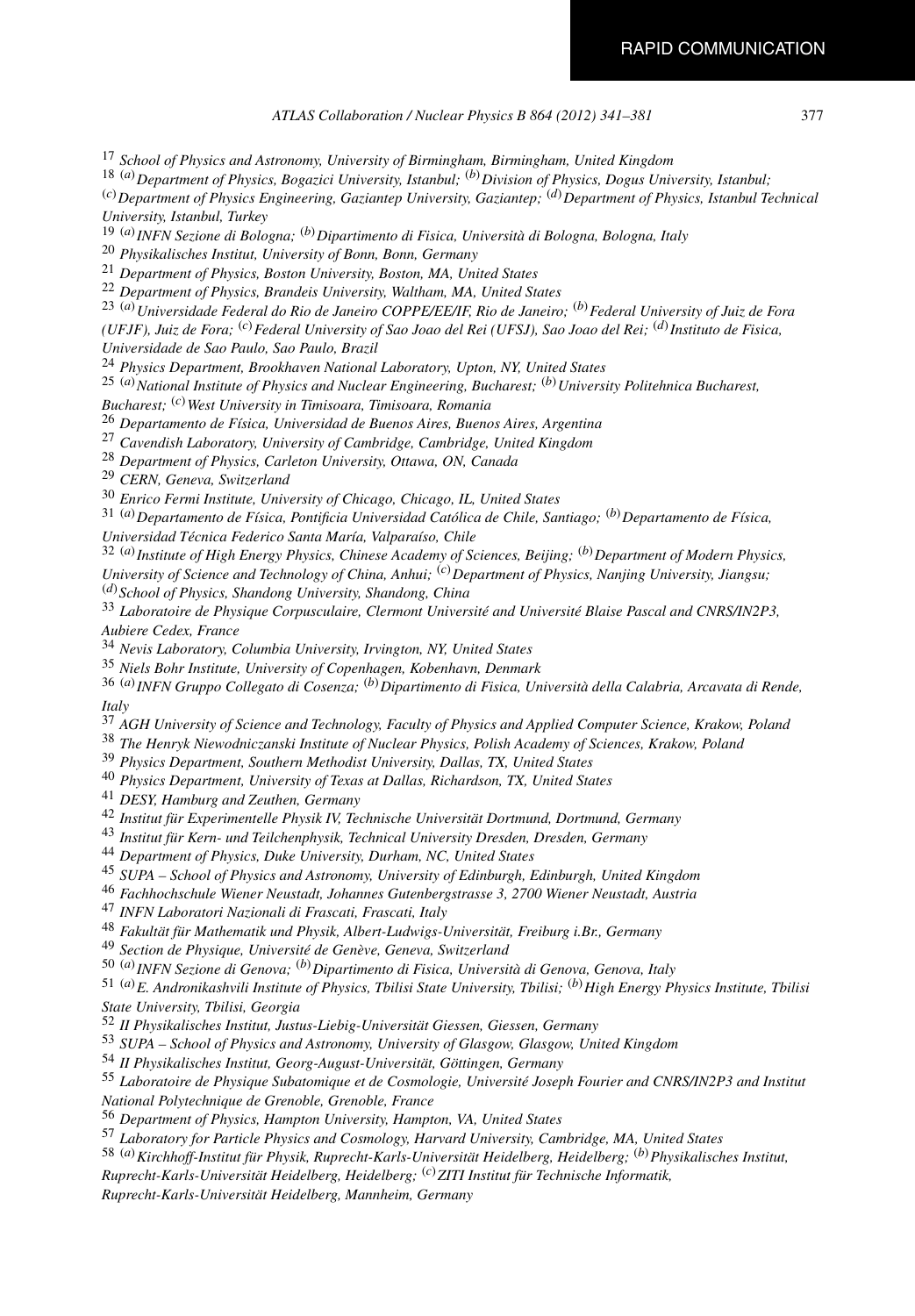[17] *School of Physics and Astronomy, University of Birmingham, Birmingham, United Kingdom*

[18] [(a)] *Department of Physics, Bogazici University, Istanbul;* [(b)] *Division of Physics, Dogus University, Istanbul;* [(c)] *Department of Physics Engineering, Gaziantep University, Gaziantep;* [(d)] *Department of Physics, Istanbul Technical University, Istanbul, Turkey*

[19] [(a)] *INFN Sezione di Bologna;* [(b)] *Dipartimento di Fisica, Università di Bologna, Bologna, Italy*

[20] *Physikalisches Institut, University of Bonn, Bonn, Germany*

[21] *Department of Physics, Boston University, Boston, MA, United States*

[22] *Department of Physics, Brandeis University, Waltham, MA, United States*

[23] [(a)] *Universidade Federal do Rio de Janeiro COPPE/EE/IF, Rio de Janeiro;* [(b)] *Federal University of Juiz de Fora (UFJF), Juiz de Fora;* [(c)] *Federal University of Sao Joao del Rei (UFSJ), Sao Joao del Rei;* [(d)] *Instituto de Fisica, Universidade de Sao Paulo, Sao Paulo, Brazil*

[24] *Physics Department, Brookhaven National Laboratory, Upton, NY, United States*

[25] [(a)] *National Institute of Physics and Nuclear Engineering, Bucharest;* [(b)] *University Politehnica Bucharest, Bucharest;* [(c)] *West University in Timisoara, Timisoara, Romania*

[26] *Departamento de Física, Universidad de Buenos Aires, Buenos Aires, Argentina*

[27] *Cavendish Laboratory, University of Cambridge, Cambridge, United Kingdom*

[28] *Department of Physics, Carleton University, Ottawa, ON, Canada*

[29] *CERN, Geneva, Switzerland*

[30] *Enrico Fermi Institute, University of Chicago, Chicago, IL, United States*

[31] [(a)] *Departamento de Física, Pontificia Universidad Católica de Chile, Santiago;* [(b)] *Departamento de Física, Universidad Técnica Federico Santa María, Valparaíso, Chile*

[32] [(a)] *Institute of High Energy Physics, Chinese Academy of Sciences, Beijing;* [(b)] *Department of Modern Physics, University of Science and Technology of China, Anhui;* [(c)] *Department of Physics, Nanjing University, Jiangsu;* [(d)] *School of Physics, Shandong University, Shandong, China*

[33] *Laboratoire de Physique Corpusculaire, Clermont Université and Université Blaise Pascal and CNRS/IN2P3, Aubiere Cedex, France*

[34] *Nevis Laboratory, Columbia University, Irvington, NY, United States*

[35] *Niels Bohr Institute, University of Copenhagen, Kobenhavn, Denmark*

[36] [(a)] *INFN Gruppo Collegato di Cosenza;* [(b)] *Dipartimento di Fisica, Università della Calabria, Arcavata di Rende, Italy*

[37] *AGH University of Science and Technology, Faculty of Physics and Applied Computer Science, Krakow, Poland*

[38] *The Henryk Niewodniczanski Institute of Nuclear Physics, Polish Academy of Sciences, Krakow, Poland*

[39] *Physics Department, Southern Methodist University, Dallas, TX, United States*

[40] *Physics Department, University of Texas at Dallas, Richardson, TX, United States*

[41] *DESY, Hamburg and Zeuthen, Germany*

[42] *Institut für Experimentelle Physik IV, Technische Universität Dortmund, Dortmund, Germany*

[43] *Institut für Kern- und Teilchenphysik, Technical University Dresden, Dresden, Germany*

[44] *Department of Physics, Duke University, Durham, NC, United States*

[45] *SUPA – School of Physics and Astronomy, University of Edinburgh, Edinburgh, United Kingdom*

[46] *Fachhochschule Wiener Neustadt, Johannes Gutenbergstrasse 3, 2700 Wiener Neustadt, Austria*

[47] *INFN Laboratori Nazionali di Frascati, Frascati, Italy*

[48] *Fakultät für Mathematik und Physik, Albert-Ludwigs-Universität, Freiburg i.Br., Germany*

[49] *Section de Physique, Université de Genève, Geneva, Switzerland*

[50] [(a)] *INFN Sezione di Genova;* [(b)] *Dipartimento di Fisica, Università di Genova, Genova, Italy*

[51] [(a)] *E. Andronikashvili Institute of Physics, Tbilisi State University, Tbilisi;* [(b)] *High Energy Physics Institute, Tbilisi State University, Tbilisi, Georgia*

[52] *II Physikalisches Institut, Justus-Liebig-Universität Giessen, Giessen, Germany*

[53] *SUPA – School of Physics and Astronomy, University of Glasgow, Glasgow, United Kingdom*

[54] *II Physikalisches Institut, Georg-August-Universität, Göttingen, Germany*

[55] *Laboratoire de Physique Subatomique et de Cosmologie, Université Joseph Fourier and CNRS/IN2P3 and Institut National Polytechnique de Grenoble, Grenoble, France*

[56] *Department of Physics, Hampton University, Hampton, VA, United States*

[57] *Laboratory for Particle Physics and Cosmology, Harvard University, Cambridge, MA, United States*

[58] [(a)] *Kirchhoff-Institut für Physik, Ruprecht-Karls-Universität Heidelberg, Heidelberg;* [(b)] *Physikalisches Institut, Ruprecht-Karls-Universität Heidelberg, Heidelberg;* [(c)] *ZITI Institut für Technische Informatik, Ruprecht-Karls-Universität Heidelberg, Mannheim, Germany*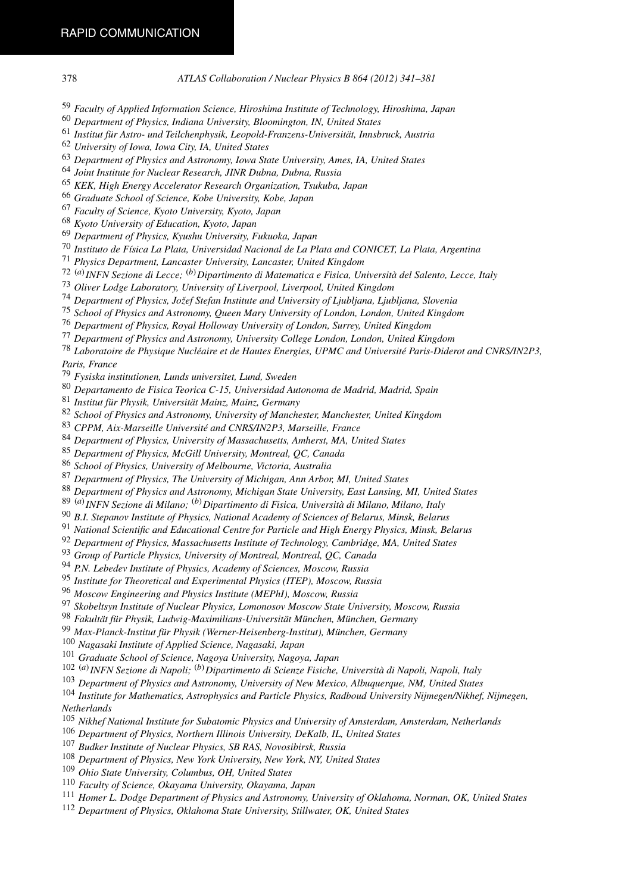[59] *Faculty of Applied Information Science, Hiroshima Institute of Technology, Hiroshima, Japan*
[60] *Department of Physics, Indiana University, Bloomington, IN, United States*
[61] *Institut für Astro- und Teilchenphysik, Leopold-Franzens-Universität, Innsbruck, Austria*
[62] *University of Iowa, Iowa City, IA, United States*
[63] *Department of Physics and Astronomy, Iowa State University, Ames, IA, United States*
[64] *Joint Institute for Nuclear Research, JINR Dubna, Dubna, Russia*
[65] *KEK, High Energy Accelerator Research Organization, Tsukuba, Japan*
[66] *Graduate School of Science, Kobe University, Kobe, Japan*
[67] *Faculty of Science, Kyoto University, Kyoto, Japan*
[68] *Kyoto University of Education, Kyoto, Japan*
[69] *Department of Physics, Kyushu University, Fukuoka, Japan*
[70] *Instituto de Física La Plata, Universidad Nacional de La Plata and CONICET, La Plata, Argentina*
[71] *Physics Department, Lancaster University, Lancaster, United Kingdom*
[72] [(a)] *INFN Sezione di Lecce;* [(b)] *Dipartimento di Matematica e Fisica, Università del Salento, Lecce, Italy*
[73] *Oliver Lodge Laboratory, University of Liverpool, Liverpool, United Kingdom*
[74] *Department of Physics, Jožef Stefan Institute and University of Ljubljana, Ljubljana, Slovenia*
[75] *School of Physics and Astronomy, Queen Mary University of London, London, United Kingdom*
[76] *Department of Physics, Royal Holloway University of London, Surrey, United Kingdom*
[77] *Department of Physics and Astronomy, University College London, London, United Kingdom*
[78] *Laboratoire de Physique Nucléaire et de Hautes Energies, UPMC and Université Paris-Diderot and CNRS/IN2P3, Paris, France*
[79] *Fysiska institutionen, Lunds universitet, Lund, Sweden*
[80] *Departamento de Fisica Teorica C-15, Universidad Autonoma de Madrid, Madrid, Spain*
[81] *Institut für Physik, Universität Mainz, Mainz, Germany*
[82] *School of Physics and Astronomy, University of Manchester, Manchester, United Kingdom*
[83] *CPPM, Aix-Marseille Université and CNRS/IN2P3, Marseille, France*
[84] *Department of Physics, University of Massachusetts, Amherst, MA, United States*
[85] *Department of Physics, McGill University, Montreal, QC, Canada*
[86] *School of Physics, University of Melbourne, Victoria, Australia*
[87] *Department of Physics, The University of Michigan, Ann Arbor, MI, United States*
[88] *Department of Physics and Astronomy, Michigan State University, East Lansing, MI, United States*
[89] [(a)] *INFN Sezione di Milano;* [(b)] *Dipartimento di Fisica, Università di Milano, Milano, Italy*
[90] *B.I. Stepanov Institute of Physics, National Academy of Sciences of Belarus, Minsk, Belarus*
[91] *National Scientific and Educational Centre for Particle and High Energy Physics, Minsk, Belarus*
[92] *Department of Physics, Massachusetts Institute of Technology, Cambridge, MA, United States*
[93] *Group of Particle Physics, University of Montreal, Montreal, QC, Canada*
[94] *P.N. Lebedev Institute of Physics, Academy of Sciences, Moscow, Russia*
[95] *Institute for Theoretical and Experimental Physics (ITEP), Moscow, Russia*
[96] *Moscow Engineering and Physics Institute (MEPhI), Moscow, Russia*
[97] *Skobeltsyn Institute of Nuclear Physics, Lomonosov Moscow State University, Moscow, Russia*
[98] *Fakultät für Physik, Ludwig-Maximilians-Universität München, München, Germany*
[99] *Max-Planck-Institut für Physik (Werner-Heisenberg-Institut), München, Germany*
[100] *Nagasaki Institute of Applied Science, Nagasaki, Japan*
[101] *Graduate School of Science, Nagoya University, Nagoya, Japan*
[102] [(a)] *INFN Sezione di Napoli;* [(b)] *Dipartimento di Scienze Fisiche, Università di Napoli, Napoli, Italy*
[103] *Department of Physics and Astronomy, University of New Mexico, Albuquerque, NM, United States*
[104] *Institute for Mathematics, Astrophysics and Particle Physics, Radboud University Nijmegen/Nikhef, Nijmegen, Netherlands*
[105] *Nikhef National Institute for Subatomic Physics and University of Amsterdam, Amsterdam, Netherlands*
[106] *Department of Physics, Northern Illinois University, DeKalb, IL, United States*
[107] *Budker Institute of Nuclear Physics, SB RAS, Novosibirsk, Russia*
[108] *Department of Physics, New York University, New York, NY, United States*
[109] *Ohio State University, Columbus, OH, United States*
[110] *Faculty of Science, Okayama University, Okayama, Japan*
[111] *Homer L. Dodge Department of Physics and Astronomy, University of Oklahoma, Norman, OK, United States*
[112] *Department of Physics, Oklahoma State University, Stillwater, OK, United States*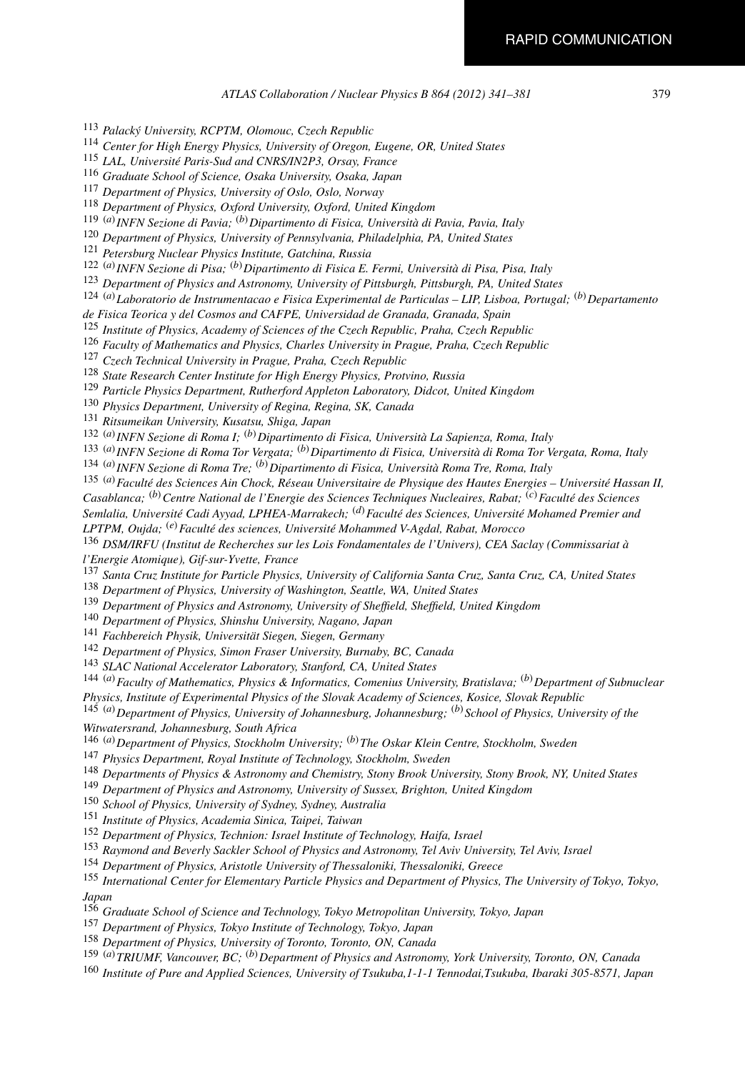[113] Palacký University, RCPTM, Olomouc, Czech Republic
[114] Center for High Energy Physics, University of Oregon, Eugene, OR, United States
[115] LAL, Université Paris-Sud and CNRS/IN2P3, Orsay, France
[116] Graduate School of Science, Osaka University, Osaka, Japan
[117] Department of Physics, University of Oslo, Oslo, Norway
[118] Department of Physics, Oxford University, Oxford, United Kingdom
[119] [(a)] INFN Sezione di Pavia; [(b)] Dipartimento di Fisica, Università di Pavia, Pavia, Italy
[120] Department of Physics, University of Pennsylvania, Philadelphia, PA, United States
[121] Petersburg Nuclear Physics Institute, Gatchina, Russia
[122] [(a)] INFN Sezione di Pisa; [(b)] Dipartimento di Fisica E. Fermi, Università di Pisa, Pisa, Italy
[123] Department of Physics and Astronomy, University of Pittsburgh, Pittsburgh, PA, United States
[124] [(a)] Laboratorio de Instrumentacao e Fisica Experimental de Particulas – LIP, Lisboa, Portugal; [(b)] Departamento de Fisica Teorica y del Cosmos and CAFPE, Universidad de Granada, Granada, Spain
[125] Institute of Physics, Academy of Sciences of the Czech Republic, Praha, Czech Republic
[126] Faculty of Mathematics and Physics, Charles University in Prague, Praha, Czech Republic
[127] Czech Technical University in Prague, Praha, Czech Republic
[128] State Research Center Institute for High Energy Physics, Protvino, Russia
[129] Particle Physics Department, Rutherford Appleton Laboratory, Didcot, United Kingdom
[130] Physics Department, University of Regina, Regina, SK, Canada
[131] Ritsumeikan University, Kusatsu, Shiga, Japan
[132] [(a)] INFN Sezione di Roma I; [(b)] Dipartimento di Fisica, Università La Sapienza, Roma, Italy
[133] [(a)] INFN Sezione di Roma Tor Vergata; [(b)] Dipartimento di Fisica, Università di Roma Tor Vergata, Roma, Italy
[134] [(a)] INFN Sezione di Roma Tre; [(b)] Dipartimento di Fisica, Università Roma Tre, Roma, Italy
[135] [(a)] Faculté des Sciences Ain Chock, Réseau Universitaire de Physique des Hautes Energies – Université Hassan II, Casablanca; [(b)] Centre National de l'Energie des Sciences Techniques Nucleaires, Rabat; [(c)] Faculté des Sciences Semlalia, Université Cadi Ayyad, LPHEA-Marrakech; [(d)] Faculté des Sciences, Université Mohamed Premier and LPTPM, Oujda; [(e)] Faculté des sciences, Université Mohammed V-Agdal, Rabat, Morocco
[136] DSM/IRFU (Institut de Recherches sur les Lois Fondamentales de l'Univers), CEA Saclay (Commissariat à l'Energie Atomique), Gif-sur-Yvette, France
[137] Santa Cruz Institute for Particle Physics, University of California Santa Cruz, Santa Cruz, CA, United States
[138] Department of Physics, University of Washington, Seattle, WA, United States
[139] Department of Physics and Astronomy, University of Sheffield, Sheffield, United Kingdom
[140] Department of Physics, Shinshu University, Nagano, Japan
[141] Fachbereich Physik, Universität Siegen, Siegen, Germany
[142] Department of Physics, Simon Fraser University, Burnaby, BC, Canada
[143] SLAC National Accelerator Laboratory, Stanford, CA, United States
[144] [(a)] Faculty of Mathematics, Physics & Informatics, Comenius University, Bratislava; [(b)] Department of Subnuclear Physics, Institute of Experimental Physics of the Slovak Academy of Sciences, Kosice, Slovak Republic
[145] [(a)] Department of Physics, University of Johannesburg, Johannesburg; [(b)] School of Physics, University of the Witwatersrand, Johannesburg, South Africa
[146] [(a)] Department of Physics, Stockholm University; [(b)] The Oskar Klein Centre, Stockholm, Sweden
[147] Physics Department, Royal Institute of Technology, Stockholm, Sweden
[148] Departments of Physics & Astronomy and Chemistry, Stony Brook University, Stony Brook, NY, United States
[149] Department of Physics and Astronomy, University of Sussex, Brighton, United Kingdom
[150] School of Physics, University of Sydney, Sydney, Australia
[151] Institute of Physics, Academia Sinica, Taipei, Taiwan
[152] Department of Physics, Technion: Israel Institute of Technology, Haifa, Israel
[153] Raymond and Beverly Sackler School of Physics and Astronomy, Tel Aviv University, Tel Aviv, Israel
[154] Department of Physics, Aristotle University of Thessaloniki, Thessaloniki, Greece
[155] International Center for Elementary Particle Physics and Department of Physics, The University of Tokyo, Tokyo, Japan
[156] Graduate School of Science and Technology, Tokyo Metropolitan University, Tokyo, Japan
[157] Department of Physics, Tokyo Institute of Technology, Tokyo, Japan
[158] Department of Physics, University of Toronto, Toronto, ON, Canada
[159] [(a)] TRIUMF, Vancouver, BC; [(b)] Department of Physics and Astronomy, York University, Toronto, ON, Canada
[160] Institute of Pure and Applied Sciences, University of Tsukuba,1-1-1 Tennodai,Tsukuba, Ibaraki 305-8571, Japan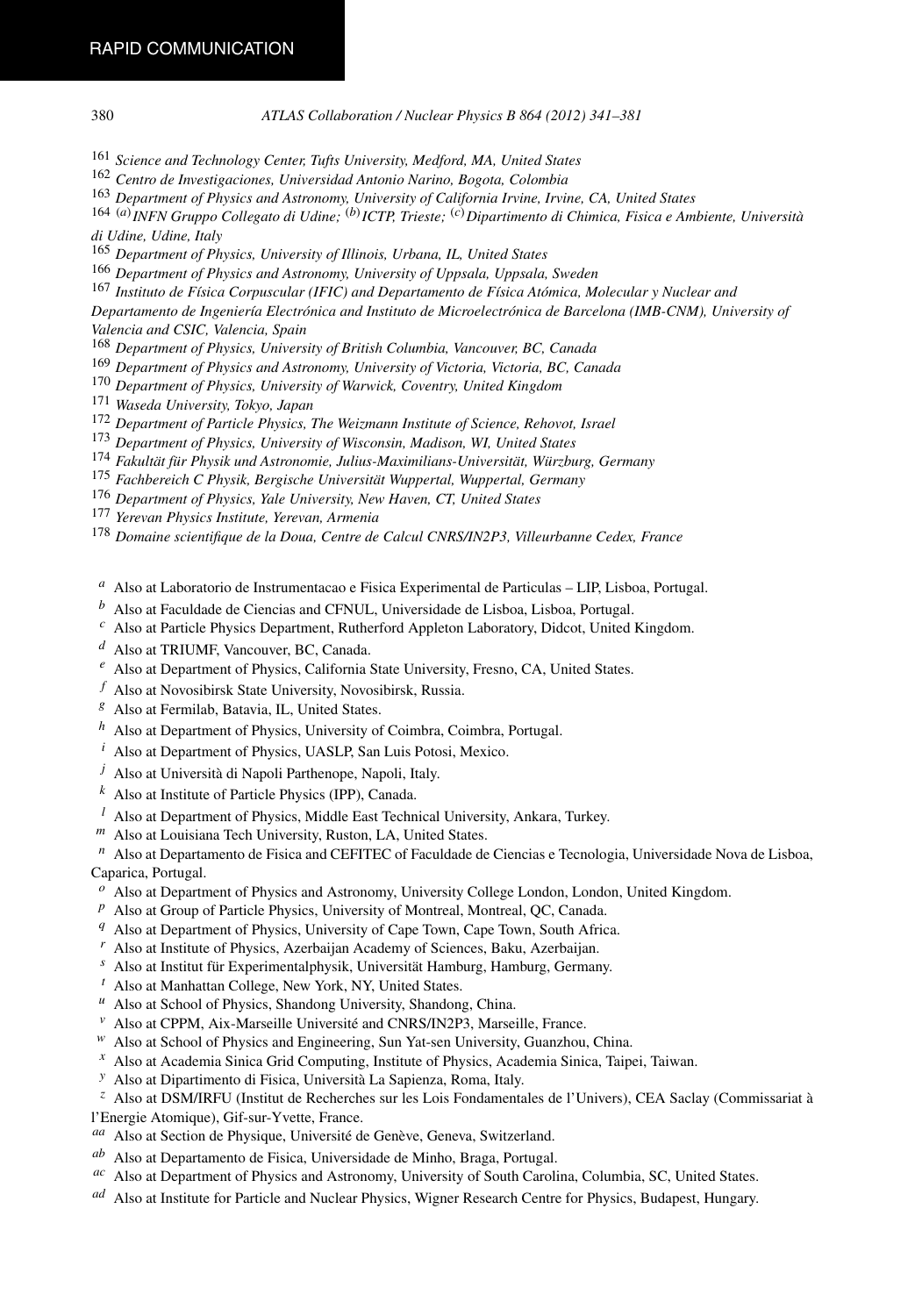[161] *Science and Technology Center, Tufts University, Medford, MA, United States*
[162] *Centro de Investigaciones, Universidad Antonio Narino, Bogota, Colombia*
[163] *Department of Physics and Astronomy, University of California Irvine, Irvine, CA, United States*
[164] [(a)] *INFN Gruppo Collegato di Udine;* [(b)] *ICTP, Trieste;* [(c)] *Dipartimento di Chimica, Fisica e Ambiente, Università di Udine, Udine, Italy*
[165] *Department of Physics, University of Illinois, Urbana, IL, United States*
[166] *Department of Physics and Astronomy, University of Uppsala, Uppsala, Sweden*
[167] *Instituto de Física Corpuscular (IFIC) and Departamento de Física Atómica, Molecular y Nuclear and Departamento de Ingeniería Electrónica and Instituto de Microelectrónica de Barcelona (IMB-CNM), University of Valencia and CSIC, Valencia, Spain*
[168] *Department of Physics, University of British Columbia, Vancouver, BC, Canada*
[169] *Department of Physics and Astronomy, University of Victoria, Victoria, BC, Canada*
[170] *Department of Physics, University of Warwick, Coventry, United Kingdom*
[171] *Waseda University, Tokyo, Japan*
[172] *Department of Particle Physics, The Weizmann Institute of Science, Rehovot, Israel*
[173] *Department of Physics, University of Wisconsin, Madison, WI, United States*
[174] *Fakultät für Physik und Astronomie, Julius-Maximilians-Universität, Würzburg, Germany*
[175] *Fachbereich C Physik, Bergische Universität Wuppertal, Wuppertal, Germany*
[176] *Department of Physics, Yale University, New Haven, CT, United States*
[177] *Yerevan Physics Institute, Yerevan, Armenia*
[178] *Domaine scientifique de la Doua, Centre de Calcul CNRS/IN2P3, Villeurbanne Cedex, France*

[a] Also at Laboratorio de Instrumentacao e Fisica Experimental de Particulas – LIP, Lisboa, Portugal.
[b] Also at Faculdade de Ciencias and CFNUL, Universidade de Lisboa, Lisboa, Portugal.
[c] Also at Particle Physics Department, Rutherford Appleton Laboratory, Didcot, United Kingdom.
[d] Also at TRIUMF, Vancouver, BC, Canada.
[e] Also at Department of Physics, California State University, Fresno, CA, United States.
[f] Also at Novosibirsk State University, Novosibirsk, Russia.
[g] Also at Fermilab, Batavia, IL, United States.
[h] Also at Department of Physics, University of Coimbra, Coimbra, Portugal.
[i] Also at Department of Physics, UASLP, San Luis Potosi, Mexico.
[j] Also at Università di Napoli Parthenope, Napoli, Italy.
[k] Also at Institute of Particle Physics (IPP), Canada.
[l] Also at Department of Physics, Middle East Technical University, Ankara, Turkey.
[m] Also at Louisiana Tech University, Ruston, LA, United States.
[n] Also at Departamento de Fisica and CEFITEC of Faculdade de Ciencias e Tecnologia, Universidade Nova de Lisboa, Caparica, Portugal.
[o] Also at Department of Physics and Astronomy, University College London, London, United Kingdom.
[p] Also at Group of Particle Physics, University of Montreal, Montreal, QC, Canada.
[q] Also at Department of Physics, University of Cape Town, Cape Town, South Africa.
[r] Also at Institute of Physics, Azerbaijan Academy of Sciences, Baku, Azerbaijan.
[s] Also at Institut für Experimentalphysik, Universität Hamburg, Hamburg, Germany.
[t] Also at Manhattan College, New York, NY, United States.
[u] Also at School of Physics, Shandong University, Shandong, China.
[v] Also at CPPM, Aix-Marseille Université and CNRS/IN2P3, Marseille, France.
[w] Also at School of Physics and Engineering, Sun Yat-sen University, Guanzhou, China.
[x] Also at Academia Sinica Grid Computing, Institute of Physics, Academia Sinica, Taipei, Taiwan.
[y] Also at Dipartimento di Fisica, Università La Sapienza, Roma, Italy.
[z] Also at DSM/IRFU (Institut de Recherches sur les Lois Fondamentales de l'Univers), CEA Saclay (Commissariat à l'Energie Atomique), Gif-sur-Yvette, France.
[aa] Also at Section de Physique, Université de Genève, Geneva, Switzerland.
[ab] Also at Departamento de Fisica, Universidade de Minho, Braga, Portugal.
[ac] Also at Department of Physics and Astronomy, University of South Carolina, Columbia, SC, United States.
[ad] Also at Institute for Particle and Nuclear Physics, Wigner Research Centre for Physics, Budapest, Hungary.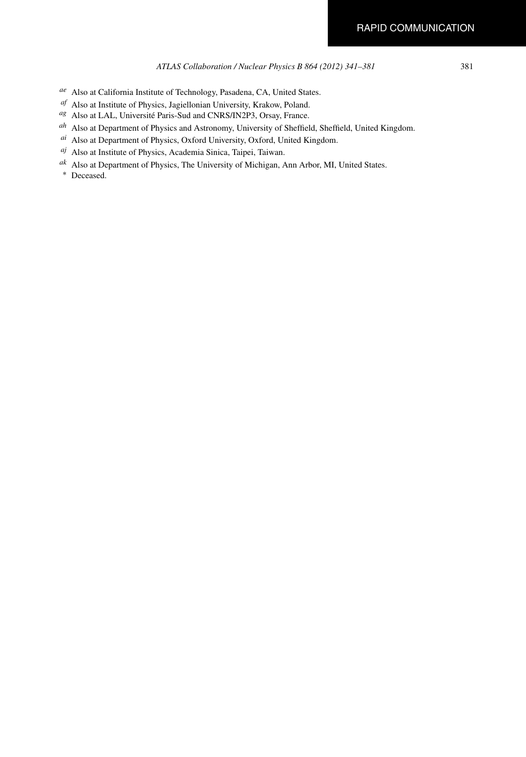[ae] Also at California Institute of Technology, Pasadena, CA, United States.
[af] Also at Institute of Physics, Jagiellonian University, Krakow, Poland.
[ag] Also at LAL, Université Paris-Sud and CNRS/IN2P3, Orsay, France.
[ah] Also at Department of Physics and Astronomy, University of Sheffield, Sheffield, United Kingdom.
[ai] Also at Department of Physics, Oxford University, Oxford, United Kingdom.
[aj] Also at Institute of Physics, Academia Sinica, Taipei, Taiwan.
[ak] Also at Department of Physics, The University of Michigan, Ann Arbor, MI, United States.
[*] Deceased.